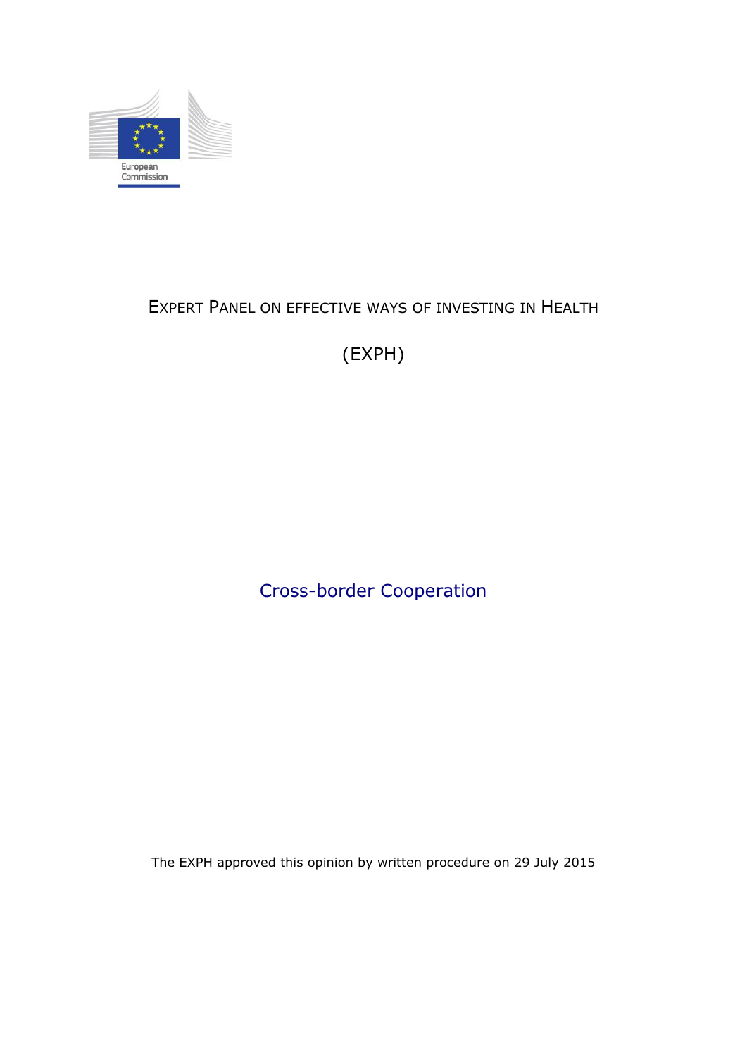European Commission

# EXPERT PANEL ON EFFECTIVE WAYS OF INVESTING IN HEALTH

# (EXPH)

## Cross-border Cooperation

The EXPH approved this opinion by written procedure on 29 July 2015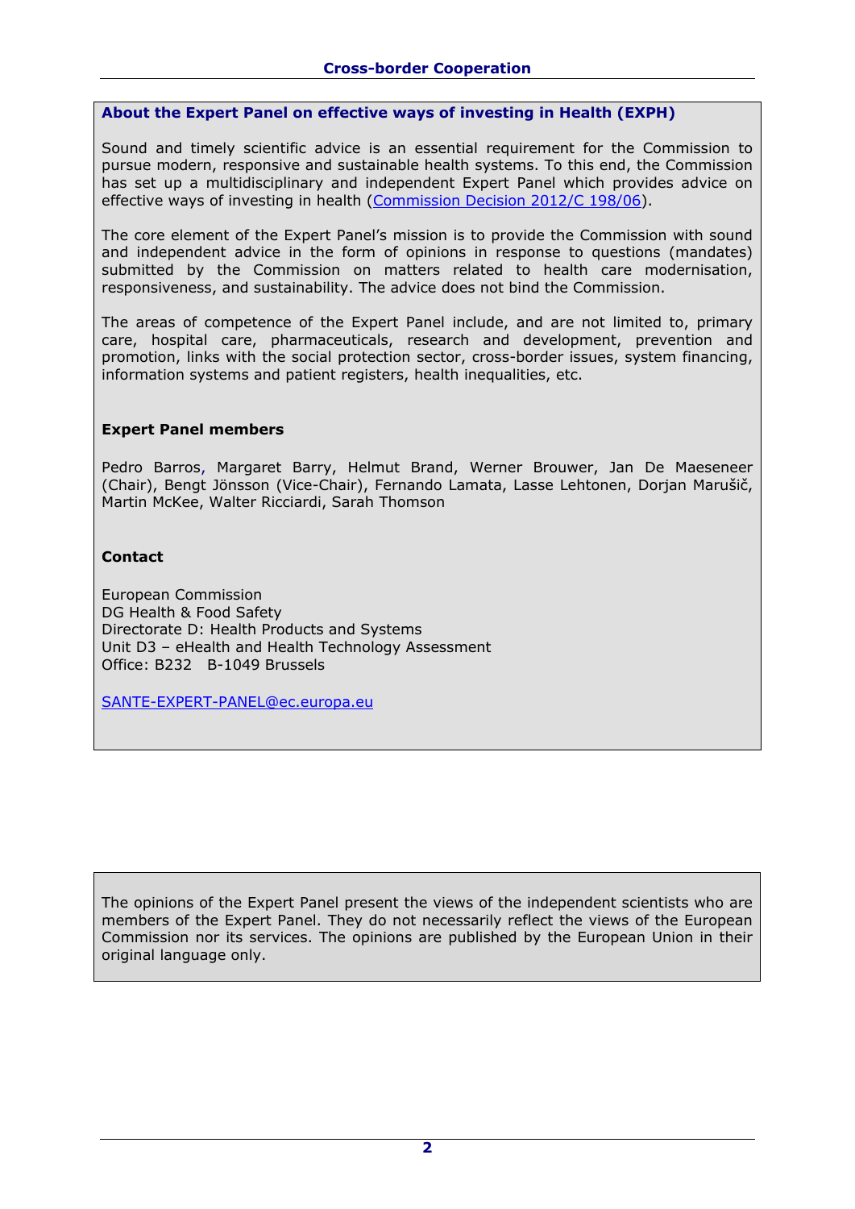## About the Expert Panel on effective ways of investing in Health (EXPH)

Sound and timely scientific advice is an essential requirement for the Commission to pursue modern, responsive and sustainable health systems. To this end, the Commission has set up a multidisciplinary and independent Expert Panel which provides advice on effective ways of investing in health (Commission Decision 2012/C 198/06).

The core element of the Expert Panel's mission is to provide the Commission with sound and independent advice in the form of opinions in response to questions (mandates) submitted by the Commission on matters related to health care modernisation, responsiveness, and sustainability. The advice does not bind the Commission.

The areas of competence of the Expert Panel include, and are not limited to, primary care, hospital care, pharmaceuticals, research and development, prevention and promotion, links with the social protection sector, cross-border issues, system financing, information systems and patient registers, health inequalities, etc.

**Expert Panel members**

Pedro Barros, Margaret Barry, Helmut Brand, Werner Brouwer, Jan De Maeseneer (Chair), Bengt Jönsson (Vice-Chair), Fernando Lamata, Lasse Lehtonen, Dorjan Marušič, Martin McKee, Walter Ricciardi, Sarah Thomson

**Contact**

European Commission
DG Health & Food Safety
Directorate D: Health Products and Systems
Unit D3 – eHealth and Health Technology Assessment
Office: B232 B-1049 Brussels

SANTE-EXPERT-PANEL@ec.europa.eu

The opinions of the Expert Panel present the views of the independent scientists who are members of the Expert Panel. They do not necessarily reflect the views of the European Commission nor its services. The opinions are published by the European Union in their original language only.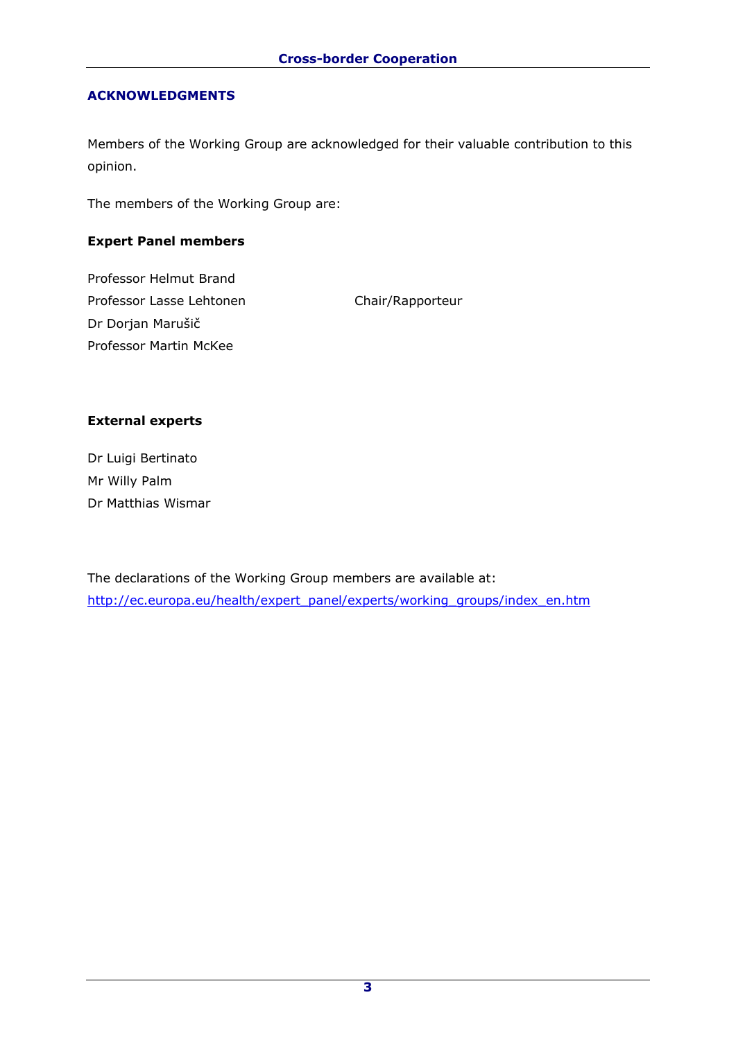## ACKNOWLEDGMENTS

Members of the Working Group are acknowledged for their valuable contribution to this opinion.

The members of the Working Group are:

**Expert Panel members**

Professor Helmut Brand
Professor Lasse Lehtonen Chair/Rapporteur
Dr Dorjan Marušič
Professor Martin McKee

**External experts**

Dr Luigi Bertinato
Mr Willy Palm
Dr Matthias Wismar

The declarations of the Working Group members are available at:
http://ec.europa.eu/health/expert_panel/experts/working_groups/index_en.htm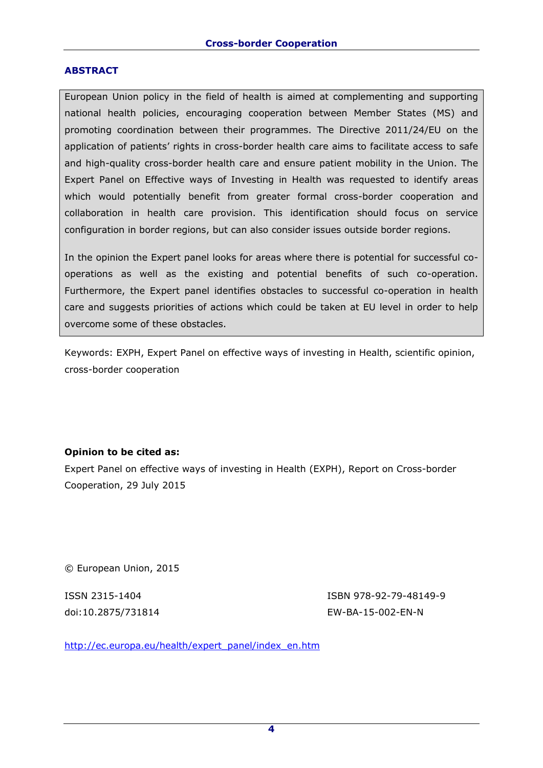## ABSTRACT

European Union policy in the field of health is aimed at complementing and supporting national health policies, encouraging cooperation between Member States (MS) and promoting coordination between their programmes. The Directive 2011/24/EU on the application of patients' rights in cross-border health care aims to facilitate access to safe and high-quality cross-border health care and ensure patient mobility in the Union. The Expert Panel on Effective ways of Investing in Health was requested to identify areas which would potentially benefit from greater formal cross-border cooperation and collaboration in health care provision. This identification should focus on service configuration in border regions, but can also consider issues outside border regions.

In the opinion the Expert panel looks for areas where there is potential for successful co-operations as well as the existing and potential benefits of such co-operation. Furthermore, the Expert panel identifies obstacles to successful co-operation in health care and suggests priorities of actions which could be taken at EU level in order to help overcome some of these obstacles.

Keywords: EXPH, Expert Panel on effective ways of investing in Health, scientific opinion, cross-border cooperation

**Opinion to be cited as:**

Expert Panel on effective ways of investing in Health (EXPH), Report on Cross-border Cooperation, 29 July 2015

© European Union, 2015

ISSN 2315-1404
doi:10.2875/731814

ISBN 978-92-79-48149-9
EW-BA-15-002-EN-N

http://ec.europa.eu/health/expert_panel/index_en.htm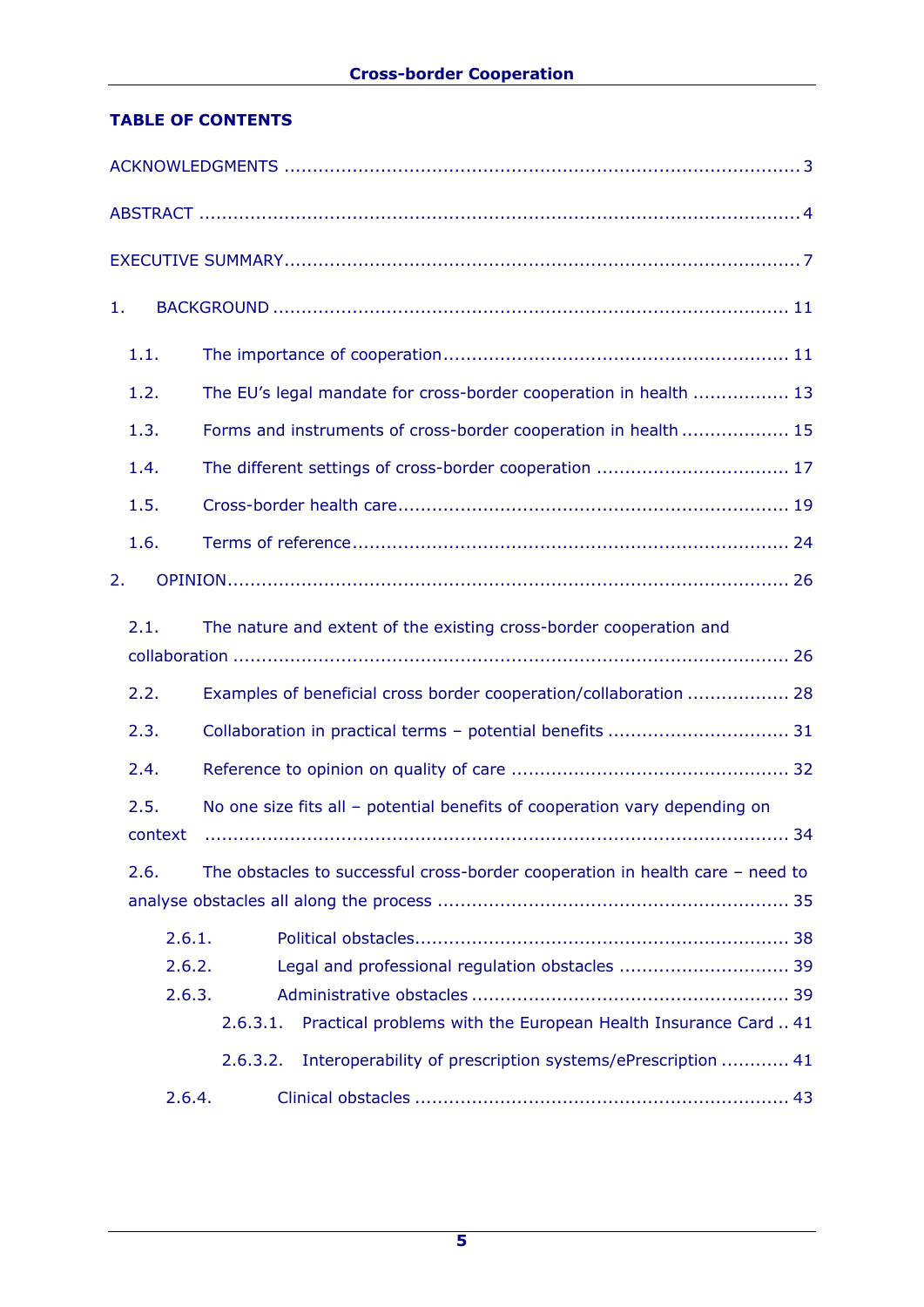**TABLE OF CONTENTS**

ACKNOWLEDGMENTS ........................................................................................ 3

ABSTRACT ...................................................................................................... 4

EXECUTIVE SUMMARY...................................................................................... 7

1. BACKGROUND ........................................................................................ 11

- 1.1. The importance of cooperation ........................................................... 11
- 1.2. The EU's legal mandate for cross-border cooperation in health ................. 13
- 1.3. Forms and instruments of cross-border cooperation in health .................. 15
- 1.4. The different settings of cross-border cooperation ................................. 17
- 1.5. Cross-border health care.................................................................... 19
- 1.6. Terms of reference ............................................................................ 24

2. OPINION................................................................................................. 26

- 2.1. The nature and extent of the existing cross-border cooperation and collaboration ................................................................................................ 26
- 2.2. Examples of beneficial cross border cooperation/collaboration .................. 28
- 2.3. Collaboration in practical terms – potential benefits ............................... 31
- 2.4. Reference to opinion on quality of care ................................................ 32
- 2.5. No one size fits all – potential benefits of cooperation vary depending on context ..................................................................................................... 34
- 2.6. The obstacles to successful cross-border cooperation in health care – need to analyse obstacles all along the process ............................................................ 35
  - 2.6.1. Political obstacles................................................................ 38
  - 2.6.2. Legal and professional regulation obstacles ............................. 39
  - 2.6.3. Administrative obstacles ...................................................... 39
    - 2.6.3.1. Practical problems with the European Health Insurance Card .. 41
    - 2.6.3.2. Interoperability of prescription systems/ePrescription ............ 41
  - 2.6.4. Clinical obstacles ................................................................ 43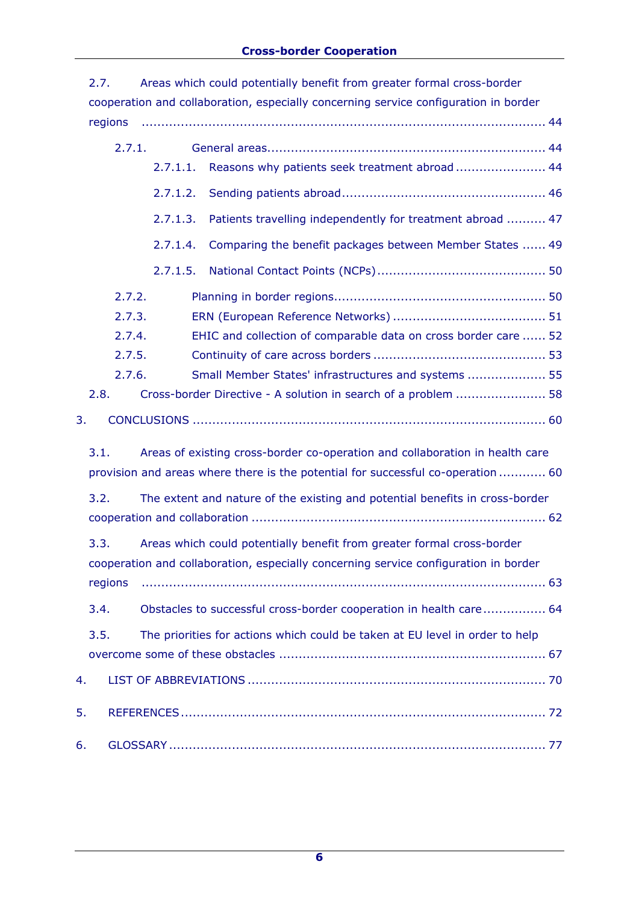2.7. Areas which could potentially benefit from greater formal cross-border cooperation and collaboration, especially concerning service configuration in border regions ........ 44

- 2.7.1. General areas ........ 44
  - 2.7.1.1. Reasons why patients seek treatment abroad ........ 44
  - 2.7.1.2. Sending patients abroad ........ 46
  - 2.7.1.3. Patients travelling independently for treatment abroad ........ 47
  - 2.7.1.4. Comparing the benefit packages between Member States ........ 49
  - 2.7.1.5. National Contact Points (NCPs) ........ 50
- 2.7.2. Planning in border regions ........ 50
- 2.7.3. ERN (European Reference Networks) ........ 51
- 2.7.4. EHIC and collection of comparable data on cross border care ........ 52
- 2.7.5. Continuity of care across borders ........ 53
- 2.7.6. Small Member States' infrastructures and systems ........ 55

2.8. Cross-border Directive - A solution in search of a problem ........ 58

3. CONCLUSIONS ........ 60

3.1. Areas of existing cross-border co-operation and collaboration in health care provision and areas where there is the potential for successful co-operation ........ 60

3.2. The extent and nature of the existing and potential benefits in cross-border cooperation and collaboration ........ 62

3.3. Areas which could potentially benefit from greater formal cross-border cooperation and collaboration, especially concerning service configuration in border regions ........ 63

3.4. Obstacles to successful cross-border cooperation in health care ........ 64

3.5. The priorities for actions which could be taken at EU level in order to help overcome some of these obstacles ........ 67

4. LIST OF ABBREVIATIONS ........ 70

5. REFERENCES ........ 72

6. GLOSSARY ........ 77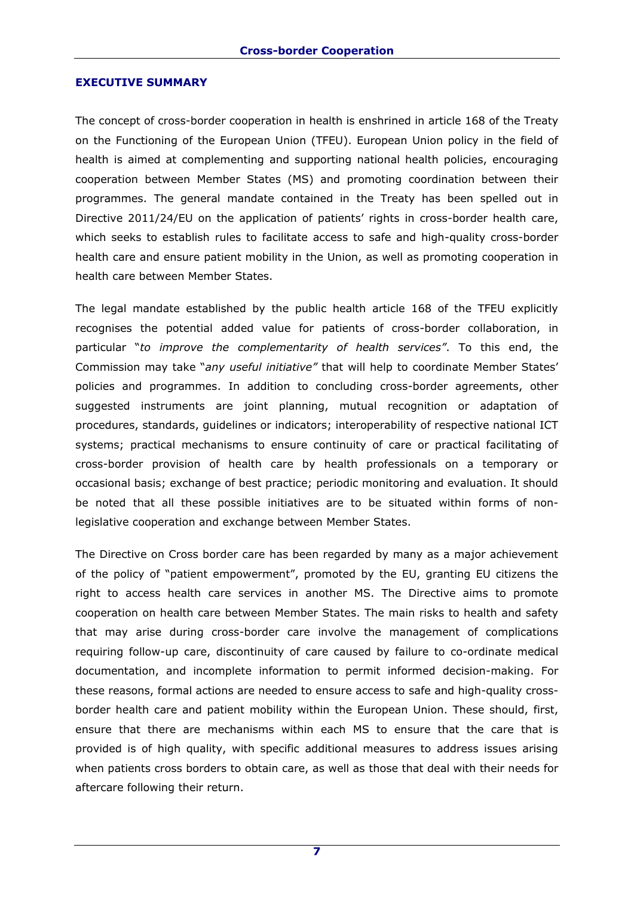## EXECUTIVE SUMMARY

The concept of cross-border cooperation in health is enshrined in article 168 of the Treaty on the Functioning of the European Union (TFEU). European Union policy in the field of health is aimed at complementing and supporting national health policies, encouraging cooperation between Member States (MS) and promoting coordination between their programmes. The general mandate contained in the Treaty has been spelled out in Directive 2011/24/EU on the application of patients' rights in cross-border health care, which seeks to establish rules to facilitate access to safe and high-quality cross-border health care and ensure patient mobility in the Union, as well as promoting cooperation in health care between Member States.

The legal mandate established by the public health article 168 of the TFEU explicitly recognises the potential added value for patients of cross-border collaboration, in particular "*to improve the complementarity of health services"*. To this end, the Commission may take "*any useful initiative"* that will help to coordinate Member States' policies and programmes. In addition to concluding cross-border agreements, other suggested instruments are joint planning, mutual recognition or adaptation of procedures, standards, guidelines or indicators; interoperability of respective national ICT systems; practical mechanisms to ensure continuity of care or practical facilitating of cross-border provision of health care by health professionals on a temporary or occasional basis; exchange of best practice; periodic monitoring and evaluation. It should be noted that all these possible initiatives are to be situated within forms of non-legislative cooperation and exchange between Member States.

The Directive on Cross border care has been regarded by many as a major achievement of the policy of "patient empowerment", promoted by the EU, granting EU citizens the right to access health care services in another MS. The Directive aims to promote cooperation on health care between Member States. The main risks to health and safety that may arise during cross-border care involve the management of complications requiring follow-up care, discontinuity of care caused by failure to co-ordinate medical documentation, and incomplete information to permit informed decision-making. For these reasons, formal actions are needed to ensure access to safe and high-quality cross-border health care and patient mobility within the European Union. These should, first, ensure that there are mechanisms within each MS to ensure that the care that is provided is of high quality, with specific additional measures to address issues arising when patients cross borders to obtain care, as well as those that deal with their needs for aftercare following their return.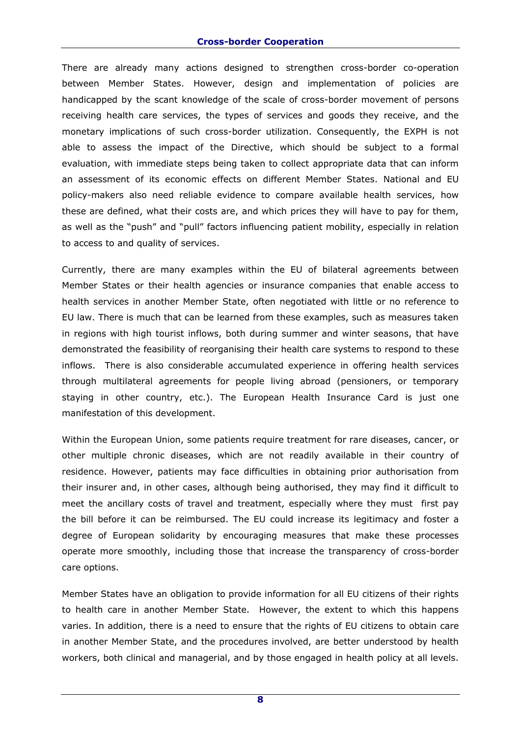There are already many actions designed to strengthen cross-border co-operation between Member States. However, design and implementation of policies are handicapped by the scant knowledge of the scale of cross-border movement of persons receiving health care services, the types of services and goods they receive, and the monetary implications of such cross-border utilization. Consequently, the EXPH is not able to assess the impact of the Directive, which should be subject to a formal evaluation, with immediate steps being taken to collect appropriate data that can inform an assessment of its economic effects on different Member States. National and EU policy-makers also need reliable evidence to compare available health services, how these are defined, what their costs are, and which prices they will have to pay for them, as well as the "push" and "pull" factors influencing patient mobility, especially in relation to access to and quality of services.

Currently, there are many examples within the EU of bilateral agreements between Member States or their health agencies or insurance companies that enable access to health services in another Member State, often negotiated with little or no reference to EU law. There is much that can be learned from these examples, such as measures taken in regions with high tourist inflows, both during summer and winter seasons, that have demonstrated the feasibility of reorganising their health care systems to respond to these inflows. There is also considerable accumulated experience in offering health services through multilateral agreements for people living abroad (pensioners, or temporary staying in other country, etc.). The European Health Insurance Card is just one manifestation of this development.

Within the European Union, some patients require treatment for rare diseases, cancer, or other multiple chronic diseases, which are not readily available in their country of residence. However, patients may face difficulties in obtaining prior authorisation from their insurer and, in other cases, although being authorised, they may find it difficult to meet the ancillary costs of travel and treatment, especially where they must first pay the bill before it can be reimbursed. The EU could increase its legitimacy and foster a degree of European solidarity by encouraging measures that make these processes operate more smoothly, including those that increase the transparency of cross-border care options.

Member States have an obligation to provide information for all EU citizens of their rights to health care in another Member State. However, the extent to which this happens varies. In addition, there is a need to ensure that the rights of EU citizens to obtain care in another Member State, and the procedures involved, are better understood by health workers, both clinical and managerial, and by those engaged in health policy at all levels.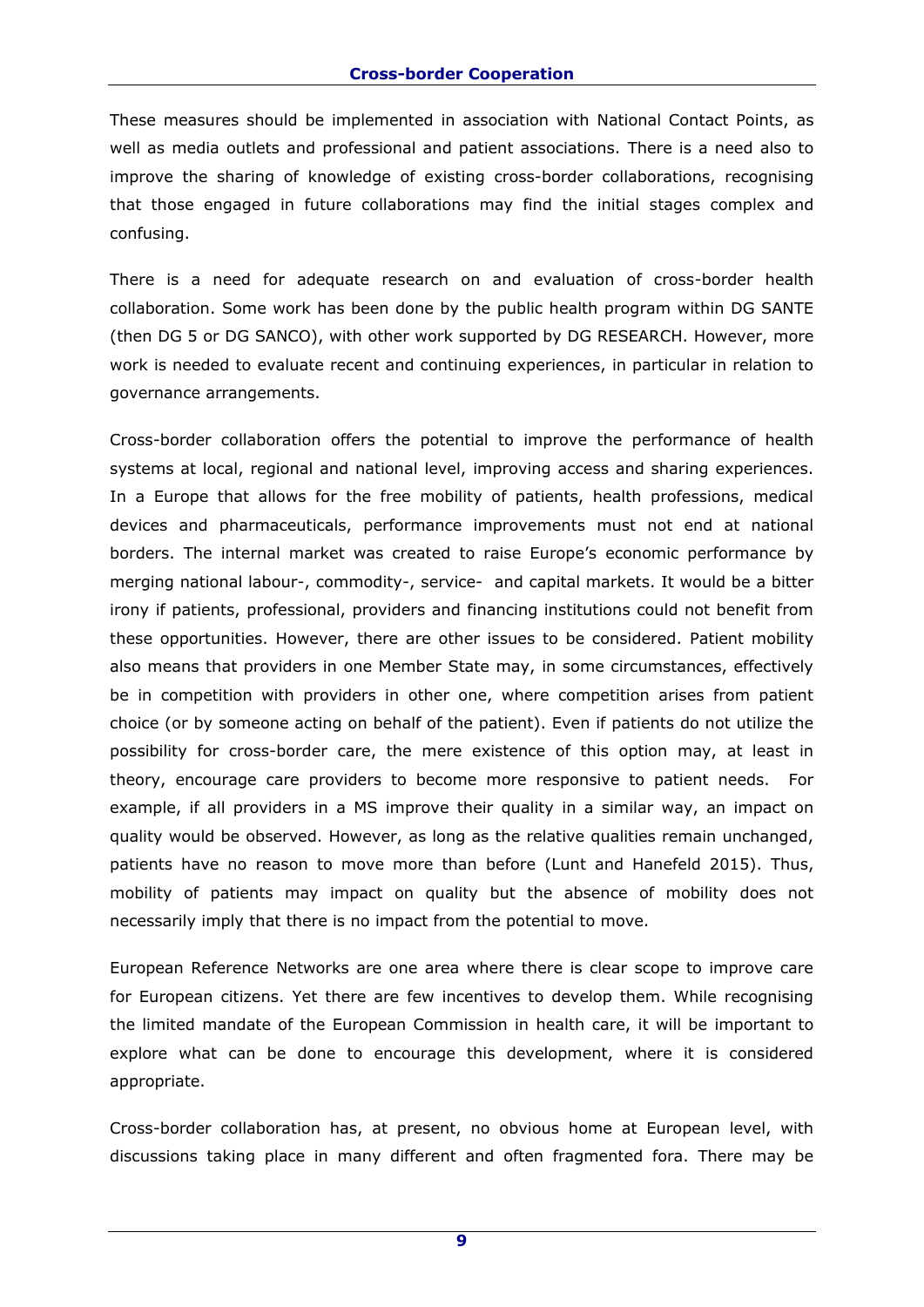These measures should be implemented in association with National Contact Points, as well as media outlets and professional and patient associations. There is a need also to improve the sharing of knowledge of existing cross-border collaborations, recognising that those engaged in future collaborations may find the initial stages complex and confusing.

There is a need for adequate research on and evaluation of cross-border health collaboration. Some work has been done by the public health program within DG SANTE (then DG 5 or DG SANCO), with other work supported by DG RESEARCH. However, more work is needed to evaluate recent and continuing experiences, in particular in relation to governance arrangements.

Cross-border collaboration offers the potential to improve the performance of health systems at local, regional and national level, improving access and sharing experiences. In a Europe that allows for the free mobility of patients, health professions, medical devices and pharmaceuticals, performance improvements must not end at national borders. The internal market was created to raise Europe's economic performance by merging national labour-, commodity-, service- and capital markets. It would be a bitter irony if patients, professional, providers and financing institutions could not benefit from these opportunities. However, there are other issues to be considered. Patient mobility also means that providers in one Member State may, in some circumstances, effectively be in competition with providers in other one, where competition arises from patient choice (or by someone acting on behalf of the patient). Even if patients do not utilize the possibility for cross-border care, the mere existence of this option may, at least in theory, encourage care providers to become more responsive to patient needs. For example, if all providers in a MS improve their quality in a similar way, an impact on quality would be observed. However, as long as the relative qualities remain unchanged, patients have no reason to move more than before (Lunt and Hanefeld 2015). Thus, mobility of patients may impact on quality but the absence of mobility does not necessarily imply that there is no impact from the potential to move.

European Reference Networks are one area where there is clear scope to improve care for European citizens. Yet there are few incentives to develop them. While recognising the limited mandate of the European Commission in health care, it will be important to explore what can be done to encourage this development, where it is considered appropriate.

Cross-border collaboration has, at present, no obvious home at European level, with discussions taking place in many different and often fragmented fora. There may be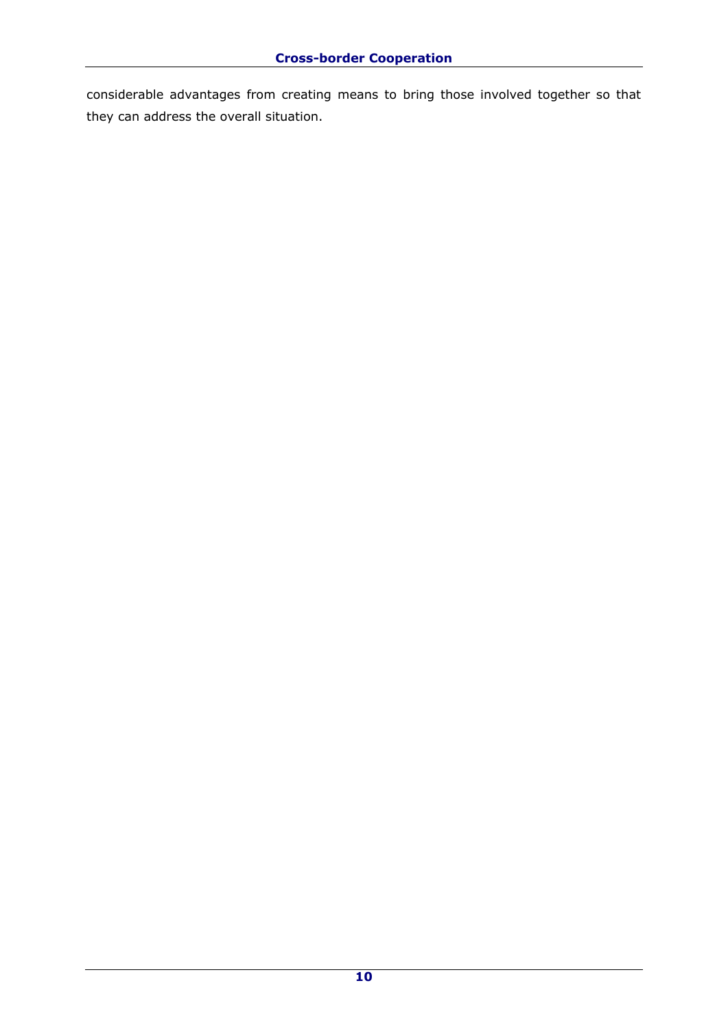considerable advantages from creating means to bring those involved together so that they can address the overall situation.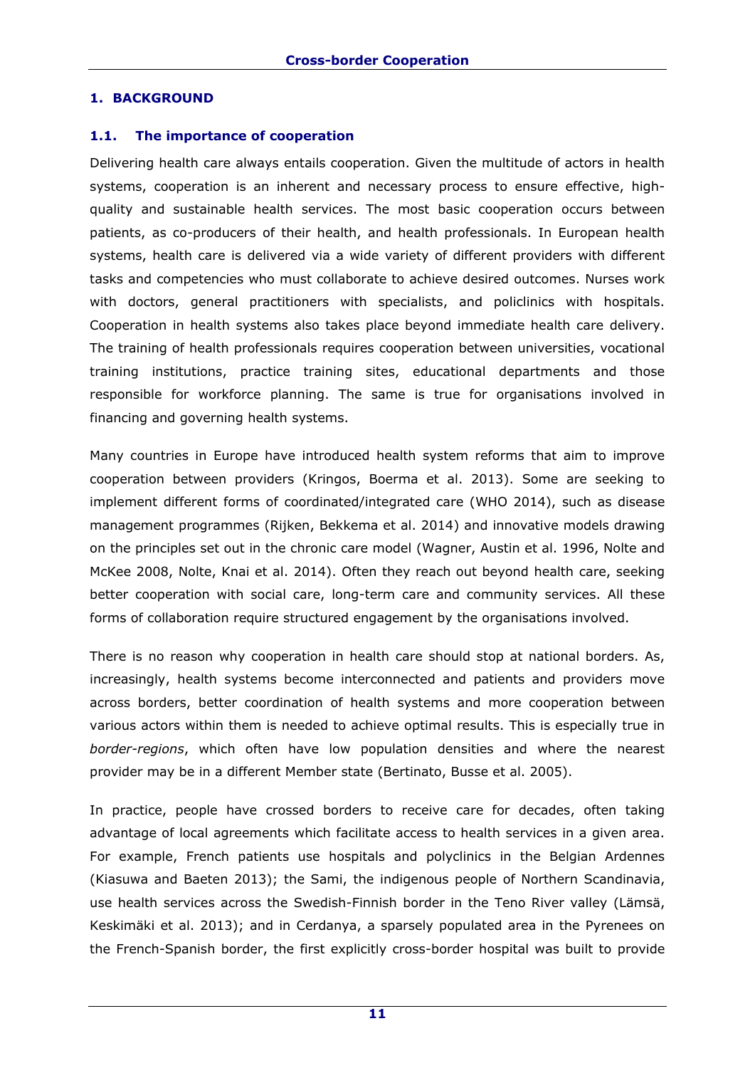# 1. BACKGROUND

## 1.1. The importance of cooperation

Delivering health care always entails cooperation. Given the multitude of actors in health systems, cooperation is an inherent and necessary process to ensure effective, high-quality and sustainable health services. The most basic cooperation occurs between patients, as co-producers of their health, and health professionals. In European health systems, health care is delivered via a wide variety of different providers with different tasks and competencies who must collaborate to achieve desired outcomes. Nurses work with doctors, general practitioners with specialists, and policlinics with hospitals. Cooperation in health systems also takes place beyond immediate health care delivery. The training of health professionals requires cooperation between universities, vocational training institutions, practice training sites, educational departments and those responsible for workforce planning. The same is true for organisations involved in financing and governing health systems.

Many countries in Europe have introduced health system reforms that aim to improve cooperation between providers (Kringos, Boerma et al. 2013). Some are seeking to implement different forms of coordinated/integrated care (WHO 2014), such as disease management programmes (Rijken, Bekkema et al. 2014) and innovative models drawing on the principles set out in the chronic care model (Wagner, Austin et al. 1996, Nolte and McKee 2008, Nolte, Knai et al. 2014). Often they reach out beyond health care, seeking better cooperation with social care, long-term care and community services. All these forms of collaboration require structured engagement by the organisations involved.

There is no reason why cooperation in health care should stop at national borders. As, increasingly, health systems become interconnected and patients and providers move across borders, better coordination of health systems and more cooperation between various actors within them is needed to achieve optimal results. This is especially true in *border-regions*, which often have low population densities and where the nearest provider may be in a different Member state (Bertinato, Busse et al. 2005).

In practice, people have crossed borders to receive care for decades, often taking advantage of local agreements which facilitate access to health services in a given area. For example, French patients use hospitals and polyclinics in the Belgian Ardennes (Kiasuwa and Baeten 2013); the Sami, the indigenous people of Northern Scandinavia, use health services across the Swedish-Finnish border in the Teno River valley (Lämsä, Keskimäki et al. 2013); and in Cerdanya, a sparsely populated area in the Pyrenees on the French-Spanish border, the first explicitly cross-border hospital was built to provide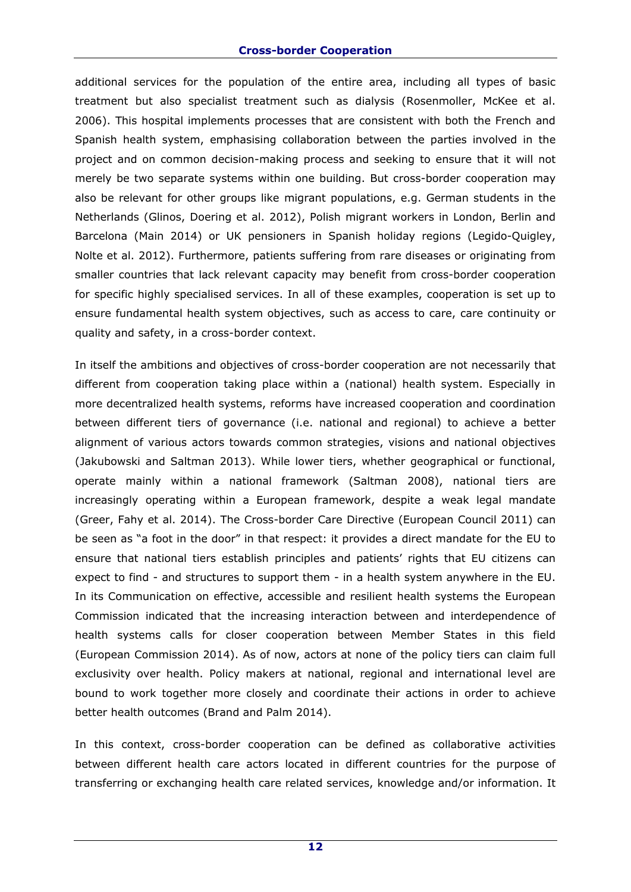additional services for the population of the entire area, including all types of basic treatment but also specialist treatment such as dialysis (Rosenmoller, McKee et al. 2006). This hospital implements processes that are consistent with both the French and Spanish health system, emphasising collaboration between the parties involved in the project and on common decision-making process and seeking to ensure that it will not merely be two separate systems within one building. But cross-border cooperation may also be relevant for other groups like migrant populations, e.g. German students in the Netherlands (Glinos, Doering et al. 2012), Polish migrant workers in London, Berlin and Barcelona (Main 2014) or UK pensioners in Spanish holiday regions (Legido-Quigley, Nolte et al. 2012). Furthermore, patients suffering from rare diseases or originating from smaller countries that lack relevant capacity may benefit from cross-border cooperation for specific highly specialised services. In all of these examples, cooperation is set up to ensure fundamental health system objectives, such as access to care, care continuity or quality and safety, in a cross-border context.

In itself the ambitions and objectives of cross-border cooperation are not necessarily that different from cooperation taking place within a (national) health system. Especially in more decentralized health systems, reforms have increased cooperation and coordination between different tiers of governance (i.e. national and regional) to achieve a better alignment of various actors towards common strategies, visions and national objectives (Jakubowski and Saltman 2013). While lower tiers, whether geographical or functional, operate mainly within a national framework (Saltman 2008), national tiers are increasingly operating within a European framework, despite a weak legal mandate (Greer, Fahy et al. 2014). The Cross-border Care Directive (European Council 2011) can be seen as "a foot in the door" in that respect: it provides a direct mandate for the EU to ensure that national tiers establish principles and patients' rights that EU citizens can expect to find - and structures to support them - in a health system anywhere in the EU. In its Communication on effective, accessible and resilient health systems the European Commission indicated that the increasing interaction between and interdependence of health systems calls for closer cooperation between Member States in this field (European Commission 2014). As of now, actors at none of the policy tiers can claim full exclusivity over health. Policy makers at national, regional and international level are bound to work together more closely and coordinate their actions in order to achieve better health outcomes (Brand and Palm 2014).

In this context, cross-border cooperation can be defined as collaborative activities between different health care actors located in different countries for the purpose of transferring or exchanging health care related services, knowledge and/or information. It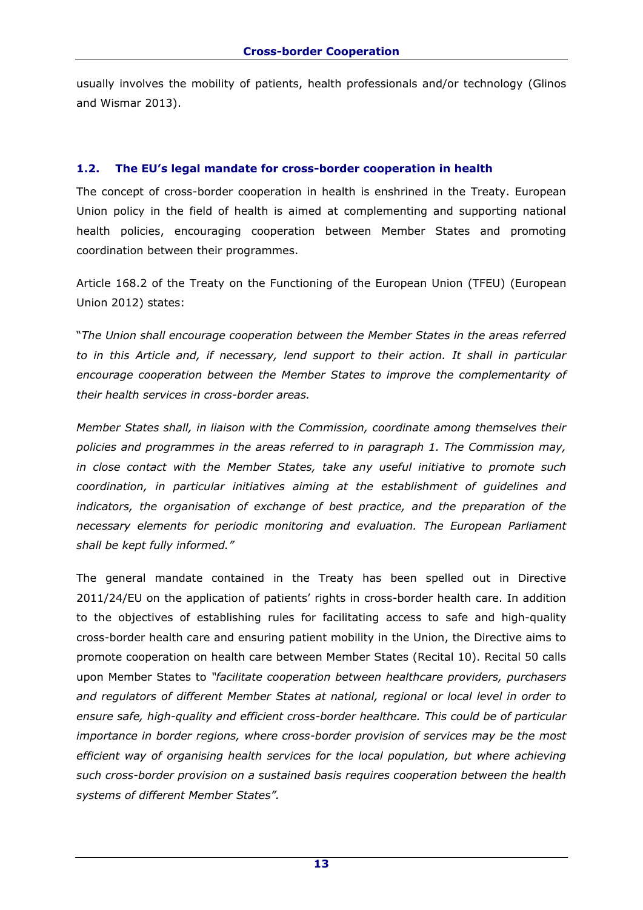usually involves the mobility of patients, health professionals and/or technology (Glinos and Wismar 2013).

## 1.2. The EU's legal mandate for cross-border cooperation in health

The concept of cross-border cooperation in health is enshrined in the Treaty. European Union policy in the field of health is aimed at complementing and supporting national health policies, encouraging cooperation between Member States and promoting coordination between their programmes.

Article 168.2 of the Treaty on the Functioning of the European Union (TFEU) (European Union 2012) states:

"*The Union shall encourage cooperation between the Member States in the areas referred to in this Article and, if necessary, lend support to their action. It shall in particular encourage cooperation between the Member States to improve the complementarity of their health services in cross-border areas.*

*Member States shall, in liaison with the Commission, coordinate among themselves their policies and programmes in the areas referred to in paragraph 1. The Commission may, in close contact with the Member States, take any useful initiative to promote such coordination, in particular initiatives aiming at the establishment of guidelines and indicators, the organisation of exchange of best practice, and the preparation of the necessary elements for periodic monitoring and evaluation. The European Parliament shall be kept fully informed."*

The general mandate contained in the Treaty has been spelled out in Directive 2011/24/EU on the application of patients' rights in cross-border health care. In addition to the objectives of establishing rules for facilitating access to safe and high-quality cross-border health care and ensuring patient mobility in the Union, the Directive aims to promote cooperation on health care between Member States (Recital 10). Recital 50 calls upon Member States to *"facilitate cooperation between healthcare providers, purchasers and regulators of different Member States at national, regional or local level in order to ensure safe, high-quality and efficient cross-border healthcare. This could be of particular importance in border regions, where cross-border provision of services may be the most efficient way of organising health services for the local population, but where achieving such cross-border provision on a sustained basis requires cooperation between the health systems of different Member States".*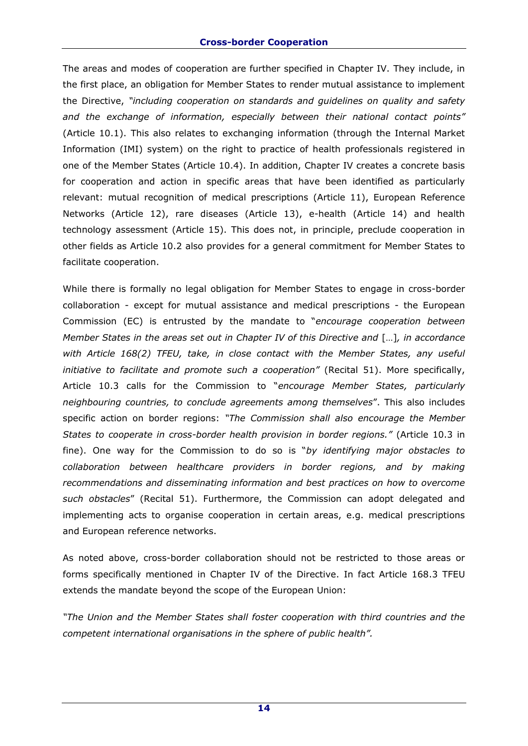The areas and modes of cooperation are further specified in Chapter IV. They include, in the first place, an obligation for Member States to render mutual assistance to implement the Directive, *"including cooperation on standards and guidelines on quality and safety and the exchange of information, especially between their national contact points"* (Article 10.1). This also relates to exchanging information (through the Internal Market Information (IMI) system) on the right to practice of health professionals registered in one of the Member States (Article 10.4). In addition, Chapter IV creates a concrete basis for cooperation and action in specific areas that have been identified as particularly relevant: mutual recognition of medical prescriptions (Article 11), European Reference Networks (Article 12), rare diseases (Article 13), e-health (Article 14) and health technology assessment (Article 15). This does not, in principle, preclude cooperation in other fields as Article 10.2 also provides for a general commitment for Member States to facilitate cooperation.

While there is formally no legal obligation for Member States to engage in cross-border collaboration - except for mutual assistance and medical prescriptions - the European Commission (EC) is entrusted by the mandate to "*encourage cooperation between Member States in the areas set out in Chapter IV of this Directive and* […]*, in accordance with Article 168(2) TFEU, take, in close contact with the Member States, any useful initiative to facilitate and promote such a cooperation"* (Recital 51). More specifically, Article 10.3 calls for the Commission to "*encourage Member States, particularly neighbouring countries, to conclude agreements among themselves*". This also includes specific action on border regions: *"The Commission shall also encourage the Member States to cooperate in cross-border health provision in border regions."* (Article 10.3 in fine). One way for the Commission to do so is "*by identifying major obstacles to collaboration between healthcare providers in border regions, and by making recommendations and disseminating information and best practices on how to overcome such obstacles*" (Recital 51). Furthermore, the Commission can adopt delegated and implementing acts to organise cooperation in certain areas, e.g. medical prescriptions and European reference networks.

As noted above, cross-border collaboration should not be restricted to those areas or forms specifically mentioned in Chapter IV of the Directive. In fact Article 168.3 TFEU extends the mandate beyond the scope of the European Union:

*"The Union and the Member States shall foster cooperation with third countries and the competent international organisations in the sphere of public health".*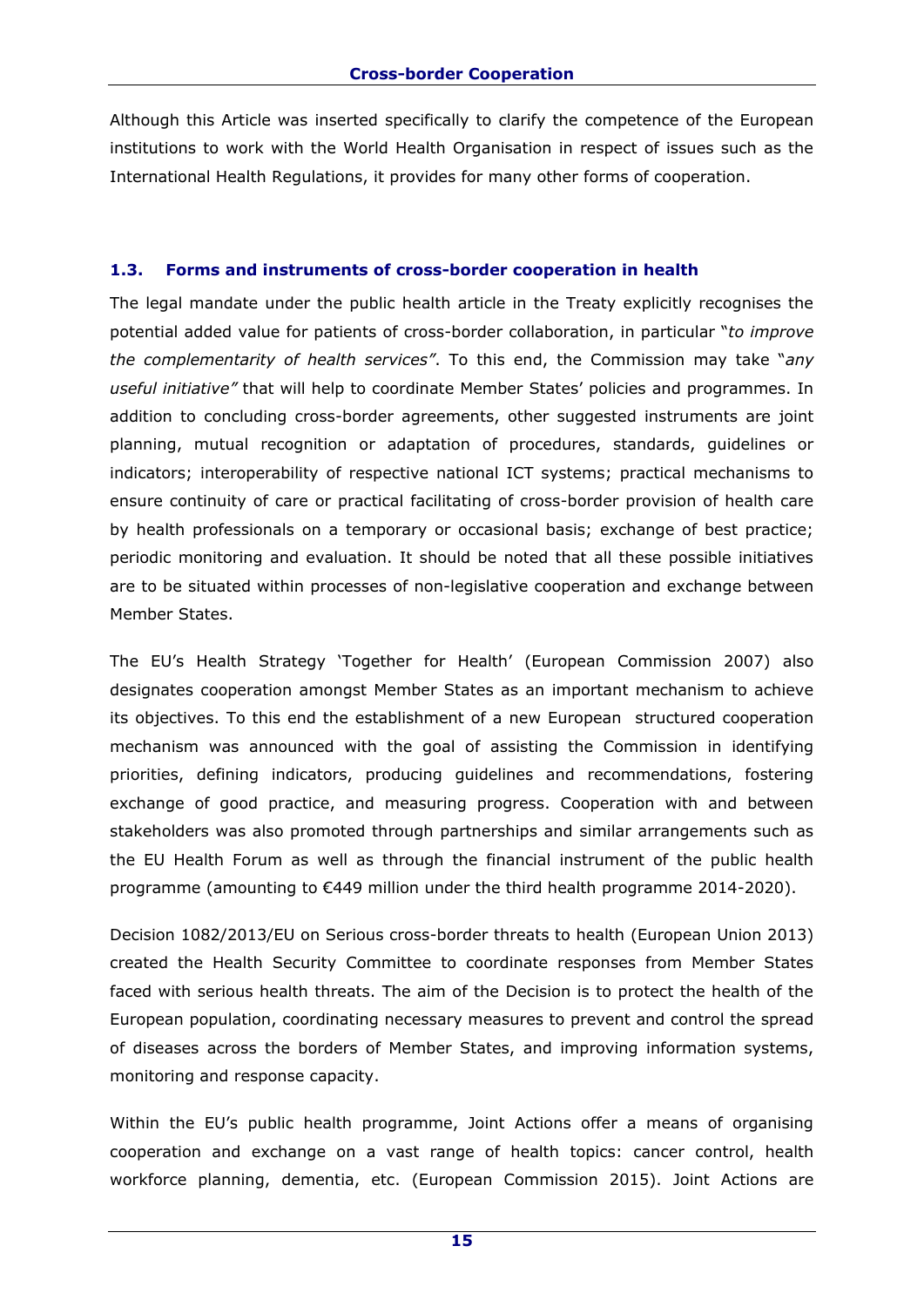Although this Article was inserted specifically to clarify the competence of the European institutions to work with the World Health Organisation in respect of issues such as the International Health Regulations, it provides for many other forms of cooperation.

### 1.3. Forms and instruments of cross-border cooperation in health

The legal mandate under the public health article in the Treaty explicitly recognises the potential added value for patients of cross-border collaboration, in particular "*to improve the complementarity of health services"*. To this end, the Commission may take "*any useful initiative"* that will help to coordinate Member States' policies and programmes. In addition to concluding cross-border agreements, other suggested instruments are joint planning, mutual recognition or adaptation of procedures, standards, guidelines or indicators; interoperability of respective national ICT systems; practical mechanisms to ensure continuity of care or practical facilitating of cross-border provision of health care by health professionals on a temporary or occasional basis; exchange of best practice; periodic monitoring and evaluation. It should be noted that all these possible initiatives are to be situated within processes of non-legislative cooperation and exchange between Member States.

The EU's Health Strategy 'Together for Health' (European Commission 2007) also designates cooperation amongst Member States as an important mechanism to achieve its objectives. To this end the establishment of a new European structured cooperation mechanism was announced with the goal of assisting the Commission in identifying priorities, defining indicators, producing guidelines and recommendations, fostering exchange of good practice, and measuring progress. Cooperation with and between stakeholders was also promoted through partnerships and similar arrangements such as the EU Health Forum as well as through the financial instrument of the public health programme (amounting to €449 million under the third health programme 2014-2020).

Decision 1082/2013/EU on Serious cross-border threats to health (European Union 2013) created the Health Security Committee to coordinate responses from Member States faced with serious health threats. The aim of the Decision is to protect the health of the European population, coordinating necessary measures to prevent and control the spread of diseases across the borders of Member States, and improving information systems, monitoring and response capacity.

Within the EU's public health programme, Joint Actions offer a means of organising cooperation and exchange on a vast range of health topics: cancer control, health workforce planning, dementia, etc. (European Commission 2015). Joint Actions are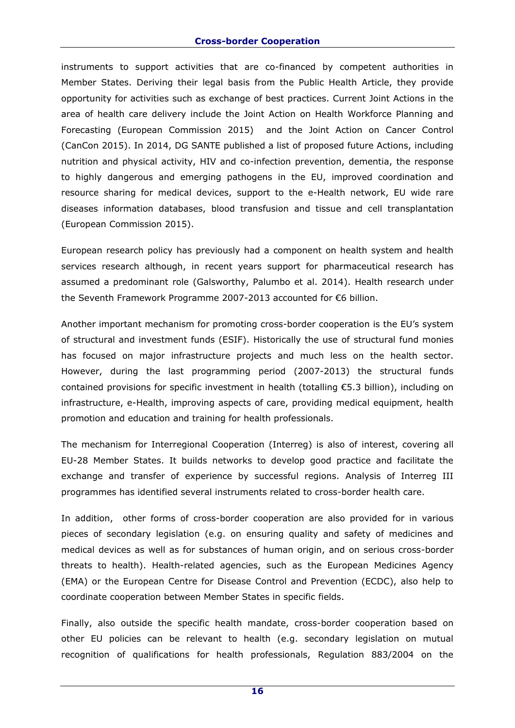instruments to support activities that are co-financed by competent authorities in Member States. Deriving their legal basis from the Public Health Article, they provide opportunity for activities such as exchange of best practices. Current Joint Actions in the area of health care delivery include the Joint Action on Health Workforce Planning and Forecasting (European Commission 2015)  and the Joint Action on Cancer Control (CanCon 2015). In 2014, DG SANTE published a list of proposed future Actions, including nutrition and physical activity, HIV and co-infection prevention, dementia, the response to highly dangerous and emerging pathogens in the EU, improved coordination and resource sharing for medical devices, support to the e-Health network, EU wide rare diseases information databases, blood transfusion and tissue and cell transplantation (European Commission 2015).

European research policy has previously had a component on health system and health services research although, in recent years support for pharmaceutical research has assumed a predominant role (Galsworthy, Palumbo et al. 2014). Health research under the Seventh Framework Programme 2007-2013 accounted for €6 billion.

Another important mechanism for promoting cross-border cooperation is the EU's system of structural and investment funds (ESIF). Historically the use of structural fund monies has focused on major infrastructure projects and much less on the health sector. However, during the last programming period (2007-2013) the structural funds contained provisions for specific investment in health (totalling €5.3 billion), including on infrastructure, e-Health, improving aspects of care, providing medical equipment, health promotion and education and training for health professionals.

The mechanism for Interregional Cooperation (Interreg) is also of interest, covering all EU-28 Member States. It builds networks to develop good practice and facilitate the exchange and transfer of experience by successful regions. Analysis of Interreg III programmes has identified several instruments related to cross-border health care.

In addition,  other forms of cross-border cooperation are also provided for in various pieces of secondary legislation (e.g. on ensuring quality and safety of medicines and medical devices as well as for substances of human origin, and on serious cross-border threats to health). Health-related agencies, such as the European Medicines Agency (EMA) or the European Centre for Disease Control and Prevention (ECDC), also help to coordinate cooperation between Member States in specific fields.

Finally, also outside the specific health mandate, cross-border cooperation based on other EU policies can be relevant to health (e.g. secondary legislation on mutual recognition of qualifications for health professionals, Regulation 883/2004 on the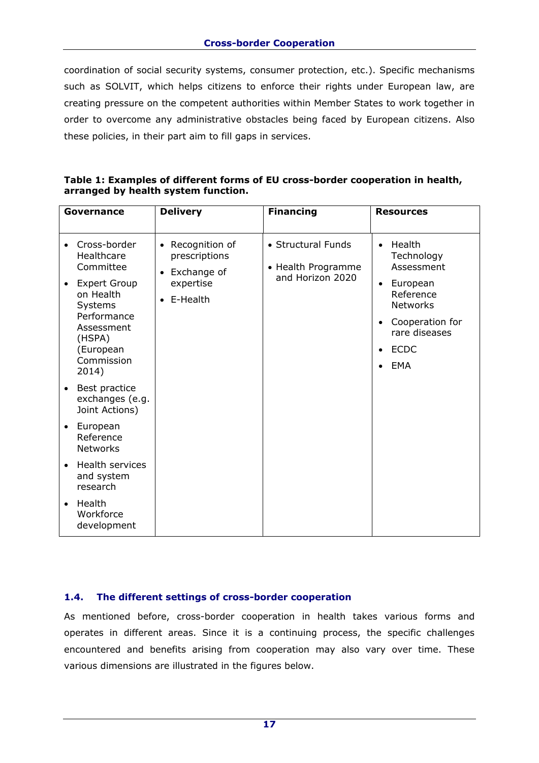coordination of social security systems, consumer protection, etc.). Specific mechanisms such as SOLVIT, which helps citizens to enforce their rights under European law, are creating pressure on the competent authorities within Member States to work together in order to overcome any administrative obstacles being faced by European citizens. Also these policies, in their part aim to fill gaps in services.

**Table 1: Examples of different forms of EU cross-border cooperation in health, arranged by health system function.**

| Governance | Delivery | Financing | Resources |
|---|---|---|---|
| • Cross-border Healthcare Committee<br>• Expert Group on Health Systems Performance Assessment (HSPA) (European Commission 2014)<br>• Best practice exchanges (e.g. Joint Actions)<br>• European Reference Networks<br>• Health services and system research<br>• Health Workforce development | • Recognition of prescriptions<br>• Exchange of expertise<br>• E-Health | • Structural Funds<br>• Health Programme and Horizon 2020 | • Health Technology Assessment<br>• European Reference Networks<br>• Cooperation for rare diseases<br>• ECDC<br>• EMA |

## 1.4. The different settings of cross-border cooperation

As mentioned before, cross-border cooperation in health takes various forms and operates in different areas. Since it is a continuing process, the specific challenges encountered and benefits arising from cooperation may also vary over time. These various dimensions are illustrated in the figures below.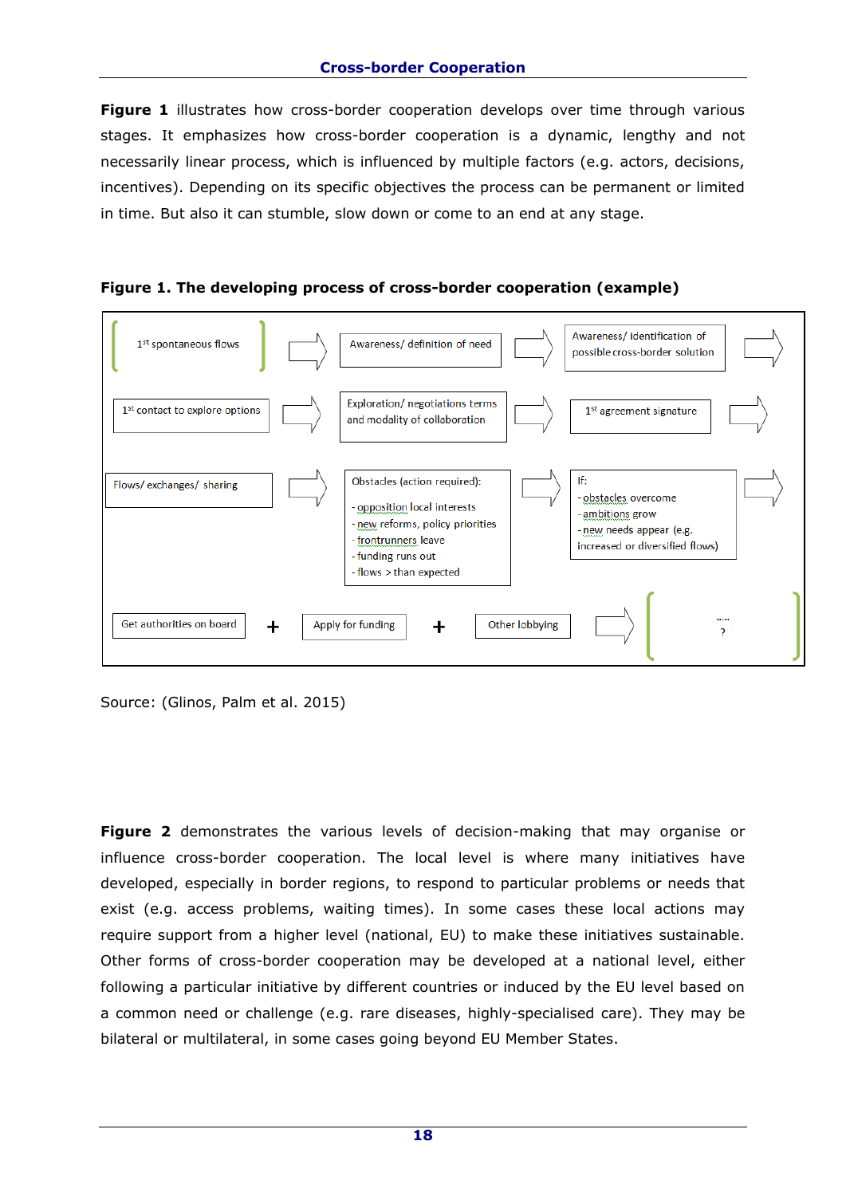**Figure 1** illustrates how cross-border cooperation develops over time through various stages. It emphasizes how cross-border cooperation is a dynamic, lengthy and not necessarily linear process, which is influenced by multiple factors (e.g. actors, decisions, incentives). Depending on its specific objectives the process can be permanent or limited in time. But also it can stumble, slow down or come to an end at any stage.

**Figure 1. The developing process of cross-border cooperation (example)**

1st spontaneous flows → Awareness/ definition of need → Awareness/ identification of possible cross-border solution →

1st contact to explore options → Exploration/ negotiations terms and modality of collaboration → 1st agreement signature →

Flows/ exchanges/ sharing → Obstacles (action required):
- opposition local interests
- new reforms, policy priorities
- frontrunners leave
- funding runs out
- flows > than expected

→ If:
- obstacles overcome
- ambitions grow
- new needs appear (e.g. increased or diversified flows)

→

Get authorities on board + Apply for funding + Other lobbying → ..... ?

Source: (Glinos, Palm et al. 2015)

**Figure 2** demonstrates the various levels of decision-making that may organise or influence cross-border cooperation. The local level is where many initiatives have developed, especially in border regions, to respond to particular problems or needs that exist (e.g. access problems, waiting times). In some cases these local actions may require support from a higher level (national, EU) to make these initiatives sustainable. Other forms of cross-border cooperation may be developed at a national level, either following a particular initiative by different countries or induced by the EU level based on a common need or challenge (e.g. rare diseases, highly-specialised care). They may be bilateral or multilateral, in some cases going beyond EU Member States.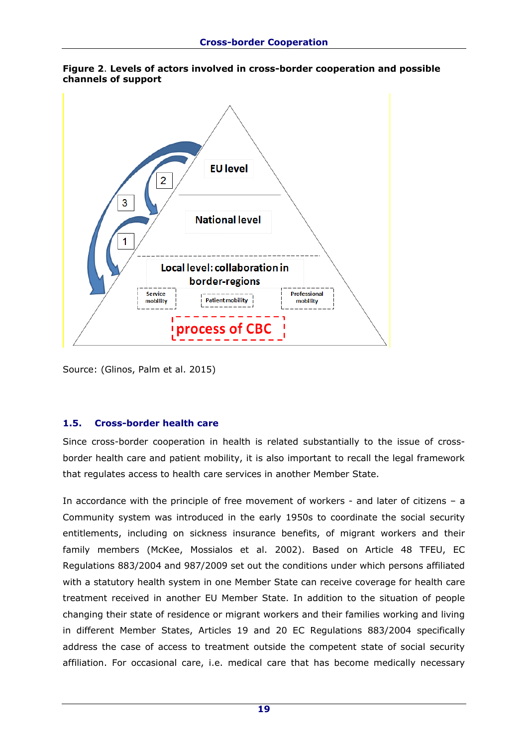**Figure 2**. **Levels of actors involved in cross-border cooperation and possible channels of support**

EU level

National level

Local level: collaboration in border-regions

Service mobility

Patient mobility

Professional mobility

process of CBC

1

2

3

Source: (Glinos, Palm et al. 2015)

### 1.5. Cross-border health care

Since cross-border cooperation in health is related substantially to the issue of cross-border health care and patient mobility, it is also important to recall the legal framework that regulates access to health care services in another Member State.

In accordance with the principle of free movement of workers - and later of citizens – a Community system was introduced in the early 1950s to coordinate the social security entitlements, including on sickness insurance benefits, of migrant workers and their family members (McKee, Mossialos et al. 2002). Based on Article 48 TFEU, EC Regulations 883/2004 and 987/2009 set out the conditions under which persons affiliated with a statutory health system in one Member State can receive coverage for health care treatment received in another EU Member State. In addition to the situation of people changing their state of residence or migrant workers and their families working and living in different Member States, Articles 19 and 20 EC Regulations 883/2004 specifically address the case of access to treatment outside the competent state of social security affiliation. For occasional care, i.e. medical care that has become medically necessary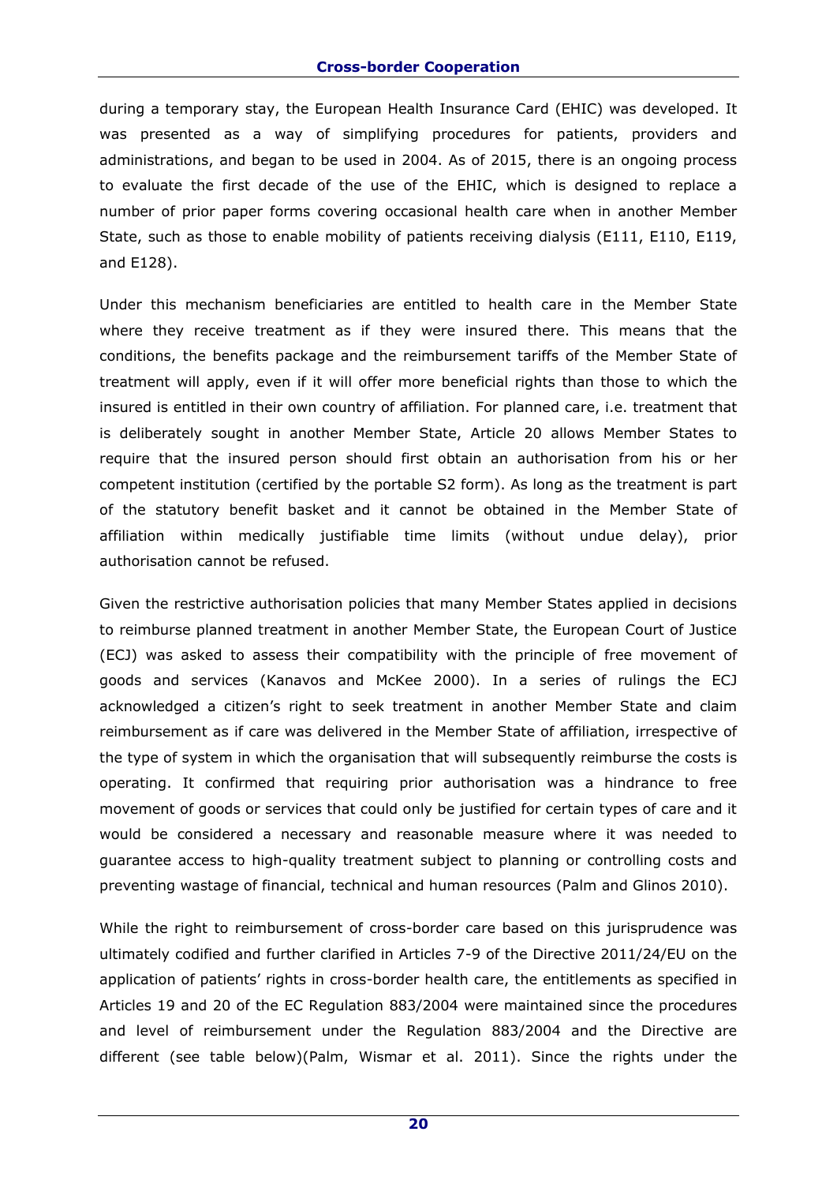during a temporary stay, the European Health Insurance Card (EHIC) was developed. It was presented as a way of simplifying procedures for patients, providers and administrations, and began to be used in 2004. As of 2015, there is an ongoing process to evaluate the first decade of the use of the EHIC, which is designed to replace a number of prior paper forms covering occasional health care when in another Member State, such as those to enable mobility of patients receiving dialysis (E111, E110, E119, and E128).

Under this mechanism beneficiaries are entitled to health care in the Member State where they receive treatment as if they were insured there. This means that the conditions, the benefits package and the reimbursement tariffs of the Member State of treatment will apply, even if it will offer more beneficial rights than those to which the insured is entitled in their own country of affiliation. For planned care, i.e. treatment that is deliberately sought in another Member State, Article 20 allows Member States to require that the insured person should first obtain an authorisation from his or her competent institution (certified by the portable S2 form). As long as the treatment is part of the statutory benefit basket and it cannot be obtained in the Member State of affiliation within medically justifiable time limits (without undue delay), prior authorisation cannot be refused.

Given the restrictive authorisation policies that many Member States applied in decisions to reimburse planned treatment in another Member State, the European Court of Justice (ECJ) was asked to assess their compatibility with the principle of free movement of goods and services (Kanavos and McKee 2000). In a series of rulings the ECJ acknowledged a citizen's right to seek treatment in another Member State and claim reimbursement as if care was delivered in the Member State of affiliation, irrespective of the type of system in which the organisation that will subsequently reimburse the costs is operating. It confirmed that requiring prior authorisation was a hindrance to free movement of goods or services that could only be justified for certain types of care and it would be considered a necessary and reasonable measure where it was needed to guarantee access to high-quality treatment subject to planning or controlling costs and preventing wastage of financial, technical and human resources (Palm and Glinos 2010).

While the right to reimbursement of cross-border care based on this jurisprudence was ultimately codified and further clarified in Articles 7-9 of the Directive 2011/24/EU on the application of patients' rights in cross-border health care, the entitlements as specified in Articles 19 and 20 of the EC Regulation 883/2004 were maintained since the procedures and level of reimbursement under the Regulation 883/2004 and the Directive are different (see table below)(Palm, Wismar et al. 2011). Since the rights under the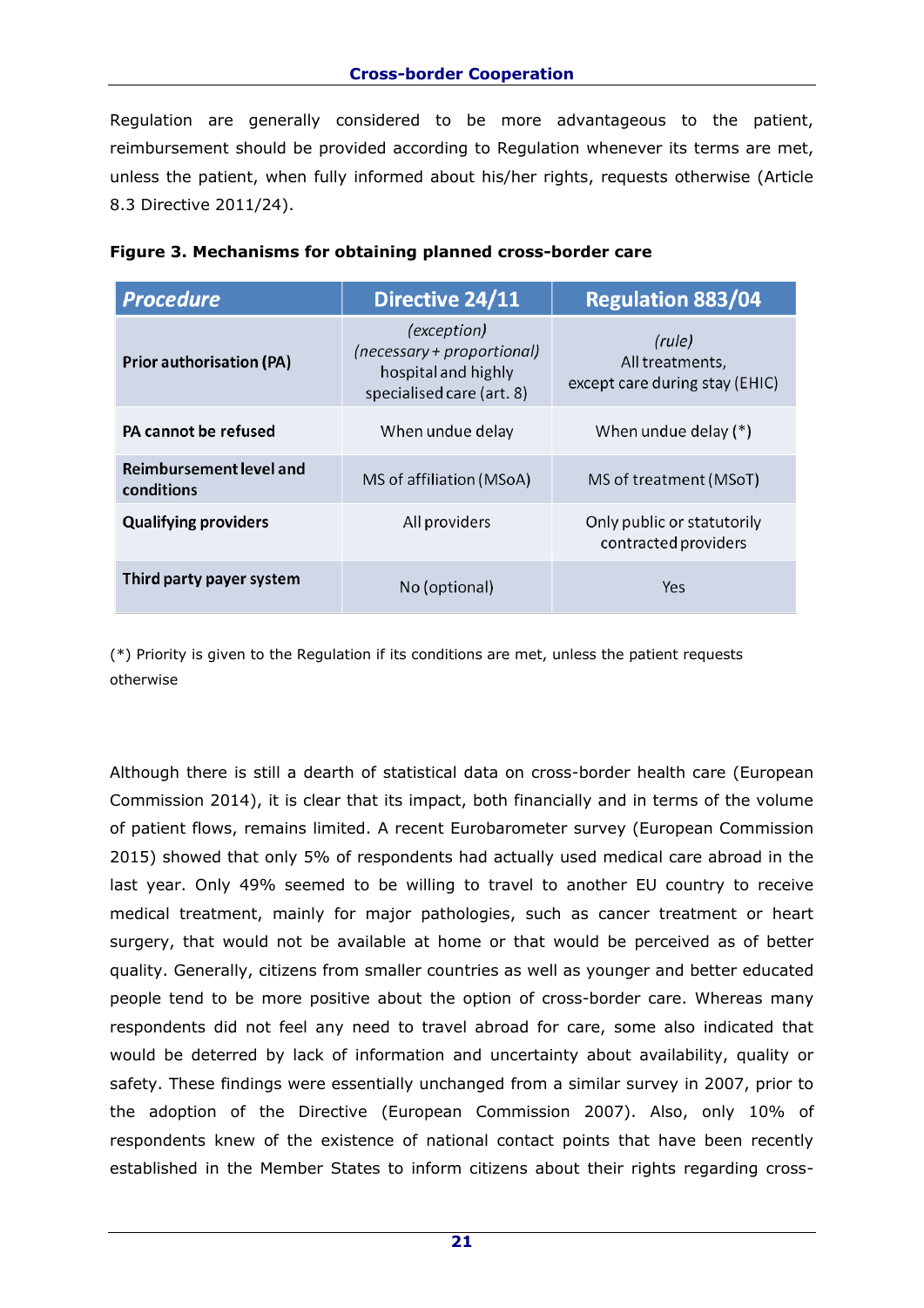Regulation are generally considered to be more advantageous to the patient, reimbursement should be provided according to Regulation whenever its terms are met, unless the patient, when fully informed about his/her rights, requests otherwise (Article 8.3 Directive 2011/24).

**Figure 3. Mechanisms for obtaining planned cross-border care**

| *Procedure* | Directive 24/11 | Regulation 883/04 |
|---|---|---|
| **Prior authorisation (PA)** | *(exception)* *(necessary + proportional)* hospital and highly specialised care (art. 8) | *(rule)* All treatments, except care during stay (EHIC) |
| **PA cannot be refused** | When undue delay | When undue delay (*) |
| **Reimbursement level and conditions** | MS of affiliation (MSoA) | MS of treatment (MSoT) |
| **Qualifying providers** | All providers | Only public or statutorily contracted providers |
| **Third party payer system** | No (optional) | Yes |

(*) Priority is given to the Regulation if its conditions are met, unless the patient requests otherwise

Although there is still a dearth of statistical data on cross-border health care (European Commission 2014), it is clear that its impact, both financially and in terms of the volume of patient flows, remains limited. A recent Eurobarometer survey (European Commission 2015) showed that only 5% of respondents had actually used medical care abroad in the last year. Only 49% seemed to be willing to travel to another EU country to receive medical treatment, mainly for major pathologies, such as cancer treatment or heart surgery, that would not be available at home or that would be perceived as of better quality. Generally, citizens from smaller countries as well as younger and better educated people tend to be more positive about the option of cross-border care. Whereas many respondents did not feel any need to travel abroad for care, some also indicated that would be deterred by lack of information and uncertainty about availability, quality or safety. These findings were essentially unchanged from a similar survey in 2007, prior to the adoption of the Directive (European Commission 2007). Also, only 10% of respondents knew of the existence of national contact points that have been recently established in the Member States to inform citizens about their rights regarding cross-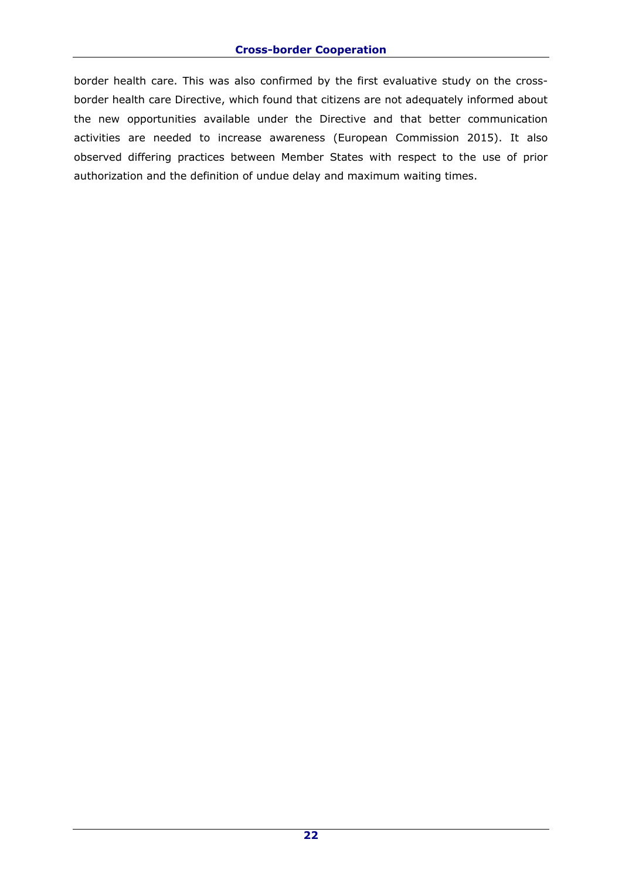border health care. This was also confirmed by the first evaluative study on the cross-border health care Directive, which found that citizens are not adequately informed about the new opportunities available under the Directive and that better communication activities are needed to increase awareness (European Commission 2015). It also observed differing practices between Member States with respect to the use of prior authorization and the definition of undue delay and maximum waiting times.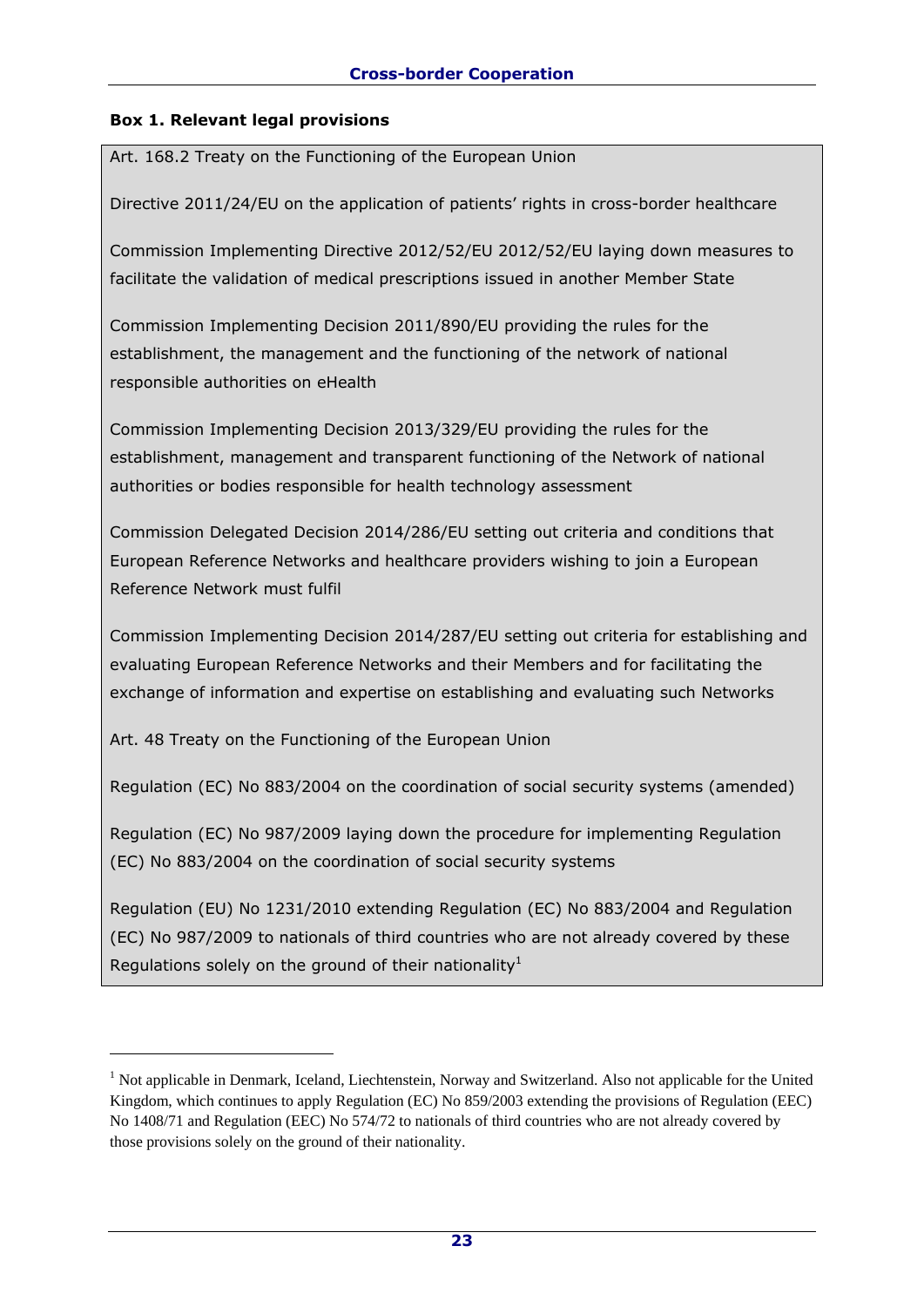**Box 1. Relevant legal provisions**

Art. 168.2 Treaty on the Functioning of the European Union

Directive 2011/24/EU on the application of patients' rights in cross-border healthcare

Commission Implementing Directive 2012/52/EU 2012/52/EU laying down measures to facilitate the validation of medical prescriptions issued in another Member State

Commission Implementing Decision 2011/890/EU providing the rules for the establishment, the management and the functioning of the network of national responsible authorities on eHealth

Commission Implementing Decision 2013/329/EU providing the rules for the establishment, management and transparent functioning of the Network of national authorities or bodies responsible for health technology assessment

Commission Delegated Decision 2014/286/EU setting out criteria and conditions that European Reference Networks and healthcare providers wishing to join a European Reference Network must fulfil

Commission Implementing Decision 2014/287/EU setting out criteria for establishing and evaluating European Reference Networks and their Members and for facilitating the exchange of information and expertise on establishing and evaluating such Networks

Art. 48 Treaty on the Functioning of the European Union

Regulation (EC) No 883/2004 on the coordination of social security systems (amended)

Regulation (EC) No 987/2009 laying down the procedure for implementing Regulation (EC) No 883/2004 on the coordination of social security systems

Regulation (EU) No 1231/2010 extending Regulation (EC) No 883/2004 and Regulation (EC) No 987/2009 to nationals of third countries who are not already covered by these Regulations solely on the ground of their nationality[1]

[1] Not applicable in Denmark, Iceland, Liechtenstein, Norway and Switzerland. Also not applicable for the United Kingdom, which continues to apply Regulation (EC) No 859/2003 extending the provisions of Regulation (EEC) No 1408/71 and Regulation (EEC) No 574/72 to nationals of third countries who are not already covered by those provisions solely on the ground of their nationality.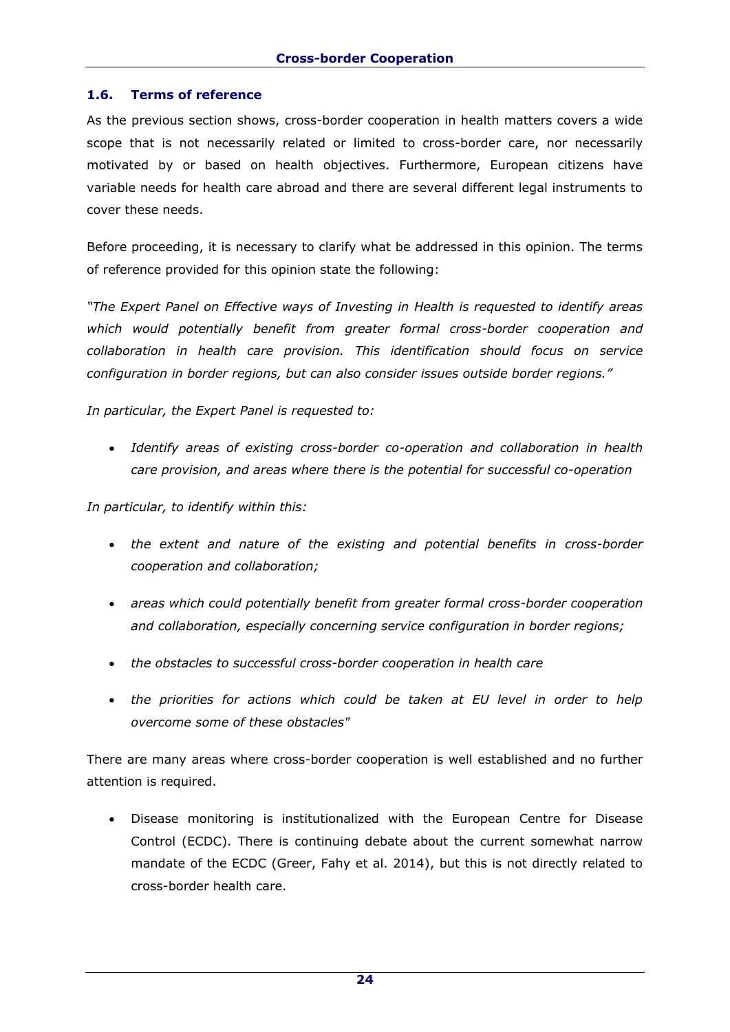## 1.6. Terms of reference

As the previous section shows, cross-border cooperation in health matters covers a wide scope that is not necessarily related or limited to cross-border care, nor necessarily motivated by or based on health objectives. Furthermore, European citizens have variable needs for health care abroad and there are several different legal instruments to cover these needs.

Before proceeding, it is necessary to clarify what be addressed in this opinion. The terms of reference provided for this opinion state the following:

*"The Expert Panel on Effective ways of Investing in Health is requested to identify areas which would potentially benefit from greater formal cross-border cooperation and collaboration in health care provision. This identification should focus on service configuration in border regions, but can also consider issues outside border regions."*

*In particular, the Expert Panel is requested to:*

- *Identify areas of existing cross-border co-operation and collaboration in health care provision, and areas where there is the potential for successful co-operation*

*In particular, to identify within this:*

- *the extent and nature of the existing and potential benefits in cross-border cooperation and collaboration;*
- *areas which could potentially benefit from greater formal cross-border cooperation and collaboration, especially concerning service configuration in border regions;*
- *the obstacles to successful cross-border cooperation in health care*
- *the priorities for actions which could be taken at EU level in order to help overcome some of these obstacles"*

There are many areas where cross-border cooperation is well established and no further attention is required.

- Disease monitoring is institutionalized with the European Centre for Disease Control (ECDC). There is continuing debate about the current somewhat narrow mandate of the ECDC (Greer, Fahy et al. 2014), but this is not directly related to cross-border health care.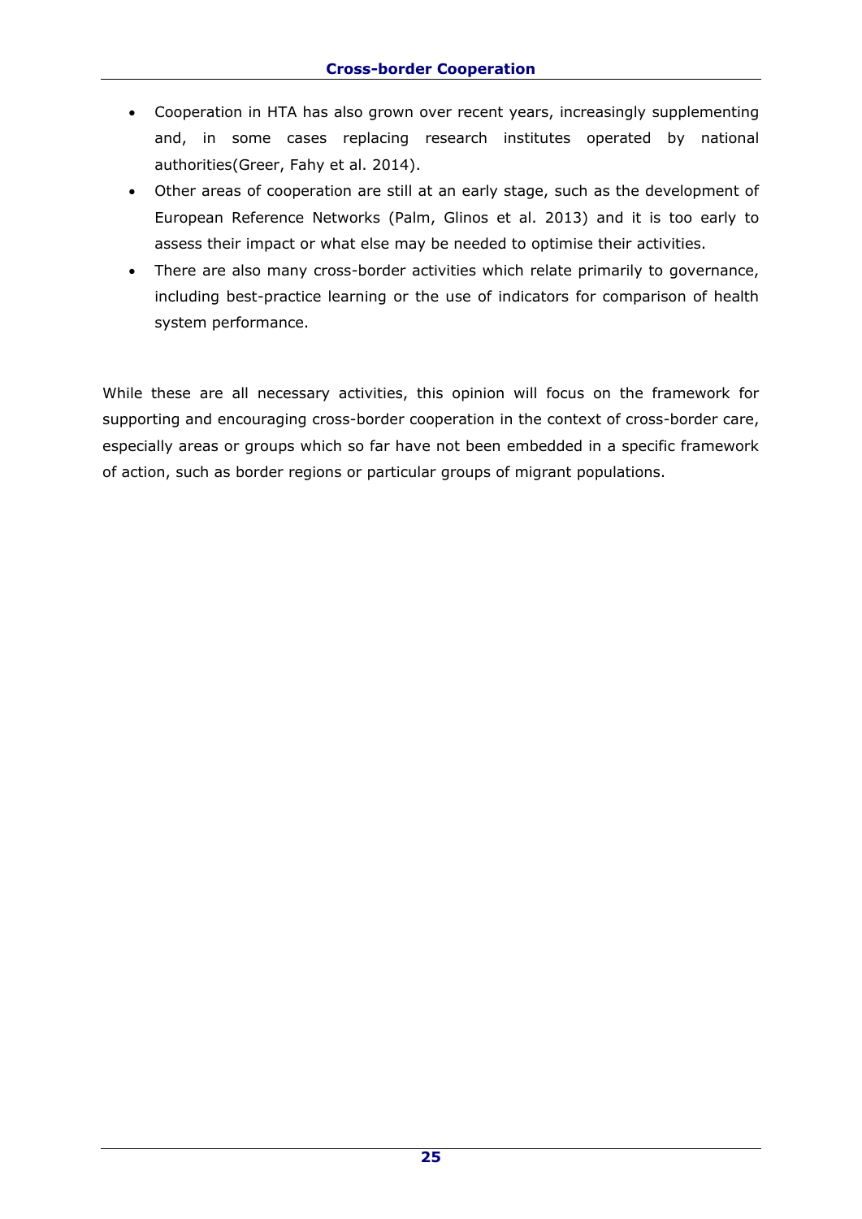- Cooperation in HTA has also grown over recent years, increasingly supplementing and, in some cases replacing research institutes operated by national authorities(Greer, Fahy et al. 2014).
- Other areas of cooperation are still at an early stage, such as the development of European Reference Networks (Palm, Glinos et al. 2013) and it is too early to assess their impact or what else may be needed to optimise their activities.
- There are also many cross-border activities which relate primarily to governance, including best-practice learning or the use of indicators for comparison of health system performance.

While these are all necessary activities, this opinion will focus on the framework for supporting and encouraging cross-border cooperation in the context of cross-border care, especially areas or groups which so far have not been embedded in a specific framework of action, such as border regions or particular groups of migrant populations.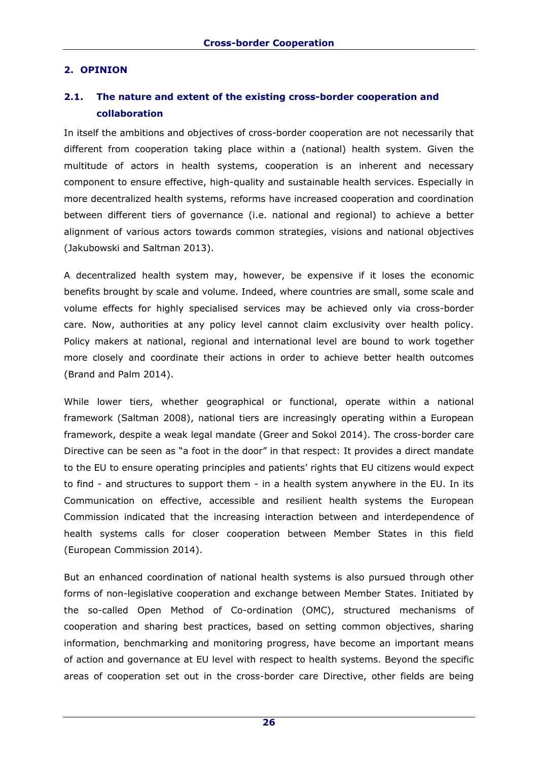## 2. OPINION

### 2.1. The nature and extent of the existing cross-border cooperation and collaboration

In itself the ambitions and objectives of cross-border cooperation are not necessarily that different from cooperation taking place within a (national) health system. Given the multitude of actors in health systems, cooperation is an inherent and necessary component to ensure effective, high-quality and sustainable health services. Especially in more decentralized health systems, reforms have increased cooperation and coordination between different tiers of governance (i.e. national and regional) to achieve a better alignment of various actors towards common strategies, visions and national objectives (Jakubowski and Saltman 2013).

A decentralized health system may, however, be expensive if it loses the economic benefits brought by scale and volume. Indeed, where countries are small, some scale and volume effects for highly specialised services may be achieved only via cross-border care. Now, authorities at any policy level cannot claim exclusivity over health policy. Policy makers at national, regional and international level are bound to work together more closely and coordinate their actions in order to achieve better health outcomes (Brand and Palm 2014).

While lower tiers, whether geographical or functional, operate within a national framework (Saltman 2008), national tiers are increasingly operating within a European framework, despite a weak legal mandate (Greer and Sokol 2014). The cross-border care Directive can be seen as "a foot in the door" in that respect: It provides a direct mandate to the EU to ensure operating principles and patients' rights that EU citizens would expect to find - and structures to support them - in a health system anywhere in the EU. In its Communication on effective, accessible and resilient health systems the European Commission indicated that the increasing interaction between and interdependence of health systems calls for closer cooperation between Member States in this field (European Commission 2014).

But an enhanced coordination of national health systems is also pursued through other forms of non-legislative cooperation and exchange between Member States. Initiated by the so-called Open Method of Co-ordination (OMC), structured mechanisms of cooperation and sharing best practices, based on setting common objectives, sharing information, benchmarking and monitoring progress, have become an important means of action and governance at EU level with respect to health systems. Beyond the specific areas of cooperation set out in the cross-border care Directive, other fields are being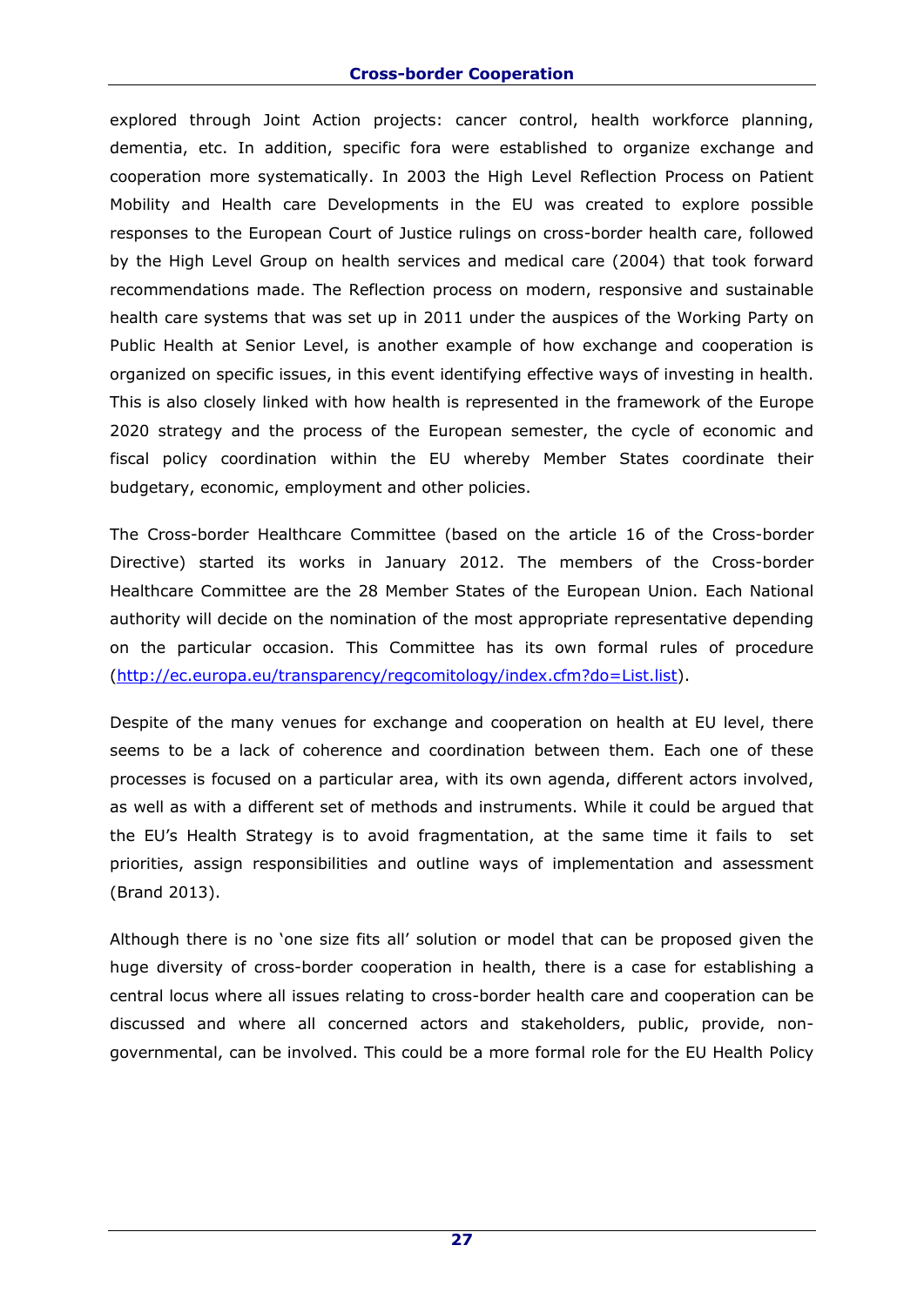explored through Joint Action projects: cancer control, health workforce planning, dementia, etc. In addition, specific fora were established to organize exchange and cooperation more systematically. In 2003 the High Level Reflection Process on Patient Mobility and Health care Developments in the EU was created to explore possible responses to the European Court of Justice rulings on cross-border health care, followed by the High Level Group on health services and medical care (2004) that took forward recommendations made. The Reflection process on modern, responsive and sustainable health care systems that was set up in 2011 under the auspices of the Working Party on Public Health at Senior Level, is another example of how exchange and cooperation is organized on specific issues, in this event identifying effective ways of investing in health. This is also closely linked with how health is represented in the framework of the Europe 2020 strategy and the process of the European semester, the cycle of economic and fiscal policy coordination within the EU whereby Member States coordinate their budgetary, economic, employment and other policies.

The Cross-border Healthcare Committee (based on the article 16 of the Cross-border Directive) started its works in January 2012. The members of the Cross-border Healthcare Committee are the 28 Member States of the European Union. Each National authority will decide on the nomination of the most appropriate representative depending on the particular occasion. This Committee has its own formal rules of procedure (http://ec.europa.eu/transparency/regcomitology/index.cfm?do=List.list).

Despite of the many venues for exchange and cooperation on health at EU level, there seems to be a lack of coherence and coordination between them. Each one of these processes is focused on a particular area, with its own agenda, different actors involved, as well as with a different set of methods and instruments. While it could be argued that the EU's Health Strategy is to avoid fragmentation, at the same time it fails to set priorities, assign responsibilities and outline ways of implementation and assessment (Brand 2013).

Although there is no 'one size fits all' solution or model that can be proposed given the huge diversity of cross-border cooperation in health, there is a case for establishing a central locus where all issues relating to cross-border health care and cooperation can be discussed and where all concerned actors and stakeholders, public, provide, non-governmental, can be involved. This could be a more formal role for the EU Health Policy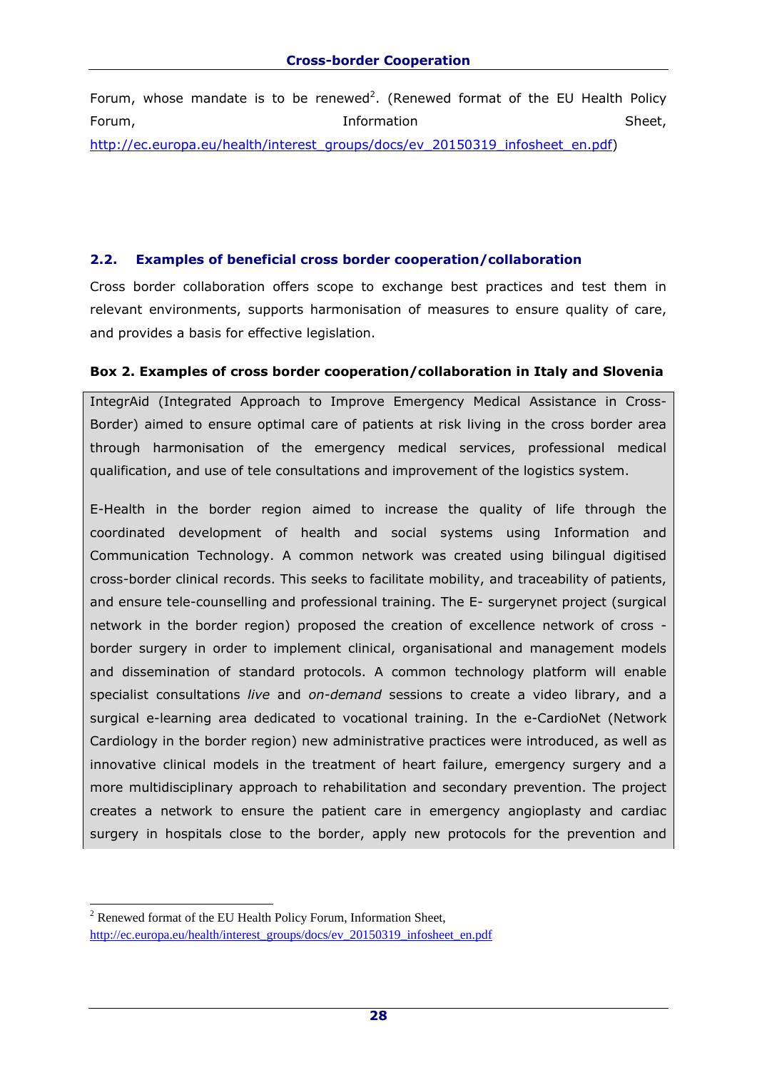Forum, whose mandate is to be renewed[2]. (Renewed format of the EU Health Policy Forum, Information Sheet, http://ec.europa.eu/health/interest_groups/docs/ev_20150319_infosheet_en.pdf)

## 2.2. Examples of beneficial cross border cooperation/collaboration

Cross border collaboration offers scope to exchange best practices and test them in relevant environments, supports harmonisation of measures to ensure quality of care, and provides a basis for effective legislation.

**Box 2. Examples of cross border cooperation/collaboration in Italy and Slovenia**

IntegrAid (Integrated Approach to Improve Emergency Medical Assistance in Cross-Border) aimed to ensure optimal care of patients at risk living in the cross border area through harmonisation of the emergency medical services, professional medical qualification, and use of tele consultations and improvement of the logistics system.

E-Health in the border region aimed to increase the quality of life through the coordinated development of health and social systems using Information and Communication Technology. A common network was created using bilingual digitised cross-border clinical records. This seeks to facilitate mobility, and traceability of patients, and ensure tele-counselling and professional training. The E- surgerynet project (surgical network in the border region) proposed the creation of excellence network of cross - border surgery in order to implement clinical, organisational and management models and dissemination of standard protocols. A common technology platform will enable specialist consultations *live* and *on-demand* sessions to create a video library, and a surgical e-learning area dedicated to vocational training. In the e-CardioNet (Network Cardiology in the border region) new administrative practices were introduced, as well as innovative clinical models in the treatment of heart failure, emergency surgery and a more multidisciplinary approach to rehabilitation and secondary prevention. The project creates a network to ensure the patient care in emergency angioplasty and cardiac surgery in hospitals close to the border, apply new protocols for the prevention and

[2] Renewed format of the EU Health Policy Forum, Information Sheet, http://ec.europa.eu/health/interest_groups/docs/ev_20150319_infosheet_en.pdf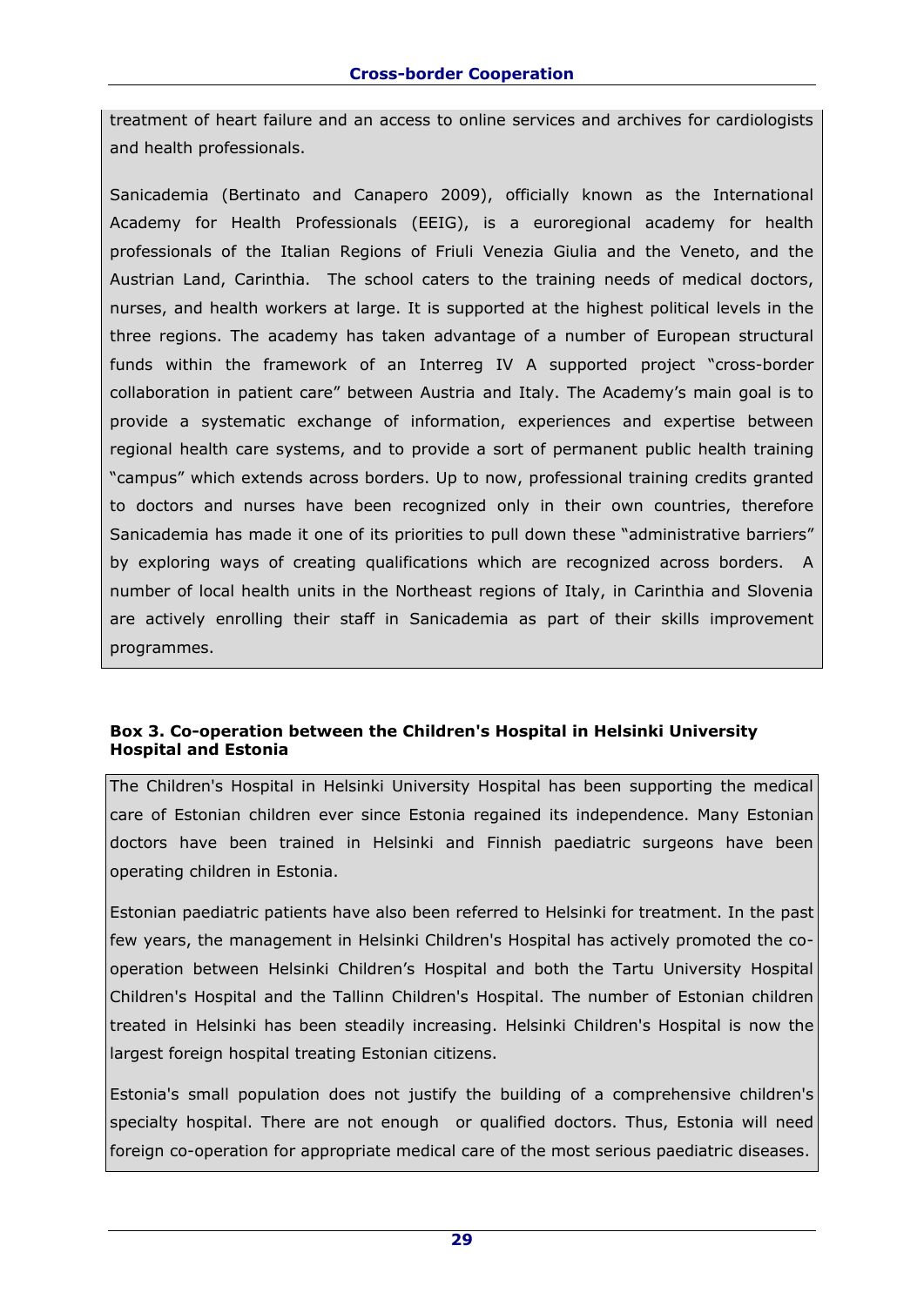treatment of heart failure and an access to online services and archives for cardiologists and health professionals.

Sanicademia (Bertinato and Canapero 2009), officially known as the International Academy for Health Professionals (EEIG), is a euroregional academy for health professionals of the Italian Regions of Friuli Venezia Giulia and the Veneto, and the Austrian Land, Carinthia. The school caters to the training needs of medical doctors, nurses, and health workers at large. It is supported at the highest political levels in the three regions. The academy has taken advantage of a number of European structural funds within the framework of an Interreg IV A supported project "cross-border collaboration in patient care" between Austria and Italy. The Academy's main goal is to provide a systematic exchange of information, experiences and expertise between regional health care systems, and to provide a sort of permanent public health training "campus" which extends across borders. Up to now, professional training credits granted to doctors and nurses have been recognized only in their own countries, therefore Sanicademia has made it one of its priorities to pull down these "administrative barriers" by exploring ways of creating qualifications which are recognized across borders. A number of local health units in the Northeast regions of Italy, in Carinthia and Slovenia are actively enrolling their staff in Sanicademia as part of their skills improvement programmes.

**Box 3. Co-operation between the Children's Hospital in Helsinki University Hospital and Estonia**

The Children's Hospital in Helsinki University Hospital has been supporting the medical care of Estonian children ever since Estonia regained its independence. Many Estonian doctors have been trained in Helsinki and Finnish paediatric surgeons have been operating children in Estonia.

Estonian paediatric patients have also been referred to Helsinki for treatment. In the past few years, the management in Helsinki Children's Hospital has actively promoted the co-operation between Helsinki Children's Hospital and both the Tartu University Hospital Children's Hospital and the Tallinn Children's Hospital. The number of Estonian children treated in Helsinki has been steadily increasing. Helsinki Children's Hospital is now the largest foreign hospital treating Estonian citizens.

Estonia's small population does not justify the building of a comprehensive children's specialty hospital. There are not enough or qualified doctors. Thus, Estonia will need foreign co-operation for appropriate medical care of the most serious paediatric diseases.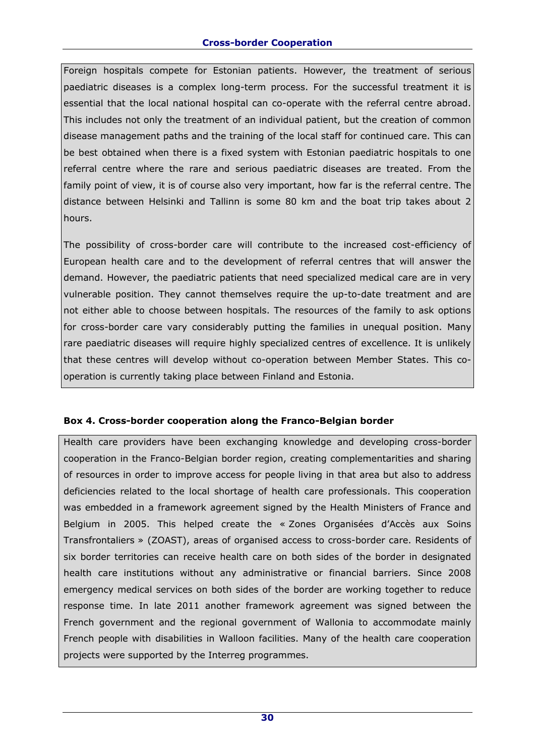Foreign hospitals compete for Estonian patients. However, the treatment of serious paediatric diseases is a complex long-term process. For the successful treatment it is essential that the local national hospital can co-operate with the referral centre abroad. This includes not only the treatment of an individual patient, but the creation of common disease management paths and the training of the local staff for continued care. This can be best obtained when there is a fixed system with Estonian paediatric hospitals to one referral centre where the rare and serious paediatric diseases are treated. From the family point of view, it is of course also very important, how far is the referral centre. The distance between Helsinki and Tallinn is some 80 km and the boat trip takes about 2 hours.

The possibility of cross-border care will contribute to the increased cost-efficiency of European health care and to the development of referral centres that will answer the demand. However, the paediatric patients that need specialized medical care are in very vulnerable position. They cannot themselves require the up-to-date treatment and are not either able to choose between hospitals. The resources of the family to ask options for cross-border care vary considerably putting the families in unequal position. Many rare paediatric diseases will require highly specialized centres of excellence. It is unlikely that these centres will develop without co-operation between Member States. This co-operation is currently taking place between Finland and Estonia.

**Box 4. Cross-border cooperation along the Franco-Belgian border**

Health care providers have been exchanging knowledge and developing cross-border cooperation in the Franco-Belgian border region, creating complementarities and sharing of resources in order to improve access for people living in that area but also to address deficiencies related to the local shortage of health care professionals. This cooperation was embedded in a framework agreement signed by the Health Ministers of France and Belgium in 2005. This helped create the « Zones Organisées d'Accès aux Soins Transfrontaliers » (ZOAST), areas of organised access to cross-border care. Residents of six border territories can receive health care on both sides of the border in designated health care institutions without any administrative or financial barriers. Since 2008 emergency medical services on both sides of the border are working together to reduce response time. In late 2011 another framework agreement was signed between the French government and the regional government of Wallonia to accommodate mainly French people with disabilities in Walloon facilities. Many of the health care cooperation projects were supported by the Interreg programmes.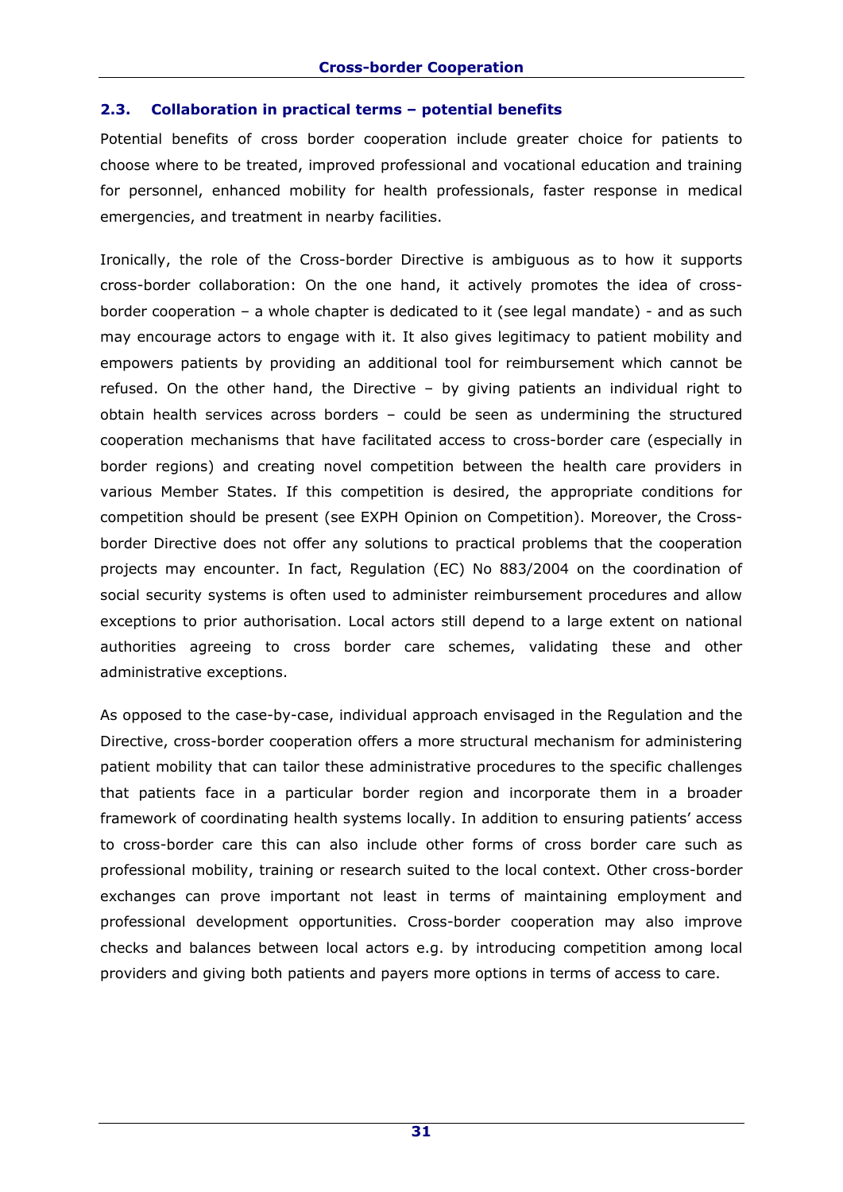## 2.3. Collaboration in practical terms – potential benefits

Potential benefits of cross border cooperation include greater choice for patients to choose where to be treated, improved professional and vocational education and training for personnel, enhanced mobility for health professionals, faster response in medical emergencies, and treatment in nearby facilities.

Ironically, the role of the Cross-border Directive is ambiguous as to how it supports cross-border collaboration: On the one hand, it actively promotes the idea of cross-border cooperation – a whole chapter is dedicated to it (see legal mandate) - and as such may encourage actors to engage with it. It also gives legitimacy to patient mobility and empowers patients by providing an additional tool for reimbursement which cannot be refused. On the other hand, the Directive – by giving patients an individual right to obtain health services across borders – could be seen as undermining the structured cooperation mechanisms that have facilitated access to cross-border care (especially in border regions) and creating novel competition between the health care providers in various Member States. If this competition is desired, the appropriate conditions for competition should be present (see EXPH Opinion on Competition). Moreover, the Cross-border Directive does not offer any solutions to practical problems that the cooperation projects may encounter. In fact, Regulation (EC) No 883/2004 on the coordination of social security systems is often used to administer reimbursement procedures and allow exceptions to prior authorisation. Local actors still depend to a large extent on national authorities agreeing to cross border care schemes, validating these and other administrative exceptions.

As opposed to the case-by-case, individual approach envisaged in the Regulation and the Directive, cross-border cooperation offers a more structural mechanism for administering patient mobility that can tailor these administrative procedures to the specific challenges that patients face in a particular border region and incorporate them in a broader framework of coordinating health systems locally. In addition to ensuring patients' access to cross-border care this can also include other forms of cross border care such as professional mobility, training or research suited to the local context. Other cross-border exchanges can prove important not least in terms of maintaining employment and professional development opportunities. Cross-border cooperation may also improve checks and balances between local actors e.g. by introducing competition among local providers and giving both patients and payers more options in terms of access to care.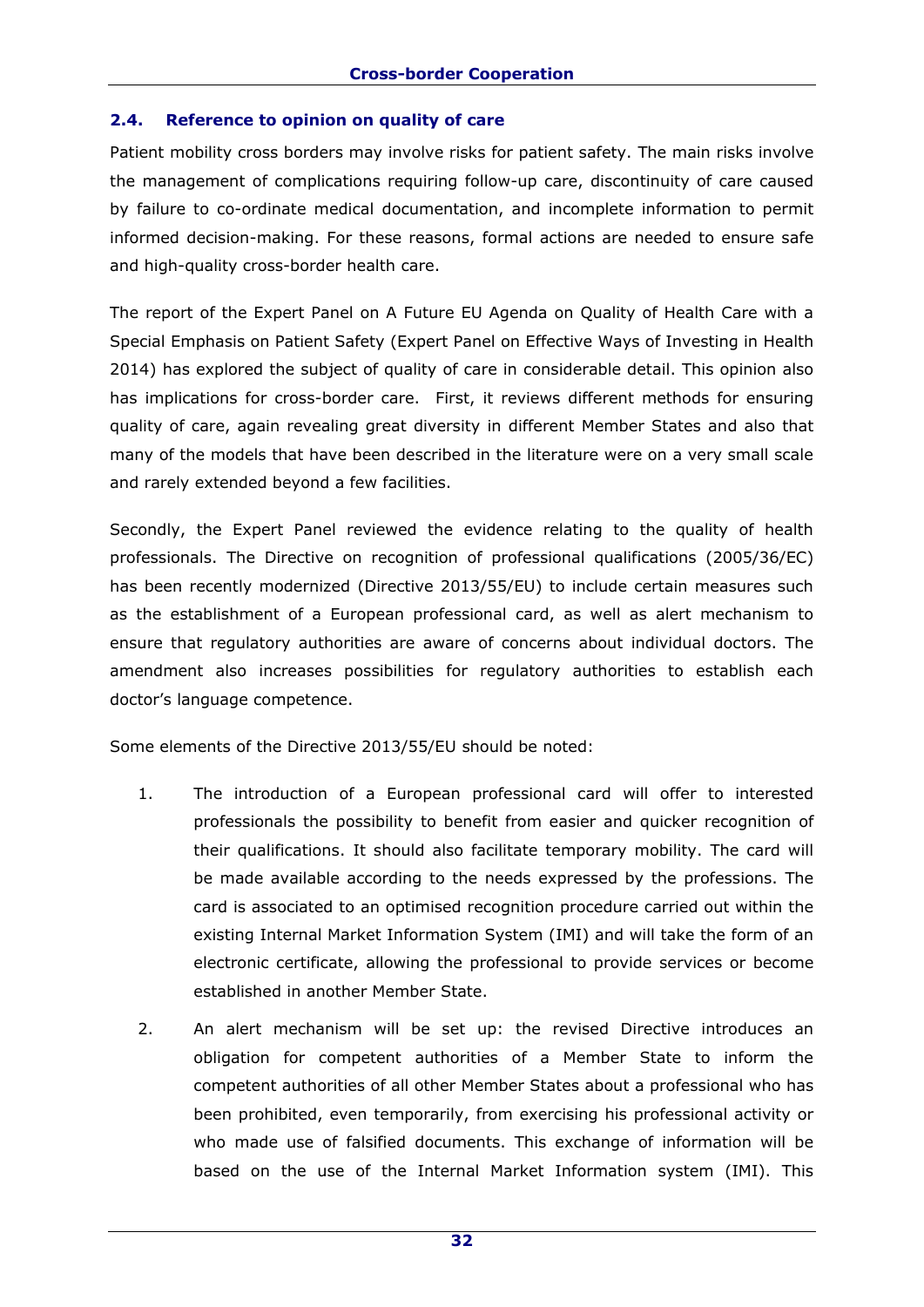## 2.4. Reference to opinion on quality of care

Patient mobility cross borders may involve risks for patient safety. The main risks involve the management of complications requiring follow-up care, discontinuity of care caused by failure to co-ordinate medical documentation, and incomplete information to permit informed decision-making. For these reasons, formal actions are needed to ensure safe and high-quality cross-border health care.

The report of the Expert Panel on A Future EU Agenda on Quality of Health Care with a Special Emphasis on Patient Safety (Expert Panel on Effective Ways of Investing in Health 2014) has explored the subject of quality of care in considerable detail. This opinion also has implications for cross-border care. First, it reviews different methods for ensuring quality of care, again revealing great diversity in different Member States and also that many of the models that have been described in the literature were on a very small scale and rarely extended beyond a few facilities.

Secondly, the Expert Panel reviewed the evidence relating to the quality of health professionals. The Directive on recognition of professional qualifications (2005/36/EC) has been recently modernized (Directive 2013/55/EU) to include certain measures such as the establishment of a European professional card, as well as alert mechanism to ensure that regulatory authorities are aware of concerns about individual doctors. The amendment also increases possibilities for regulatory authorities to establish each doctor's language competence.

Some elements of the Directive 2013/55/EU should be noted:

1. The introduction of a European professional card will offer to interested professionals the possibility to benefit from easier and quicker recognition of their qualifications. It should also facilitate temporary mobility. The card will be made available according to the needs expressed by the professions. The card is associated to an optimised recognition procedure carried out within the existing Internal Market Information System (IMI) and will take the form of an electronic certificate, allowing the professional to provide services or become established in another Member State.

2. An alert mechanism will be set up: the revised Directive introduces an obligation for competent authorities of a Member State to inform the competent authorities of all other Member States about a professional who has been prohibited, even temporarily, from exercising his professional activity or who made use of falsified documents. This exchange of information will be based on the use of the Internal Market Information system (IMI). This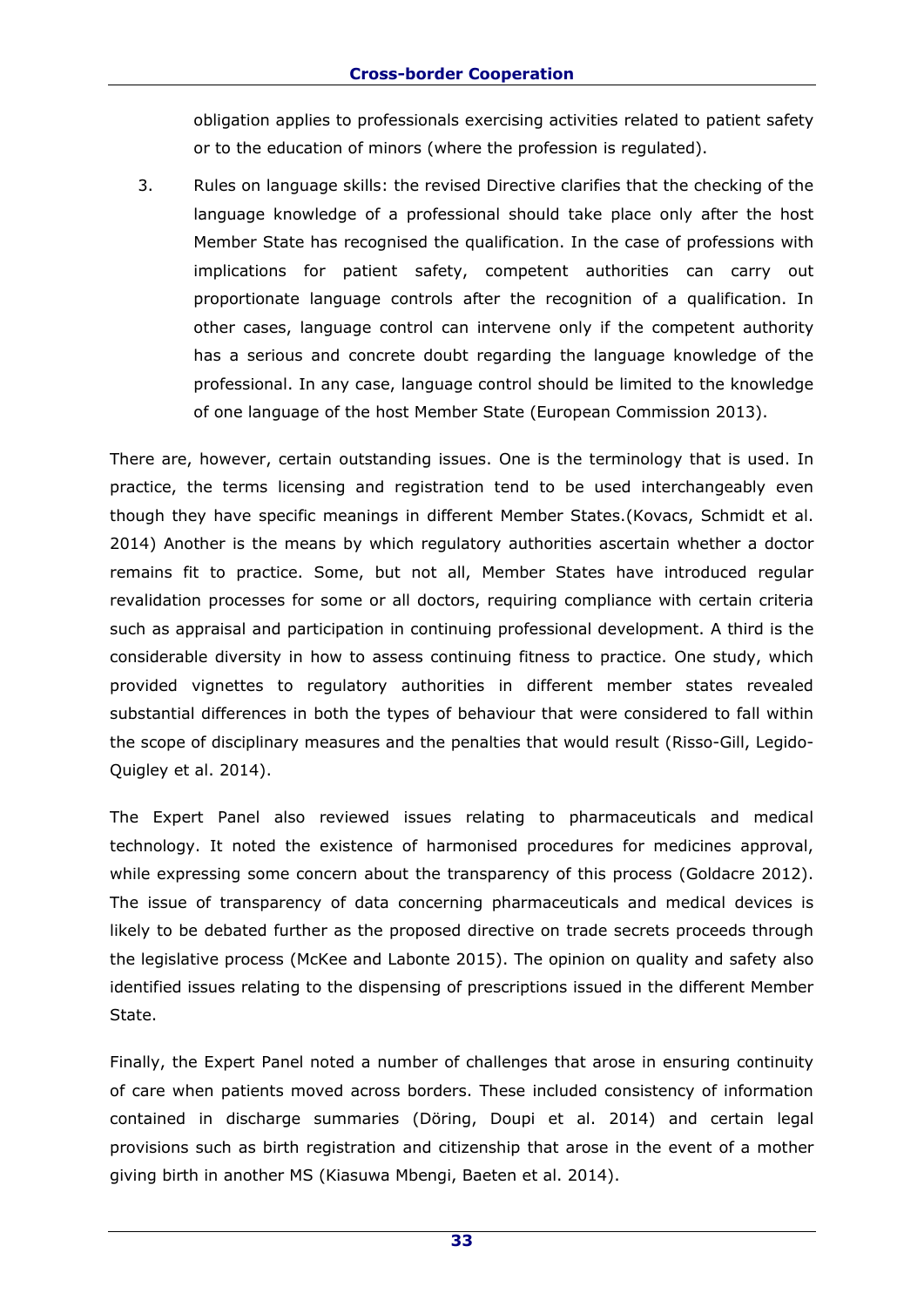obligation applies to professionals exercising activities related to patient safety or to the education of minors (where the profession is regulated).

3. Rules on language skills: the revised Directive clarifies that the checking of the language knowledge of a professional should take place only after the host Member State has recognised the qualification. In the case of professions with implications for patient safety, competent authorities can carry out proportionate language controls after the recognition of a qualification. In other cases, language control can intervene only if the competent authority has a serious and concrete doubt regarding the language knowledge of the professional. In any case, language control should be limited to the knowledge of one language of the host Member State (European Commission 2013).

There are, however, certain outstanding issues. One is the terminology that is used. In practice, the terms licensing and registration tend to be used interchangeably even though they have specific meanings in different Member States.(Kovacs, Schmidt et al. 2014) Another is the means by which regulatory authorities ascertain whether a doctor remains fit to practice. Some, but not all, Member States have introduced regular revalidation processes for some or all doctors, requiring compliance with certain criteria such as appraisal and participation in continuing professional development. A third is the considerable diversity in how to assess continuing fitness to practice. One study, which provided vignettes to regulatory authorities in different member states revealed substantial differences in both the types of behaviour that were considered to fall within the scope of disciplinary measures and the penalties that would result (Risso-Gill, Legido-Quigley et al. 2014).

The Expert Panel also reviewed issues relating to pharmaceuticals and medical technology. It noted the existence of harmonised procedures for medicines approval, while expressing some concern about the transparency of this process (Goldacre 2012). The issue of transparency of data concerning pharmaceuticals and medical devices is likely to be debated further as the proposed directive on trade secrets proceeds through the legislative process (McKee and Labonte 2015). The opinion on quality and safety also identified issues relating to the dispensing of prescriptions issued in the different Member State.

Finally, the Expert Panel noted a number of challenges that arose in ensuring continuity of care when patients moved across borders. These included consistency of information contained in discharge summaries (Döring, Doupi et al. 2014) and certain legal provisions such as birth registration and citizenship that arose in the event of a mother giving birth in another MS (Kiasuwa Mbengi, Baeten et al. 2014).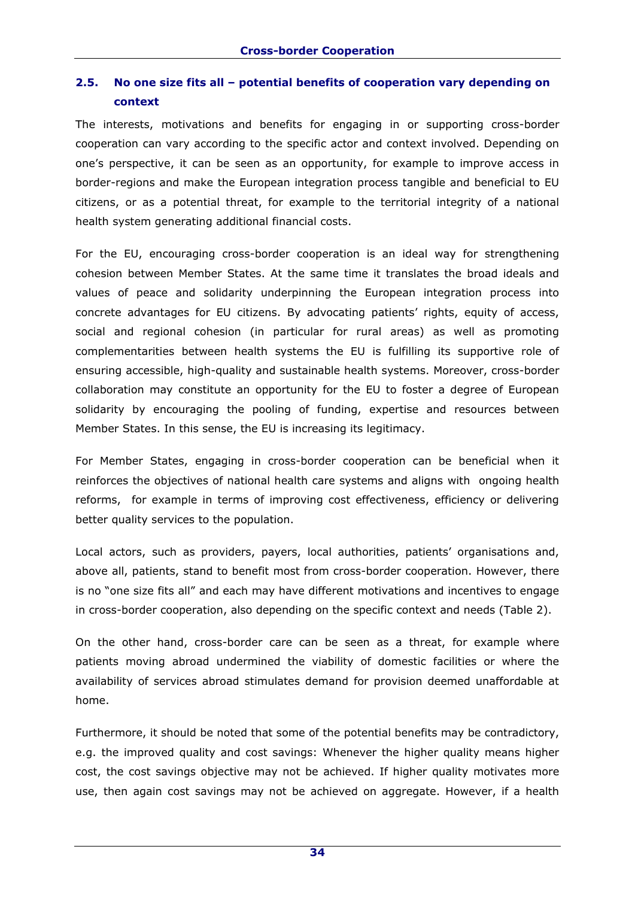### 2.5. No one size fits all – potential benefits of cooperation vary depending on context

The interests, motivations and benefits for engaging in or supporting cross-border cooperation can vary according to the specific actor and context involved. Depending on one's perspective, it can be seen as an opportunity, for example to improve access in border-regions and make the European integration process tangible and beneficial to EU citizens, or as a potential threat, for example to the territorial integrity of a national health system generating additional financial costs.

For the EU, encouraging cross-border cooperation is an ideal way for strengthening cohesion between Member States. At the same time it translates the broad ideals and values of peace and solidarity underpinning the European integration process into concrete advantages for EU citizens. By advocating patients' rights, equity of access, social and regional cohesion (in particular for rural areas) as well as promoting complementarities between health systems the EU is fulfilling its supportive role of ensuring accessible, high-quality and sustainable health systems. Moreover, cross-border collaboration may constitute an opportunity for the EU to foster a degree of European solidarity by encouraging the pooling of funding, expertise and resources between Member States. In this sense, the EU is increasing its legitimacy.

For Member States, engaging in cross-border cooperation can be beneficial when it reinforces the objectives of national health care systems and aligns with ongoing health reforms, for example in terms of improving cost effectiveness, efficiency or delivering better quality services to the population.

Local actors, such as providers, payers, local authorities, patients' organisations and, above all, patients, stand to benefit most from cross-border cooperation. However, there is no "one size fits all" and each may have different motivations and incentives to engage in cross-border cooperation, also depending on the specific context and needs (Table 2).

On the other hand, cross-border care can be seen as a threat, for example where patients moving abroad undermined the viability of domestic facilities or where the availability of services abroad stimulates demand for provision deemed unaffordable at home.

Furthermore, it should be noted that some of the potential benefits may be contradictory, e.g. the improved quality and cost savings: Whenever the higher quality means higher cost, the cost savings objective may not be achieved. If higher quality motivates more use, then again cost savings may not be achieved on aggregate. However, if a health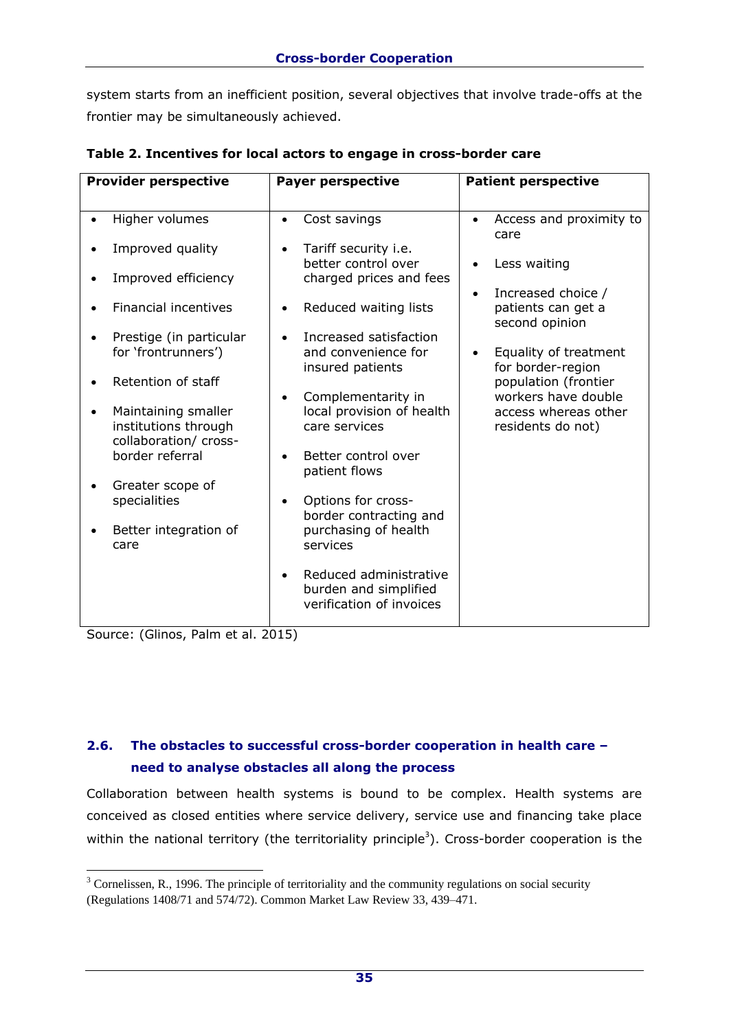system starts from an inefficient position, several objectives that involve trade-offs at the frontier may be simultaneously achieved.

**Table 2. Incentives for local actors to engage in cross-border care**

| Provider perspective | Payer perspective | Patient perspective |
|---|---|---|
| • Higher volumes<br>• Improved quality<br>• Improved efficiency<br>• Financial incentives<br>• Prestige (in particular for 'frontrunners')<br>• Retention of staff<br>• Maintaining smaller institutions through collaboration/ cross-border referral<br>• Greater scope of specialities<br>• Better integration of care | • Cost savings<br>• Tariff security i.e. better control over charged prices and fees<br>• Reduced waiting lists<br>• Increased satisfaction and convenience for insured patients<br>• Complementarity in local provision of health care services<br>• Better control over patient flows<br>• Options for cross-border contracting and purchasing of health services<br>• Reduced administrative burden and simplified verification of invoices | • Access and proximity to care<br>• Less waiting<br>• Increased choice / patients can get a second opinion<br>• Equality of treatment for border-region population (frontier workers have double access whereas other residents do not) |

Source: (Glinos, Palm et al. 2015)

## 2.6. The obstacles to successful cross-border cooperation in health care – need to analyse obstacles all along the process

Collaboration between health systems is bound to be complex. Health systems are conceived as closed entities where service delivery, service use and financing take place within the national territory (the territoriality principle[3]). Cross-border cooperation is the

[3] Cornelissen, R., 1996. The principle of territoriality and the community regulations on social security (Regulations 1408/71 and 574/72). Common Market Law Review 33, 439–471.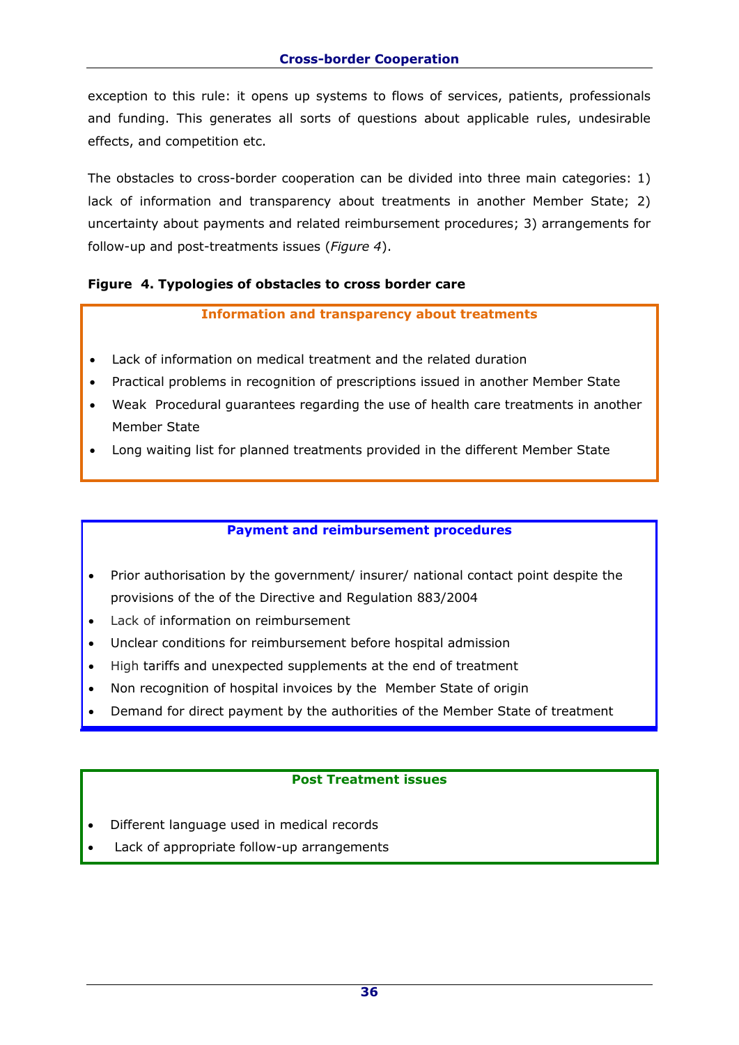exception to this rule: it opens up systems to flows of services, patients, professionals and funding. This generates all sorts of questions about applicable rules, undesirable effects, and competition etc.

The obstacles to cross-border cooperation can be divided into three main categories: 1) lack of information and transparency about treatments in another Member State; 2) uncertainty about payments and related reimbursement procedures; 3) arrangements for follow-up and post-treatments issues (*Figure 4*).

**Figure 4. Typologies of obstacles to cross border care**

**Information and transparency about treatments**

- Lack of information on medical treatment and the related duration
- Practical problems in recognition of prescriptions issued in another Member State
- Weak Procedural guarantees regarding the use of health care treatments in another Member State
- Long waiting list for planned treatments provided in the different Member State

**Payment and reimbursement procedures**

- Prior authorisation by the government/ insurer/ national contact point despite the provisions of the of the Directive and Regulation 883/2004
- Lack of information on reimbursement
- Unclear conditions for reimbursement before hospital admission
- High tariffs and unexpected supplements at the end of treatment
- Non recognition of hospital invoices by the Member State of origin
- Demand for direct payment by the authorities of the Member State of treatment

**Post Treatment issues**

- Different language used in medical records
- Lack of appropriate follow-up arrangements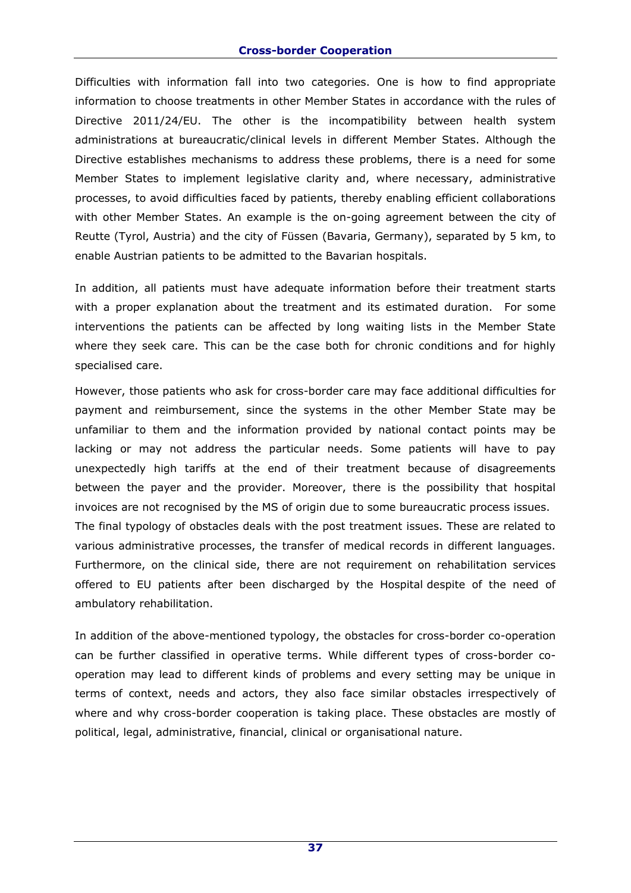Difficulties with information fall into two categories. One is how to find appropriate information to choose treatments in other Member States in accordance with the rules of Directive 2011/24/EU. The other is the incompatibility between health system administrations at bureaucratic/clinical levels in different Member States. Although the Directive establishes mechanisms to address these problems, there is a need for some Member States to implement legislative clarity and, where necessary, administrative processes, to avoid difficulties faced by patients, thereby enabling efficient collaborations with other Member States. An example is the on-going agreement between the city of Reutte (Tyrol, Austria) and the city of Füssen (Bavaria, Germany), separated by 5 km, to enable Austrian patients to be admitted to the Bavarian hospitals.

In addition, all patients must have adequate information before their treatment starts with a proper explanation about the treatment and its estimated duration. For some interventions the patients can be affected by long waiting lists in the Member State where they seek care. This can be the case both for chronic conditions and for highly specialised care.

However, those patients who ask for cross-border care may face additional difficulties for payment and reimbursement, since the systems in the other Member State may be unfamiliar to them and the information provided by national contact points may be lacking or may not address the particular needs. Some patients will have to pay unexpectedly high tariffs at the end of their treatment because of disagreements between the payer and the provider. Moreover, there is the possibility that hospital invoices are not recognised by the MS of origin due to some bureaucratic process issues.

The final typology of obstacles deals with the post treatment issues. These are related to various administrative processes, the transfer of medical records in different languages. Furthermore, on the clinical side, there are not requirement on rehabilitation services offered to EU patients after been discharged by the Hospital despite of the need of ambulatory rehabilitation.

In addition of the above-mentioned typology, the obstacles for cross-border co-operation can be further classified in operative terms. While different types of cross-border co-operation may lead to different kinds of problems and every setting may be unique in terms of context, needs and actors, they also face similar obstacles irrespectively of where and why cross-border cooperation is taking place. These obstacles are mostly of political, legal, administrative, financial, clinical or organisational nature.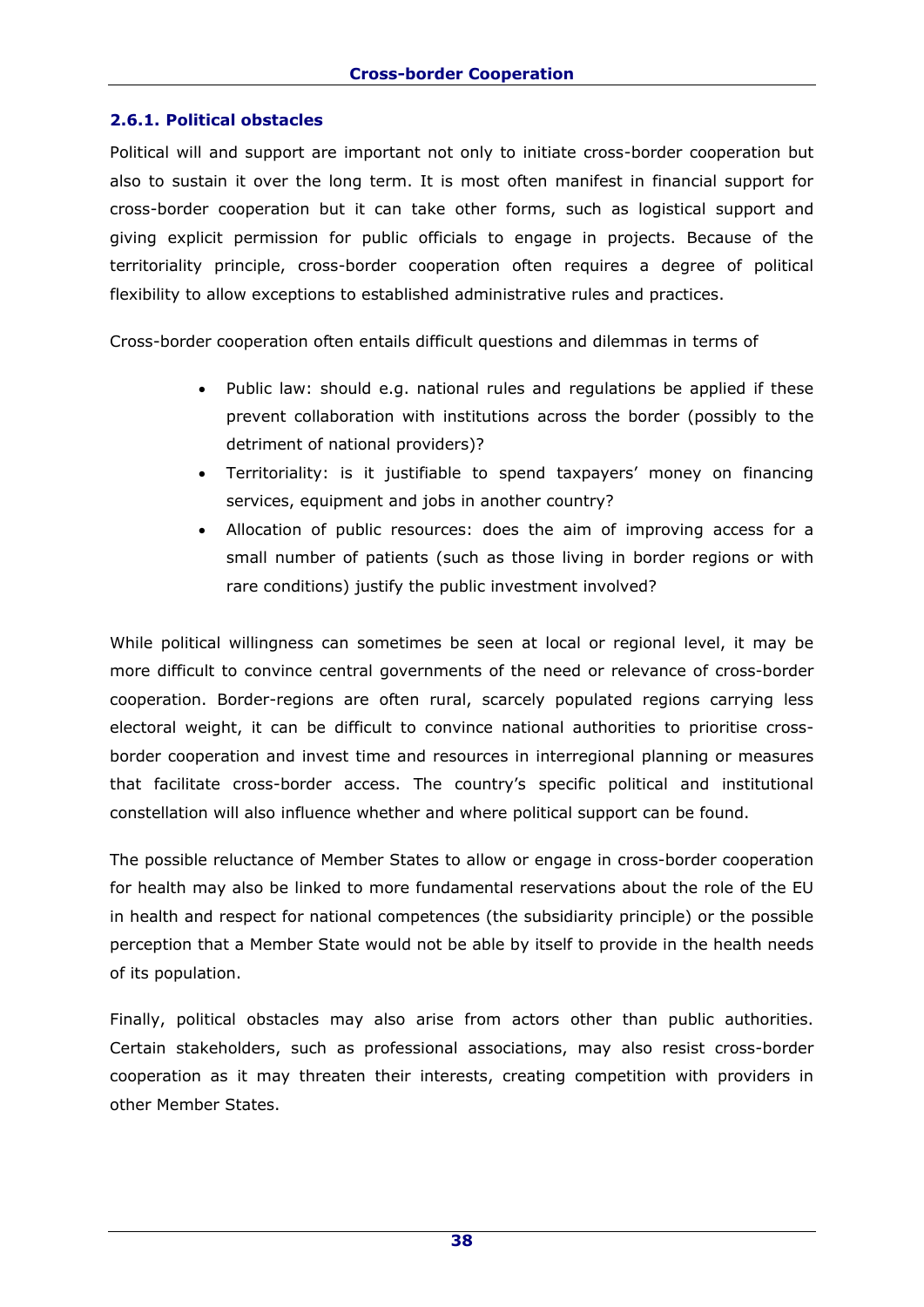### 2.6.1. Political obstacles

Political will and support are important not only to initiate cross-border cooperation but also to sustain it over the long term. It is most often manifest in financial support for cross-border cooperation but it can take other forms, such as logistical support and giving explicit permission for public officials to engage in projects. Because of the territoriality principle, cross-border cooperation often requires a degree of political flexibility to allow exceptions to established administrative rules and practices.

Cross-border cooperation often entails difficult questions and dilemmas in terms of

- Public law: should e.g. national rules and regulations be applied if these prevent collaboration with institutions across the border (possibly to the detriment of national providers)?
- Territoriality: is it justifiable to spend taxpayers' money on financing services, equipment and jobs in another country?
- Allocation of public resources: does the aim of improving access for a small number of patients (such as those living in border regions or with rare conditions) justify the public investment involved?

While political willingness can sometimes be seen at local or regional level, it may be more difficult to convince central governments of the need or relevance of cross-border cooperation. Border-regions are often rural, scarcely populated regions carrying less electoral weight, it can be difficult to convince national authorities to prioritise cross-border cooperation and invest time and resources in interregional planning or measures that facilitate cross-border access. The country's specific political and institutional constellation will also influence whether and where political support can be found.

The possible reluctance of Member States to allow or engage in cross-border cooperation for health may also be linked to more fundamental reservations about the role of the EU in health and respect for national competences (the subsidiarity principle) or the possible perception that a Member State would not be able by itself to provide in the health needs of its population.

Finally, political obstacles may also arise from actors other than public authorities. Certain stakeholders, such as professional associations, may also resist cross-border cooperation as it may threaten their interests, creating competition with providers in other Member States.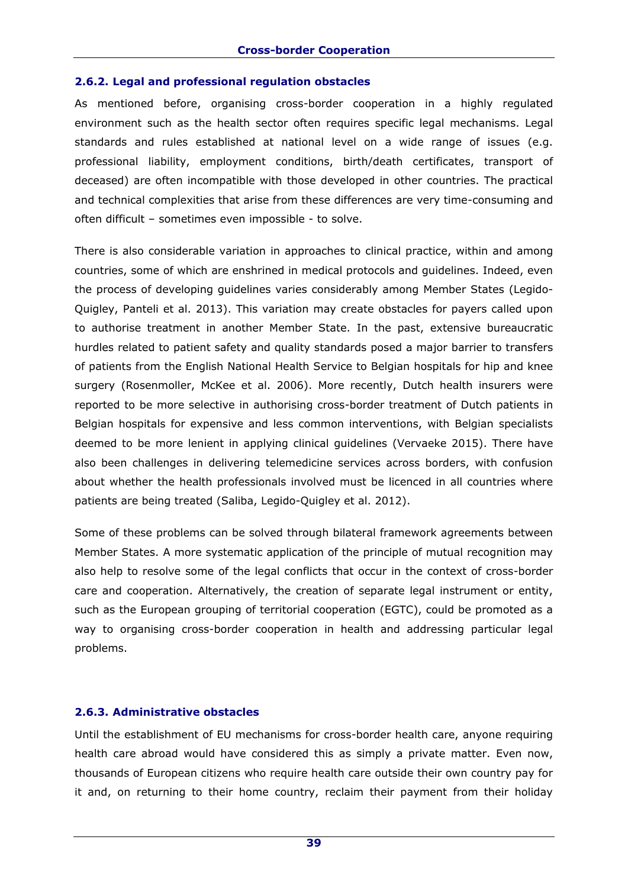### 2.6.2. Legal and professional regulation obstacles

As mentioned before, organising cross-border cooperation in a highly regulated environment such as the health sector often requires specific legal mechanisms. Legal standards and rules established at national level on a wide range of issues (e.g. professional liability, employment conditions, birth/death certificates, transport of deceased) are often incompatible with those developed in other countries. The practical and technical complexities that arise from these differences are very time-consuming and often difficult – sometimes even impossible - to solve.

There is also considerable variation in approaches to clinical practice, within and among countries, some of which are enshrined in medical protocols and guidelines. Indeed, even the process of developing guidelines varies considerably among Member States (Legido-Quigley, Panteli et al. 2013). This variation may create obstacles for payers called upon to authorise treatment in another Member State. In the past, extensive bureaucratic hurdles related to patient safety and quality standards posed a major barrier to transfers of patients from the English National Health Service to Belgian hospitals for hip and knee surgery (Rosenmoller, McKee et al. 2006). More recently, Dutch health insurers were reported to be more selective in authorising cross-border treatment of Dutch patients in Belgian hospitals for expensive and less common interventions, with Belgian specialists deemed to be more lenient in applying clinical guidelines (Vervaeke 2015). There have also been challenges in delivering telemedicine services across borders, with confusion about whether the health professionals involved must be licenced in all countries where patients are being treated (Saliba, Legido-Quigley et al. 2012).

Some of these problems can be solved through bilateral framework agreements between Member States. A more systematic application of the principle of mutual recognition may also help to resolve some of the legal conflicts that occur in the context of cross-border care and cooperation. Alternatively, the creation of separate legal instrument or entity, such as the European grouping of territorial cooperation (EGTC), could be promoted as a way to organising cross-border cooperation in health and addressing particular legal problems.

### 2.6.3. Administrative obstacles

Until the establishment of EU mechanisms for cross-border health care, anyone requiring health care abroad would have considered this as simply a private matter. Even now, thousands of European citizens who require health care outside their own country pay for it and, on returning to their home country, reclaim their payment from their holiday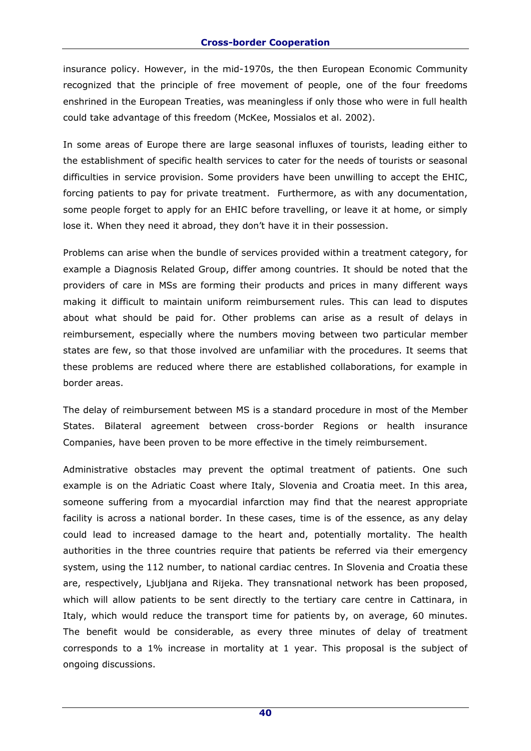insurance policy. However, in the mid-1970s, the then European Economic Community recognized that the principle of free movement of people, one of the four freedoms enshrined in the European Treaties, was meaningless if only those who were in full health could take advantage of this freedom (McKee, Mossialos et al. 2002).

In some areas of Europe there are large seasonal influxes of tourists, leading either to the establishment of specific health services to cater for the needs of tourists or seasonal difficulties in service provision. Some providers have been unwilling to accept the EHIC, forcing patients to pay for private treatment.  Furthermore, as with any documentation, some people forget to apply for an EHIC before travelling, or leave it at home, or simply lose it. When they need it abroad, they don't have it in their possession.

Problems can arise when the bundle of services provided within a treatment category, for example a Diagnosis Related Group, differ among countries. It should be noted that the providers of care in MSs are forming their products and prices in many different ways making it difficult to maintain uniform reimbursement rules. This can lead to disputes about what should be paid for. Other problems can arise as a result of delays in reimbursement, especially where the numbers moving between two particular member states are few, so that those involved are unfamiliar with the procedures. It seems that these problems are reduced where there are established collaborations, for example in border areas.

The delay of reimbursement between MS is a standard procedure in most of the Member States. Bilateral agreement between cross-border Regions or health insurance Companies, have been proven to be more effective in the timely reimbursement.

Administrative obstacles may prevent the optimal treatment of patients. One such example is on the Adriatic Coast where Italy, Slovenia and Croatia meet. In this area, someone suffering from a myocardial infarction may find that the nearest appropriate facility is across a national border. In these cases, time is of the essence, as any delay could lead to increased damage to the heart and, potentially mortality. The health authorities in the three countries require that patients be referred via their emergency system, using the 112 number, to national cardiac centres. In Slovenia and Croatia these are, respectively, Ljubljana and Rijeka. They transnational network has been proposed, which will allow patients to be sent directly to the tertiary care centre in Cattinara, in Italy, which would reduce the transport time for patients by, on average, 60 minutes. The benefit would be considerable, as every three minutes of delay of treatment corresponds to a 1% increase in mortality at 1 year. This proposal is the subject of ongoing discussions.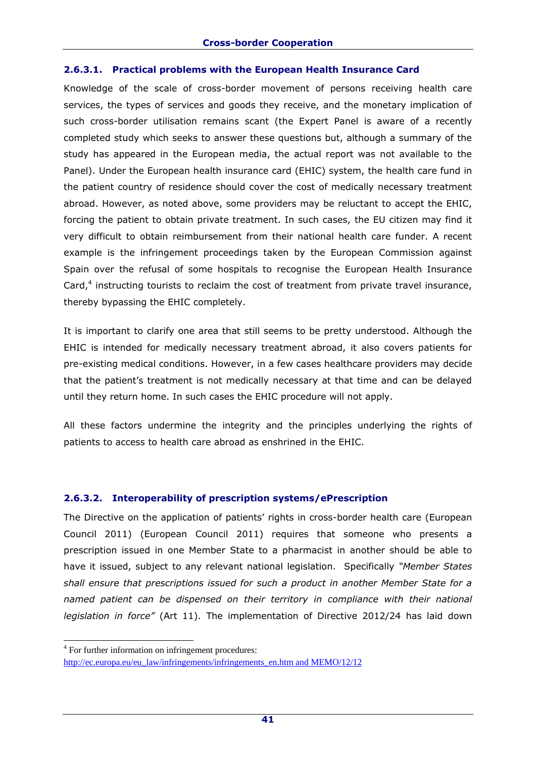#### 2.6.3.1. Practical problems with the European Health Insurance Card

Knowledge of the scale of cross-border movement of persons receiving health care services, the types of services and goods they receive, and the monetary implication of such cross-border utilisation remains scant (the Expert Panel is aware of a recently completed study which seeks to answer these questions but, although a summary of the study has appeared in the European media, the actual report was not available to the Panel). Under the European health insurance card (EHIC) system, the health care fund in the patient country of residence should cover the cost of medically necessary treatment abroad. However, as noted above, some providers may be reluctant to accept the EHIC, forcing the patient to obtain private treatment. In such cases, the EU citizen may find it very difficult to obtain reimbursement from their national health care funder. A recent example is the infringement proceedings taken by the European Commission against Spain over the refusal of some hospitals to recognise the European Health Insurance Card,[4] instructing tourists to reclaim the cost of treatment from private travel insurance, thereby bypassing the EHIC completely.

It is important to clarify one area that still seems to be pretty understood. Although the EHIC is intended for medically necessary treatment abroad, it also covers patients for pre-existing medical conditions. However, in a few cases healthcare providers may decide that the patient's treatment is not medically necessary at that time and can be delayed until they return home. In such cases the EHIC procedure will not apply.

All these factors undermine the integrity and the principles underlying the rights of patients to access to health care abroad as enshrined in the EHIC.

#### 2.6.3.2. Interoperability of prescription systems/ePrescription

The Directive on the application of patients' rights in cross-border health care (European Council 2011) (European Council 2011) requires that someone who presents a prescription issued in one Member State to a pharmacist in another should be able to have it issued, subject to any relevant national legislation. Specifically *"Member States shall ensure that prescriptions issued for such a product in another Member State for a named patient can be dispensed on their territory in compliance with their national legislation in force"* (Art 11). The implementation of Directive 2012/24 has laid down

[4] For further information on infringement procedures: http://ec.europa.eu/eu_law/infringements/infringements_en.htm and MEMO/12/12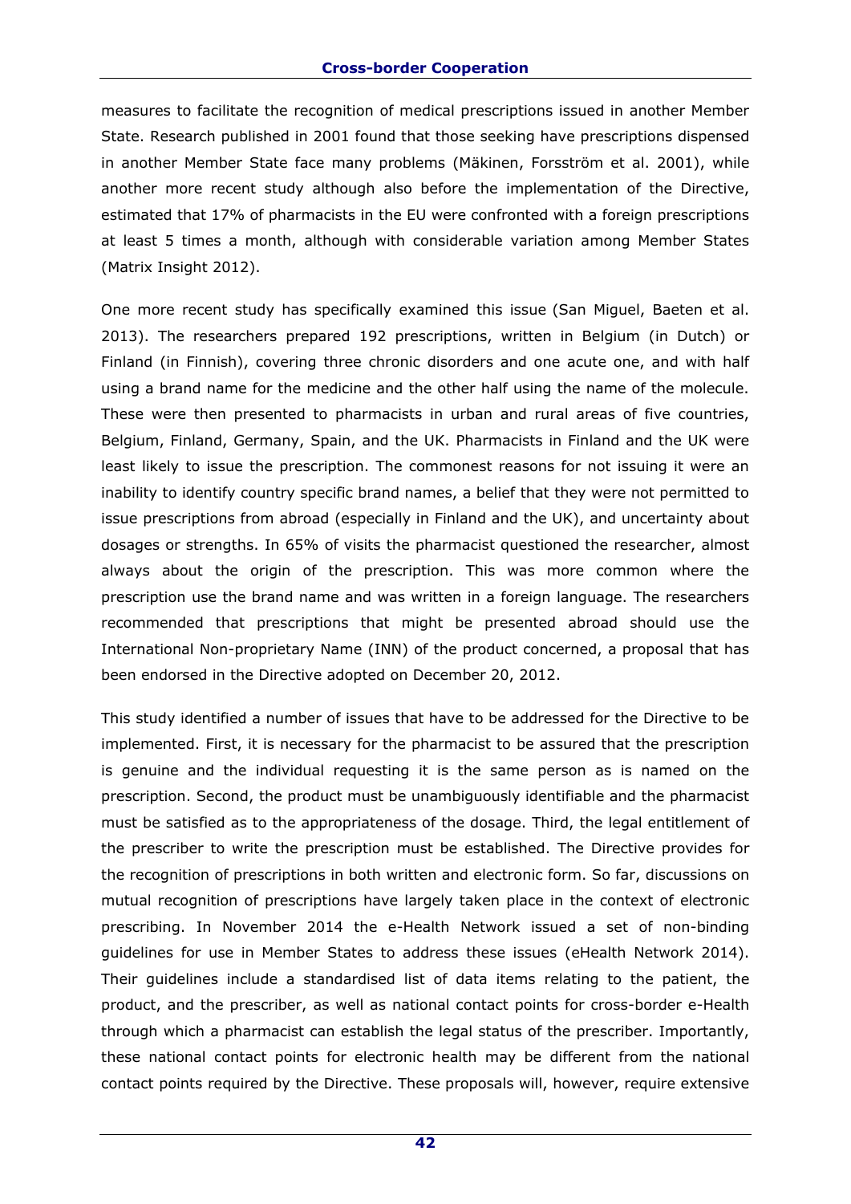measures to facilitate the recognition of medical prescriptions issued in another Member State. Research published in 2001 found that those seeking have prescriptions dispensed in another Member State face many problems (Mäkinen, Forsström et al. 2001), while another more recent study although also before the implementation of the Directive, estimated that 17% of pharmacists in the EU were confronted with a foreign prescriptions at least 5 times a month, although with considerable variation among Member States (Matrix Insight 2012).

One more recent study has specifically examined this issue (San Miguel, Baeten et al. 2013). The researchers prepared 192 prescriptions, written in Belgium (in Dutch) or Finland (in Finnish), covering three chronic disorders and one acute one, and with half using a brand name for the medicine and the other half using the name of the molecule. These were then presented to pharmacists in urban and rural areas of five countries, Belgium, Finland, Germany, Spain, and the UK. Pharmacists in Finland and the UK were least likely to issue the prescription. The commonest reasons for not issuing it were an inability to identify country specific brand names, a belief that they were not permitted to issue prescriptions from abroad (especially in Finland and the UK), and uncertainty about dosages or strengths. In 65% of visits the pharmacist questioned the researcher, almost always about the origin of the prescription. This was more common where the prescription use the brand name and was written in a foreign language. The researchers recommended that prescriptions that might be presented abroad should use the International Non-proprietary Name (INN) of the product concerned, a proposal that has been endorsed in the Directive adopted on December 20, 2012.

This study identified a number of issues that have to be addressed for the Directive to be implemented. First, it is necessary for the pharmacist to be assured that the prescription is genuine and the individual requesting it is the same person as is named on the prescription. Second, the product must be unambiguously identifiable and the pharmacist must be satisfied as to the appropriateness of the dosage. Third, the legal entitlement of the prescriber to write the prescription must be established. The Directive provides for the recognition of prescriptions in both written and electronic form. So far, discussions on mutual recognition of prescriptions have largely taken place in the context of electronic prescribing. In November 2014 the e-Health Network issued a set of non-binding guidelines for use in Member States to address these issues (eHealth Network 2014). Their guidelines include a standardised list of data items relating to the patient, the product, and the prescriber, as well as national contact points for cross-border e-Health through which a pharmacist can establish the legal status of the prescriber. Importantly, these national contact points for electronic health may be different from the national contact points required by the Directive. These proposals will, however, require extensive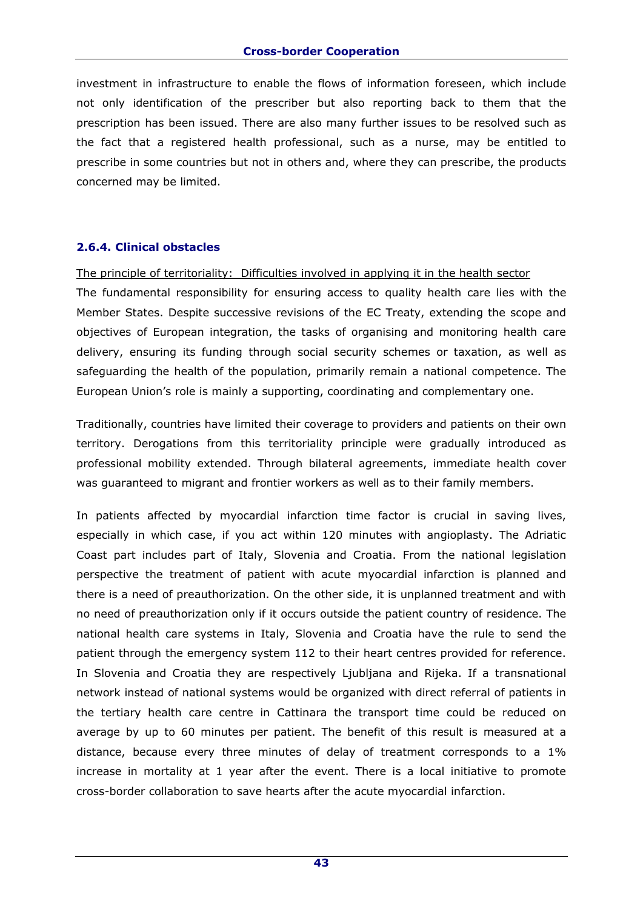investment in infrastructure to enable the flows of information foreseen, which include not only identification of the prescriber but also reporting back to them that the prescription has been issued. There are also many further issues to be resolved such as the fact that a registered health professional, such as a nurse, may be entitled to prescribe in some countries but not in others and, where they can prescribe, the products concerned may be limited.

### 2.6.4. Clinical obstacles

The principle of territoriality: Difficulties involved in applying it in the health sector

The fundamental responsibility for ensuring access to quality health care lies with the Member States. Despite successive revisions of the EC Treaty, extending the scope and objectives of European integration, the tasks of organising and monitoring health care delivery, ensuring its funding through social security schemes or taxation, as well as safeguarding the health of the population, primarily remain a national competence. The European Union's role is mainly a supporting, coordinating and complementary one.

Traditionally, countries have limited their coverage to providers and patients on their own territory. Derogations from this territoriality principle were gradually introduced as professional mobility extended. Through bilateral agreements, immediate health cover was guaranteed to migrant and frontier workers as well as to their family members.

In patients affected by myocardial infarction time factor is crucial in saving lives, especially in which case, if you act within 120 minutes with angioplasty. The Adriatic Coast part includes part of Italy, Slovenia and Croatia. From the national legislation perspective the treatment of patient with acute myocardial infarction is planned and there is a need of preauthorization. On the other side, it is unplanned treatment and with no need of preauthorization only if it occurs outside the patient country of residence. The national health care systems in Italy, Slovenia and Croatia have the rule to send the patient through the emergency system 112 to their heart centres provided for reference. In Slovenia and Croatia they are respectively Ljubljana and Rijeka. If a transnational network instead of national systems would be organized with direct referral of patients in the tertiary health care centre in Cattinara the transport time could be reduced on average by up to 60 minutes per patient. The benefit of this result is measured at a distance, because every three minutes of delay of treatment corresponds to a 1% increase in mortality at 1 year after the event. There is a local initiative to promote cross-border collaboration to save hearts after the acute myocardial infarction.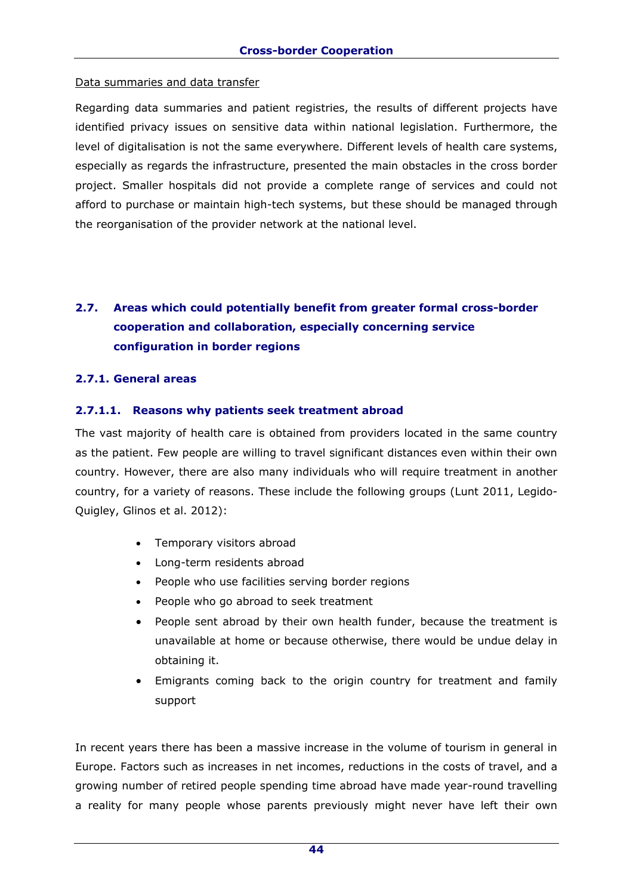Data summaries and data transfer

Regarding data summaries and patient registries, the results of different projects have identified privacy issues on sensitive data within national legislation. Furthermore, the level of digitalisation is not the same everywhere. Different levels of health care systems, especially as regards the infrastructure, presented the main obstacles in the cross border project. Smaller hospitals did not provide a complete range of services and could not afford to purchase or maintain high-tech systems, but these should be managed through the reorganisation of the provider network at the national level.

## 2.7. Areas which could potentially benefit from greater formal cross-border cooperation and collaboration, especially concerning service configuration in border regions

### 2.7.1. General areas

#### 2.7.1.1. Reasons why patients seek treatment abroad

The vast majority of health care is obtained from providers located in the same country as the patient. Few people are willing to travel significant distances even within their own country. However, there are also many individuals who will require treatment in another country, for a variety of reasons. These include the following groups (Lunt 2011, Legido-Quigley, Glinos et al. 2012):

- Temporary visitors abroad
- Long-term residents abroad
- People who use facilities serving border regions
- People who go abroad to seek treatment
- People sent abroad by their own health funder, because the treatment is unavailable at home or because otherwise, there would be undue delay in obtaining it.
- Emigrants coming back to the origin country for treatment and family support

In recent years there has been a massive increase in the volume of tourism in general in Europe. Factors such as increases in net incomes, reductions in the costs of travel, and a growing number of retired people spending time abroad have made year-round travelling a reality for many people whose parents previously might never have left their own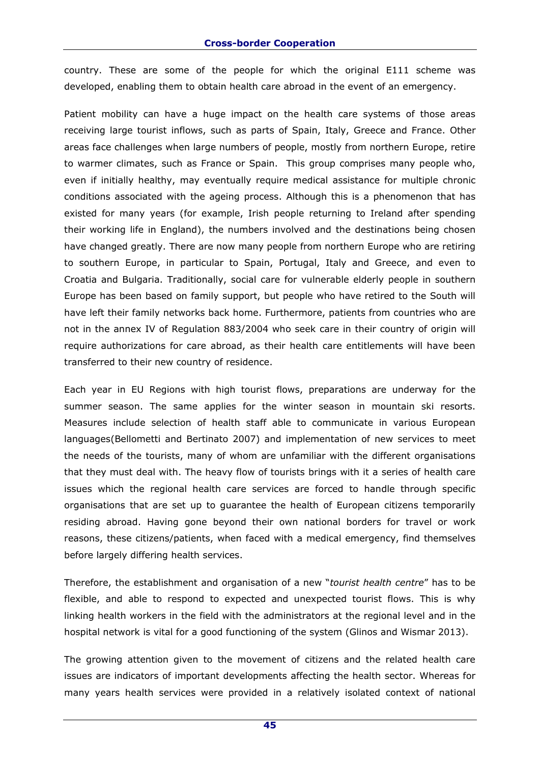country. These are some of the people for which the original E111 scheme was developed, enabling them to obtain health care abroad in the event of an emergency.

Patient mobility can have a huge impact on the health care systems of those areas receiving large tourist inflows, such as parts of Spain, Italy, Greece and France. Other areas face challenges when large numbers of people, mostly from northern Europe, retire to warmer climates, such as France or Spain. This group comprises many people who, even if initially healthy, may eventually require medical assistance for multiple chronic conditions associated with the ageing process. Although this is a phenomenon that has existed for many years (for example, Irish people returning to Ireland after spending their working life in England), the numbers involved and the destinations being chosen have changed greatly. There are now many people from northern Europe who are retiring to southern Europe, in particular to Spain, Portugal, Italy and Greece, and even to Croatia and Bulgaria. Traditionally, social care for vulnerable elderly people in southern Europe has been based on family support, but people who have retired to the South will have left their family networks back home. Furthermore, patients from countries who are not in the annex IV of Regulation 883/2004 who seek care in their country of origin will require authorizations for care abroad, as their health care entitlements will have been transferred to their new country of residence.

Each year in EU Regions with high tourist flows, preparations are underway for the summer season. The same applies for the winter season in mountain ski resorts. Measures include selection of health staff able to communicate in various European languages(Bellometti and Bertinato 2007) and implementation of new services to meet the needs of the tourists, many of whom are unfamiliar with the different organisations that they must deal with. The heavy flow of tourists brings with it a series of health care issues which the regional health care services are forced to handle through specific organisations that are set up to guarantee the health of European citizens temporarily residing abroad. Having gone beyond their own national borders for travel or work reasons, these citizens/patients, when faced with a medical emergency, find themselves before largely differing health services.

Therefore, the establishment and organisation of a new "*tourist health centre*" has to be flexible, and able to respond to expected and unexpected tourist flows. This is why linking health workers in the field with the administrators at the regional level and in the hospital network is vital for a good functioning of the system (Glinos and Wismar 2013).

The growing attention given to the movement of citizens and the related health care issues are indicators of important developments affecting the health sector. Whereas for many years health services were provided in a relatively isolated context of national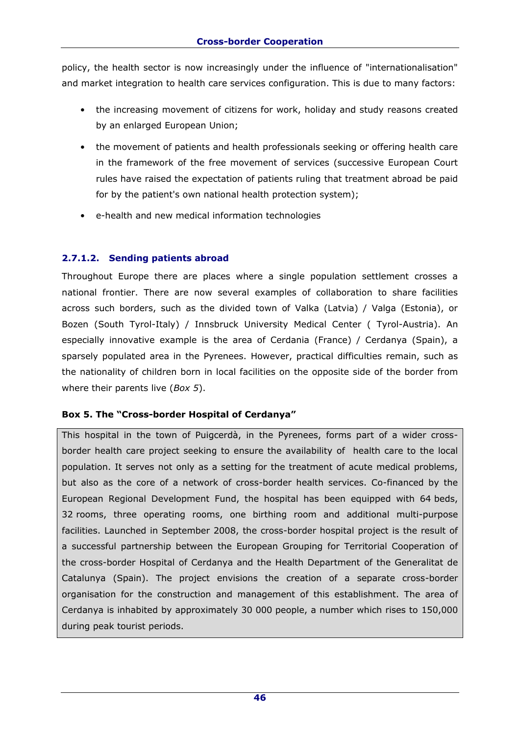policy, the health sector is now increasingly under the influence of "internationalisation" and market integration to health care services configuration. This is due to many factors:

- the increasing movement of citizens for work, holiday and study reasons created by an enlarged European Union;
- the movement of patients and health professionals seeking or offering health care in the framework of the free movement of services (successive European Court rules have raised the expectation of patients ruling that treatment abroad be paid for by the patient's own national health protection system);
- e-health and new medical information technologies

#### 2.7.1.2. Sending patients abroad

Throughout Europe there are places where a single population settlement crosses a national frontier. There are now several examples of collaboration to share facilities across such borders, such as the divided town of Valka (Latvia) / Valga (Estonia), or Bozen (South Tyrol-Italy) / Innsbruck University Medical Center ( Tyrol-Austria). An especially innovative example is the area of Cerdania (France) / Cerdanya (Spain), a sparsely populated area in the Pyrenees. However, practical difficulties remain, such as the nationality of children born in local facilities on the opposite side of the border from where their parents live (*Box 5*).

**Box 5. The "Cross-border Hospital of Cerdanya"**

This hospital in the town of Puigcerdà, in the Pyrenees, forms part of a wider cross-border health care project seeking to ensure the availability of health care to the local population. It serves not only as a setting for the treatment of acute medical problems, but also as the core of a network of cross-border health services. Co-financed by the European Regional Development Fund, the hospital has been equipped with 64 beds, 32 rooms, three operating rooms, one birthing room and additional multi-purpose facilities. Launched in September 2008, the cross-border hospital project is the result of a successful partnership between the European Grouping for Territorial Cooperation of the cross-border Hospital of Cerdanya and the Health Department of the Generalitat de Catalunya (Spain). The project envisions the creation of a separate cross-border organisation for the construction and management of this establishment. The area of Cerdanya is inhabited by approximately 30 000 people, a number which rises to 150,000 during peak tourist periods.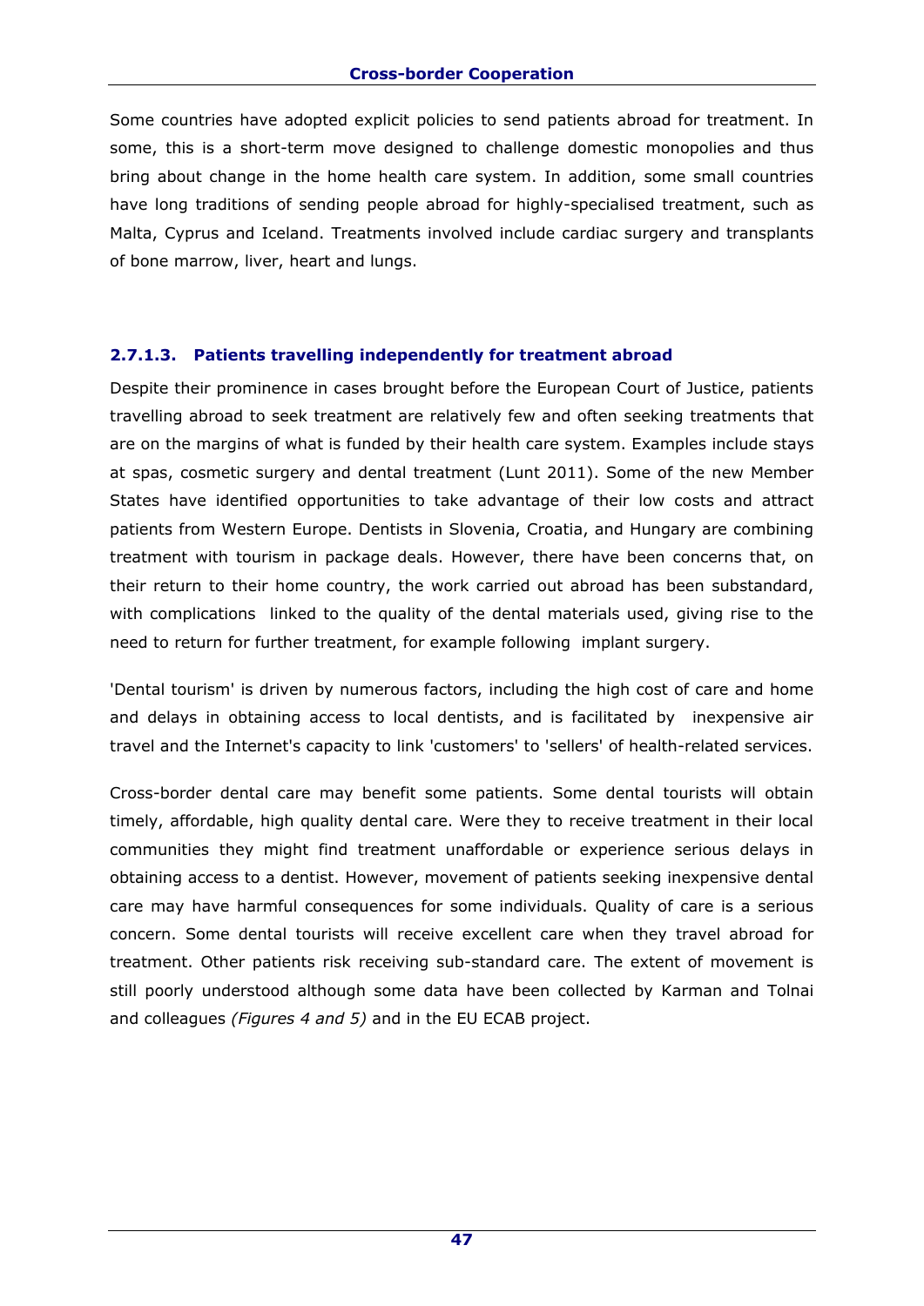Some countries have adopted explicit policies to send patients abroad for treatment. In some, this is a short-term move designed to challenge domestic monopolies and thus bring about change in the home health care system. In addition, some small countries have long traditions of sending people abroad for highly-specialised treatment, such as Malta, Cyprus and Iceland. Treatments involved include cardiac surgery and transplants of bone marrow, liver, heart and lungs.

#### 2.7.1.3. Patients travelling independently for treatment abroad

Despite their prominence in cases brought before the European Court of Justice, patients travelling abroad to seek treatment are relatively few and often seeking treatments that are on the margins of what is funded by their health care system. Examples include stays at spas, cosmetic surgery and dental treatment (Lunt 2011). Some of the new Member States have identified opportunities to take advantage of their low costs and attract patients from Western Europe. Dentists in Slovenia, Croatia, and Hungary are combining treatment with tourism in package deals. However, there have been concerns that, on their return to their home country, the work carried out abroad has been substandard, with complications linked to the quality of the dental materials used, giving rise to the need to return for further treatment, for example following implant surgery.

'Dental tourism' is driven by numerous factors, including the high cost of care and home and delays in obtaining access to local dentists, and is facilitated by inexpensive air travel and the Internet's capacity to link 'customers' to 'sellers' of health-related services.

Cross-border dental care may benefit some patients. Some dental tourists will obtain timely, affordable, high quality dental care. Were they to receive treatment in their local communities they might find treatment unaffordable or experience serious delays in obtaining access to a dentist. However, movement of patients seeking inexpensive dental care may have harmful consequences for some individuals. Quality of care is a serious concern. Some dental tourists will receive excellent care when they travel abroad for treatment. Other patients risk receiving sub-standard care. The extent of movement is still poorly understood although some data have been collected by Karman and Tolnai and colleagues *(Figures 4 and 5)* and in the EU ECAB project.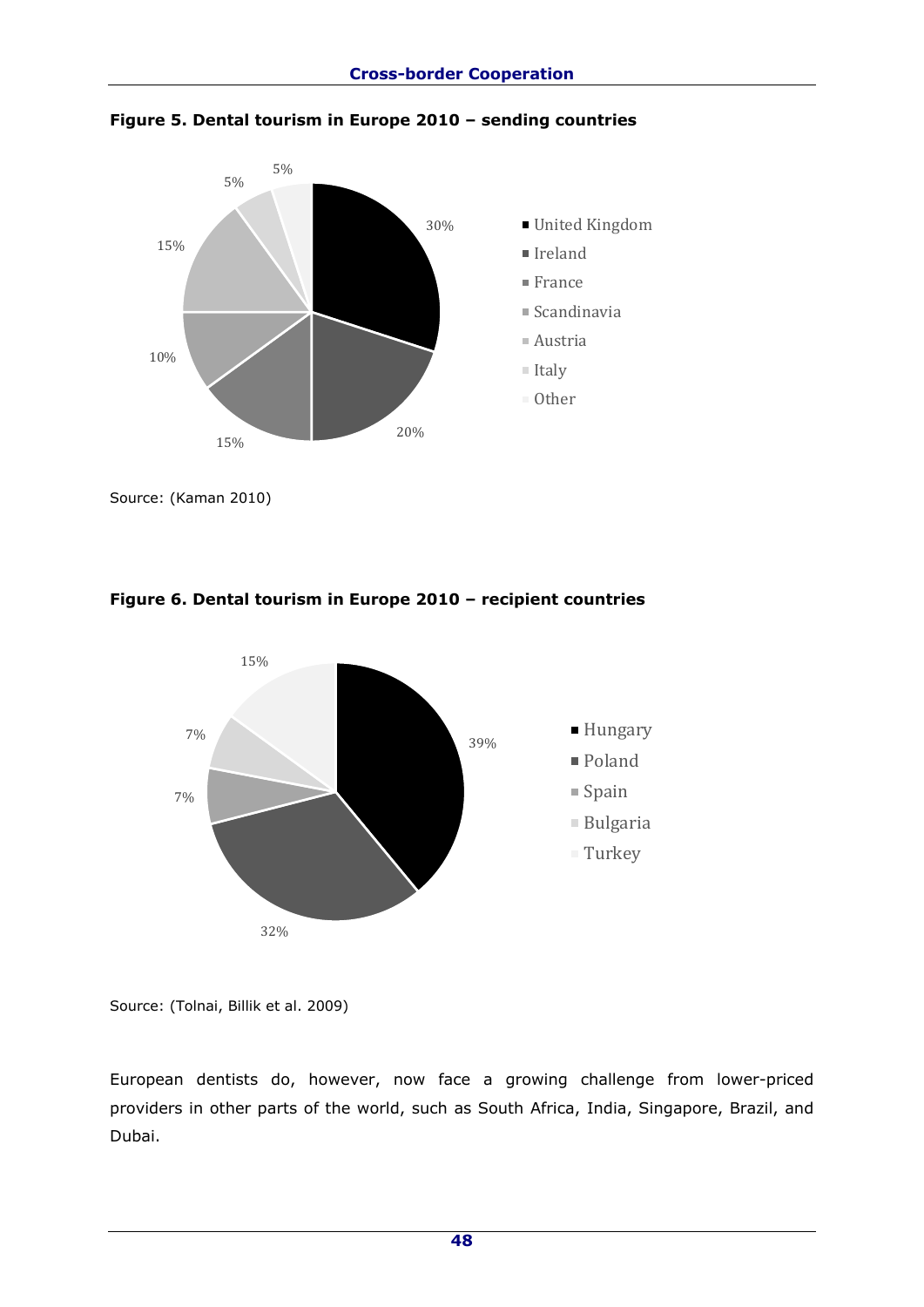**Figure 5. Dental tourism in Europe 2010 – sending countries**

| Country | Share |
|---|---|
| United Kingdom | 30% |
| Ireland | 20% |
| France | 15% |
| Scandinavia | 10% |
| Austria | 15% |
| Italy | 5% |
| Other | 5% |

Source: (Kaman 2010)

**Figure 6. Dental tourism in Europe 2010 – recipient countries**

| Country | Share |
|---|---|
| Hungary | 39% |
| Poland | 32% |
| Spain | 7% |
| Bulgaria | 7% |
| Turkey | 15% |

Source: (Tolnai, Billik et al. 2009)

European dentists do, however, now face a growing challenge from lower-priced providers in other parts of the world, such as South Africa, India, Singapore, Brazil, and Dubai.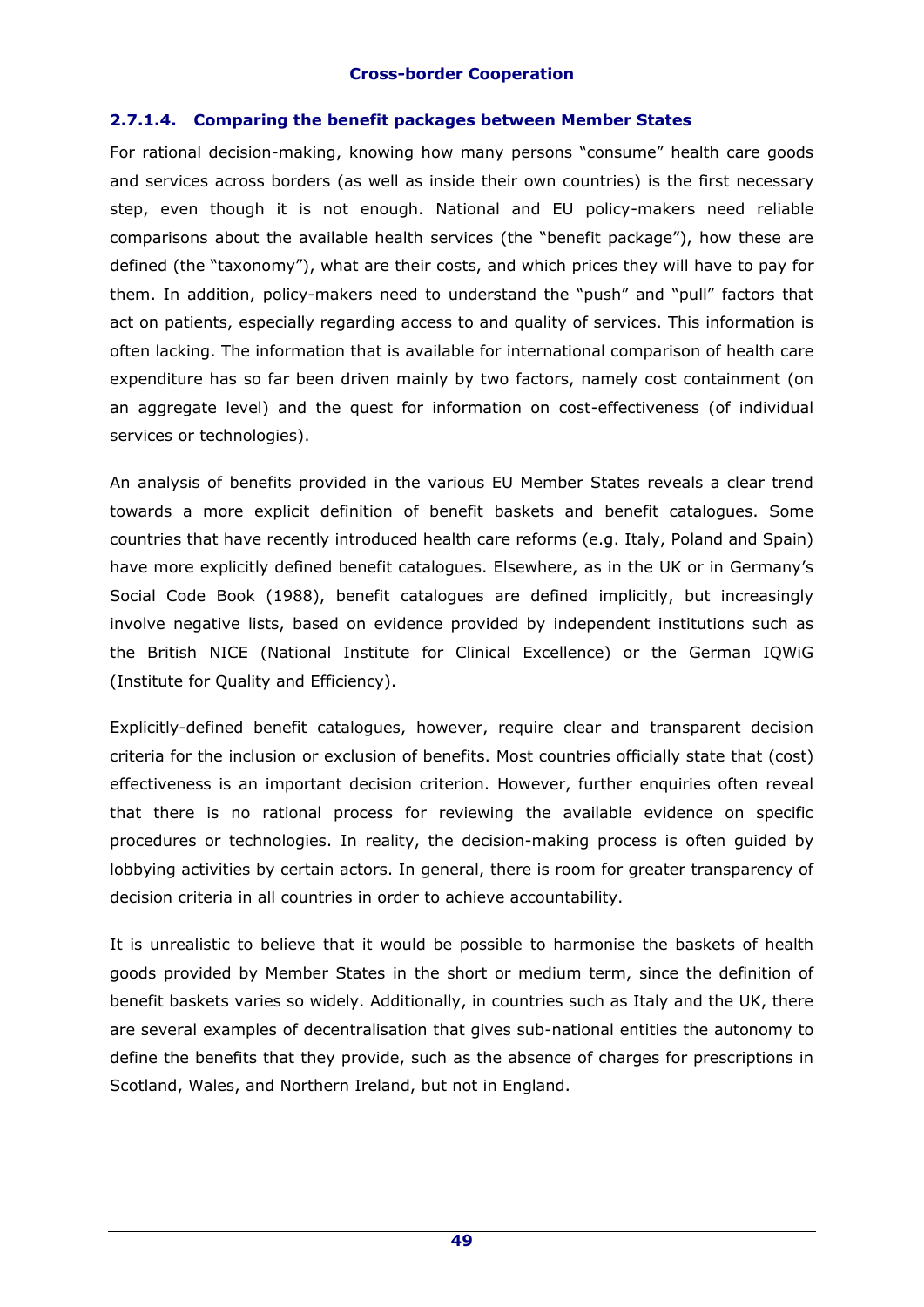#### 2.7.1.4. Comparing the benefit packages between Member States

For rational decision-making, knowing how many persons "consume" health care goods and services across borders (as well as inside their own countries) is the first necessary step, even though it is not enough. National and EU policy-makers need reliable comparisons about the available health services (the "benefit package"), how these are defined (the "taxonomy"), what are their costs, and which prices they will have to pay for them. In addition, policy-makers need to understand the "push" and "pull" factors that act on patients, especially regarding access to and quality of services. This information is often lacking. The information that is available for international comparison of health care expenditure has so far been driven mainly by two factors, namely cost containment (on an aggregate level) and the quest for information on cost-effectiveness (of individual services or technologies).

An analysis of benefits provided in the various EU Member States reveals a clear trend towards a more explicit definition of benefit baskets and benefit catalogues. Some countries that have recently introduced health care reforms (e.g. Italy, Poland and Spain) have more explicitly defined benefit catalogues. Elsewhere, as in the UK or in Germany's Social Code Book (1988), benefit catalogues are defined implicitly, but increasingly involve negative lists, based on evidence provided by independent institutions such as the British NICE (National Institute for Clinical Excellence) or the German IQWiG (Institute for Quality and Efficiency).

Explicitly-defined benefit catalogues, however, require clear and transparent decision criteria for the inclusion or exclusion of benefits. Most countries officially state that (cost) effectiveness is an important decision criterion. However, further enquiries often reveal that there is no rational process for reviewing the available evidence on specific procedures or technologies. In reality, the decision-making process is often guided by lobbying activities by certain actors. In general, there is room for greater transparency of decision criteria in all countries in order to achieve accountability.

It is unrealistic to believe that it would be possible to harmonise the baskets of health goods provided by Member States in the short or medium term, since the definition of benefit baskets varies so widely. Additionally, in countries such as Italy and the UK, there are several examples of decentralisation that gives sub-national entities the autonomy to define the benefits that they provide, such as the absence of charges for prescriptions in Scotland, Wales, and Northern Ireland, but not in England.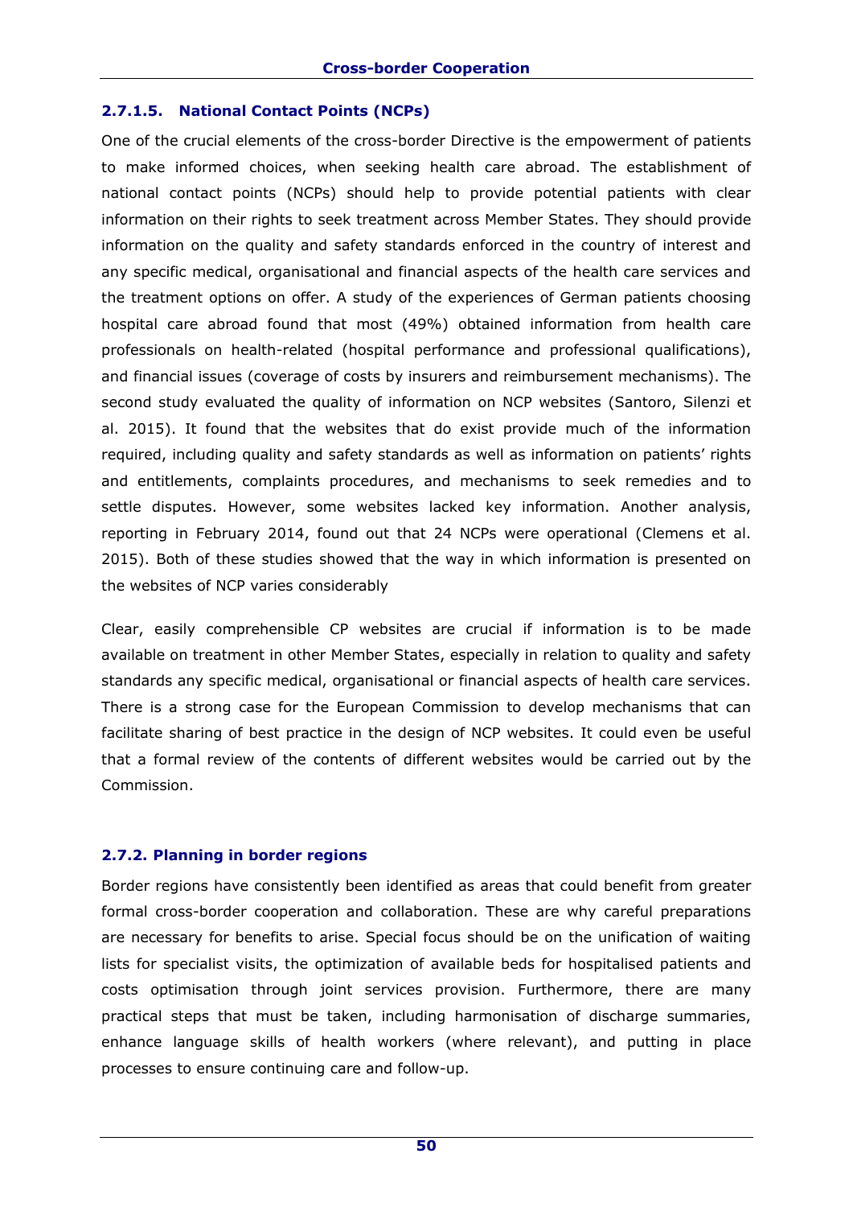#### 2.7.1.5. National Contact Points (NCPs)

One of the crucial elements of the cross-border Directive is the empowerment of patients to make informed choices, when seeking health care abroad. The establishment of national contact points (NCPs) should help to provide potential patients with clear information on their rights to seek treatment across Member States. They should provide information on the quality and safety standards enforced in the country of interest and any specific medical, organisational and financial aspects of the health care services and the treatment options on offer. A study of the experiences of German patients choosing hospital care abroad found that most (49%) obtained information from health care professionals on health-related (hospital performance and professional qualifications), and financial issues (coverage of costs by insurers and reimbursement mechanisms). The second study evaluated the quality of information on NCP websites (Santoro, Silenzi et al. 2015). It found that the websites that do exist provide much of the information required, including quality and safety standards as well as information on patients' rights and entitlements, complaints procedures, and mechanisms to seek remedies and to settle disputes. However, some websites lacked key information. Another analysis, reporting in February 2014, found out that 24 NCPs were operational (Clemens et al. 2015). Both of these studies showed that the way in which information is presented on the websites of NCP varies considerably

Clear, easily comprehensible CP websites are crucial if information is to be made available on treatment in other Member States, especially in relation to quality and safety standards any specific medical, organisational or financial aspects of health care services. There is a strong case for the European Commission to develop mechanisms that can facilitate sharing of best practice in the design of NCP websites. It could even be useful that a formal review of the contents of different websites would be carried out by the Commission.

### 2.7.2. Planning in border regions

Border regions have consistently been identified as areas that could benefit from greater formal cross-border cooperation and collaboration. These are why careful preparations are necessary for benefits to arise. Special focus should be on the unification of waiting lists for specialist visits, the optimization of available beds for hospitalised patients and costs optimisation through joint services provision. Furthermore, there are many practical steps that must be taken, including harmonisation of discharge summaries, enhance language skills of health workers (where relevant), and putting in place processes to ensure continuing care and follow-up.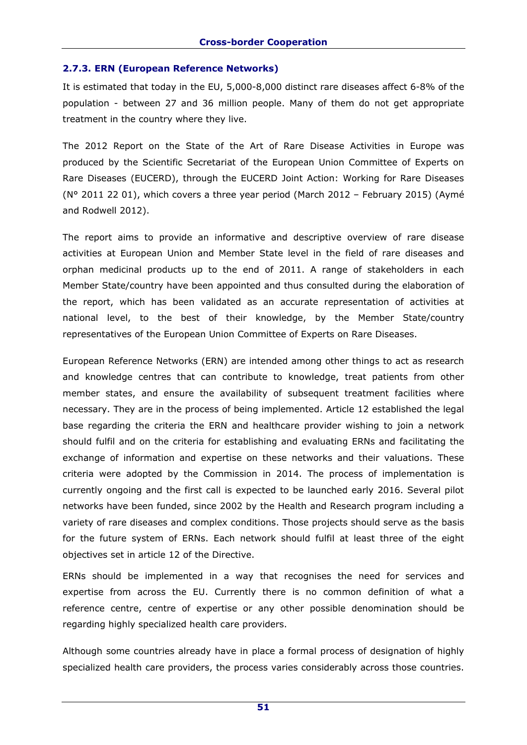### 2.7.3. ERN (European Reference Networks)

It is estimated that today in the EU, 5,000-8,000 distinct rare diseases affect 6-8% of the population - between 27 and 36 million people. Many of them do not get appropriate treatment in the country where they live.

The 2012 Report on the State of the Art of Rare Disease Activities in Europe was produced by the Scientific Secretariat of the European Union Committee of Experts on Rare Diseases (EUCERD), through the EUCERD Joint Action: Working for Rare Diseases (N° 2011 22 01), which covers a three year period (March 2012 – February 2015) (Aymé and Rodwell 2012).

The report aims to provide an informative and descriptive overview of rare disease activities at European Union and Member State level in the field of rare diseases and orphan medicinal products up to the end of 2011. A range of stakeholders in each Member State/country have been appointed and thus consulted during the elaboration of the report, which has been validated as an accurate representation of activities at national level, to the best of their knowledge, by the Member State/country representatives of the European Union Committee of Experts on Rare Diseases.

European Reference Networks (ERN) are intended among other things to act as research and knowledge centres that can contribute to knowledge, treat patients from other member states, and ensure the availability of subsequent treatment facilities where necessary. They are in the process of being implemented. Article 12 established the legal base regarding the criteria the ERN and healthcare provider wishing to join a network should fulfil and on the criteria for establishing and evaluating ERNs and facilitating the exchange of information and expertise on these networks and their valuations. These criteria were adopted by the Commission in 2014. The process of implementation is currently ongoing and the first call is expected to be launched early 2016. Several pilot networks have been funded, since 2002 by the Health and Research program including a variety of rare diseases and complex conditions. Those projects should serve as the basis for the future system of ERNs. Each network should fulfil at least three of the eight objectives set in article 12 of the Directive.

ERNs should be implemented in a way that recognises the need for services and expertise from across the EU. Currently there is no common definition of what a reference centre, centre of expertise or any other possible denomination should be regarding highly specialized health care providers.

Although some countries already have in place a formal process of designation of highly specialized health care providers, the process varies considerably across those countries.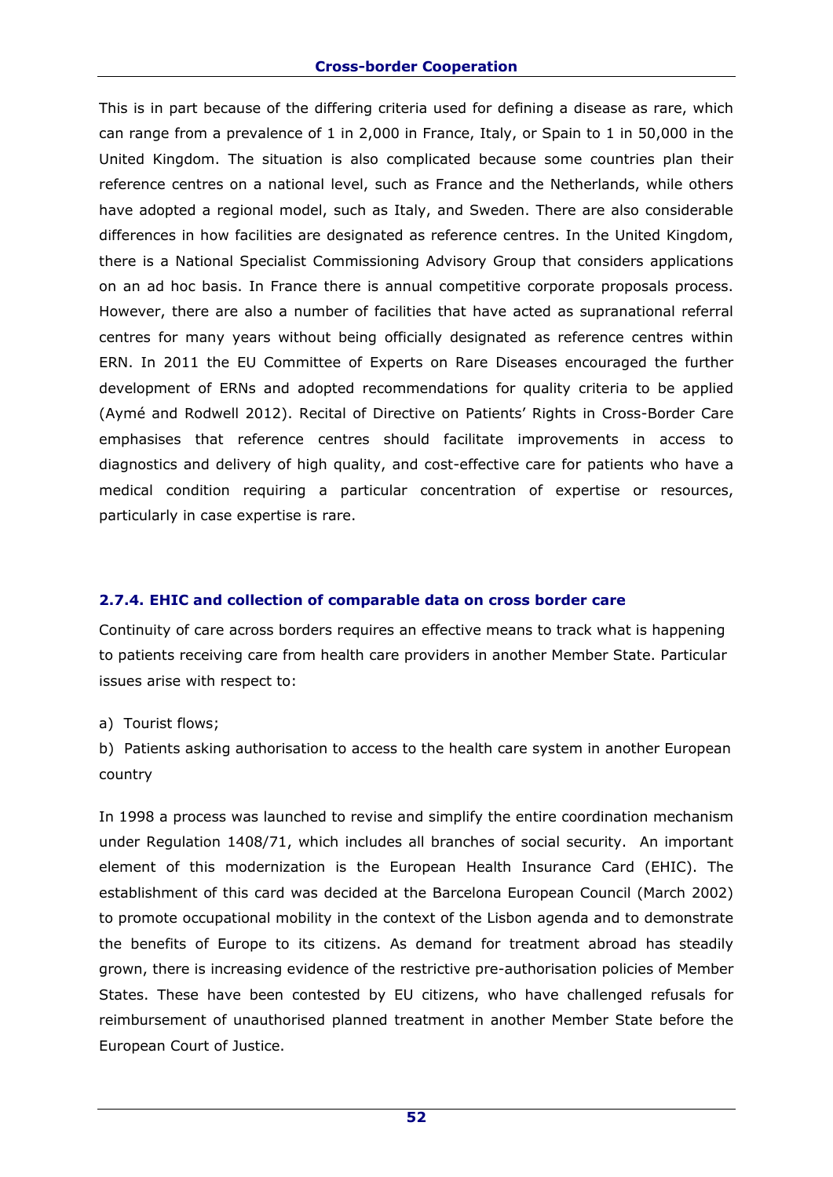This is in part because of the differing criteria used for defining a disease as rare, which can range from a prevalence of 1 in 2,000 in France, Italy, or Spain to 1 in 50,000 in the United Kingdom. The situation is also complicated because some countries plan their reference centres on a national level, such as France and the Netherlands, while others have adopted a regional model, such as Italy, and Sweden. There are also considerable differences in how facilities are designated as reference centres. In the United Kingdom, there is a National Specialist Commissioning Advisory Group that considers applications on an ad hoc basis. In France there is annual competitive corporate proposals process. However, there are also a number of facilities that have acted as supranational referral centres for many years without being officially designated as reference centres within ERN. In 2011 the EU Committee of Experts on Rare Diseases encouraged the further development of ERNs and adopted recommendations for quality criteria to be applied (Aymé and Rodwell 2012). Recital of Directive on Patients' Rights in Cross-Border Care emphasises that reference centres should facilitate improvements in access to diagnostics and delivery of high quality, and cost-effective care for patients who have a medical condition requiring a particular concentration of expertise or resources, particularly in case expertise is rare.

### 2.7.4. EHIC and collection of comparable data on cross border care

Continuity of care across borders requires an effective means to track what is happening to patients receiving care from health care providers in another Member State. Particular issues arise with respect to:

a) Tourist flows;

b) Patients asking authorisation to access to the health care system in another European country

In 1998 a process was launched to revise and simplify the entire coordination mechanism under Regulation 1408/71, which includes all branches of social security. An important element of this modernization is the European Health Insurance Card (EHIC). The establishment of this card was decided at the Barcelona European Council (March 2002) to promote occupational mobility in the context of the Lisbon agenda and to demonstrate the benefits of Europe to its citizens. As demand for treatment abroad has steadily grown, there is increasing evidence of the restrictive pre-authorisation policies of Member States. These have been contested by EU citizens, who have challenged refusals for reimbursement of unauthorised planned treatment in another Member State before the European Court of Justice.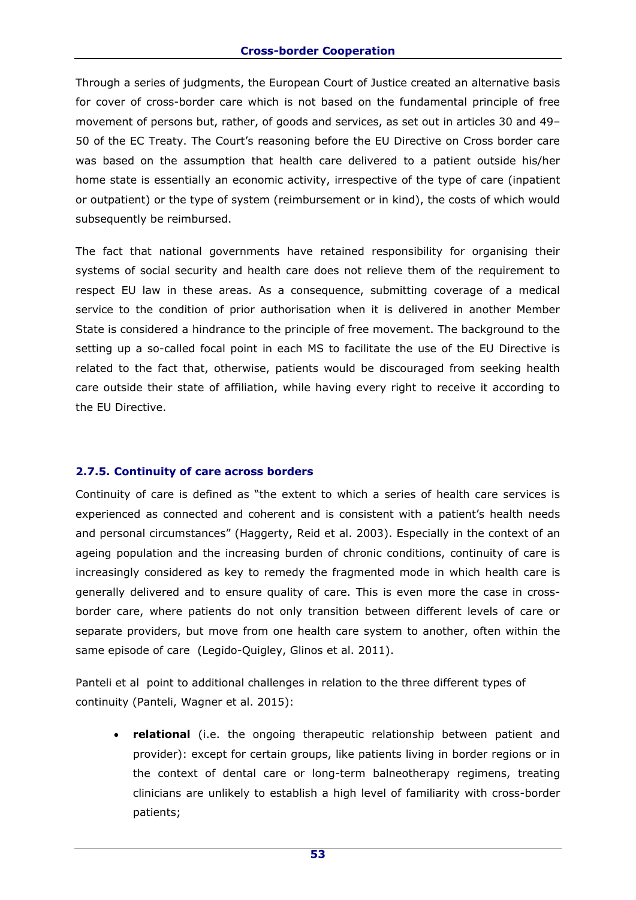Through a series of judgments, the European Court of Justice created an alternative basis for cover of cross-border care which is not based on the fundamental principle of free movement of persons but, rather, of goods and services, as set out in articles 30 and 49–50 of the EC Treaty. The Court's reasoning before the EU Directive on Cross border care was based on the assumption that health care delivered to a patient outside his/her home state is essentially an economic activity, irrespective of the type of care (inpatient or outpatient) or the type of system (reimbursement or in kind), the costs of which would subsequently be reimbursed.

The fact that national governments have retained responsibility for organising their systems of social security and health care does not relieve them of the requirement to respect EU law in these areas. As a consequence, submitting coverage of a medical service to the condition of prior authorisation when it is delivered in another Member State is considered a hindrance to the principle of free movement. The background to the setting up a so-called focal point in each MS to facilitate the use of the EU Directive is related to the fact that, otherwise, patients would be discouraged from seeking health care outside their state of affiliation, while having every right to receive it according to the EU Directive.

### 2.7.5. Continuity of care across borders

Continuity of care is defined as "the extent to which a series of health care services is experienced as connected and coherent and is consistent with a patient's health needs and personal circumstances" (Haggerty, Reid et al. 2003). Especially in the context of an ageing population and the increasing burden of chronic conditions, continuity of care is increasingly considered as key to remedy the fragmented mode in which health care is generally delivered and to ensure quality of care. This is even more the case in cross-border care, where patients do not only transition between different levels of care or separate providers, but move from one health care system to another, often within the same episode of care (Legido-Quigley, Glinos et al. 2011).

Panteli et al point to additional challenges in relation to the three different types of continuity (Panteli, Wagner et al. 2015):

- **relational** (i.e. the ongoing therapeutic relationship between patient and provider): except for certain groups, like patients living in border regions or in the context of dental care or long-term balneotherapy regimens, treating clinicians are unlikely to establish a high level of familiarity with cross-border patients;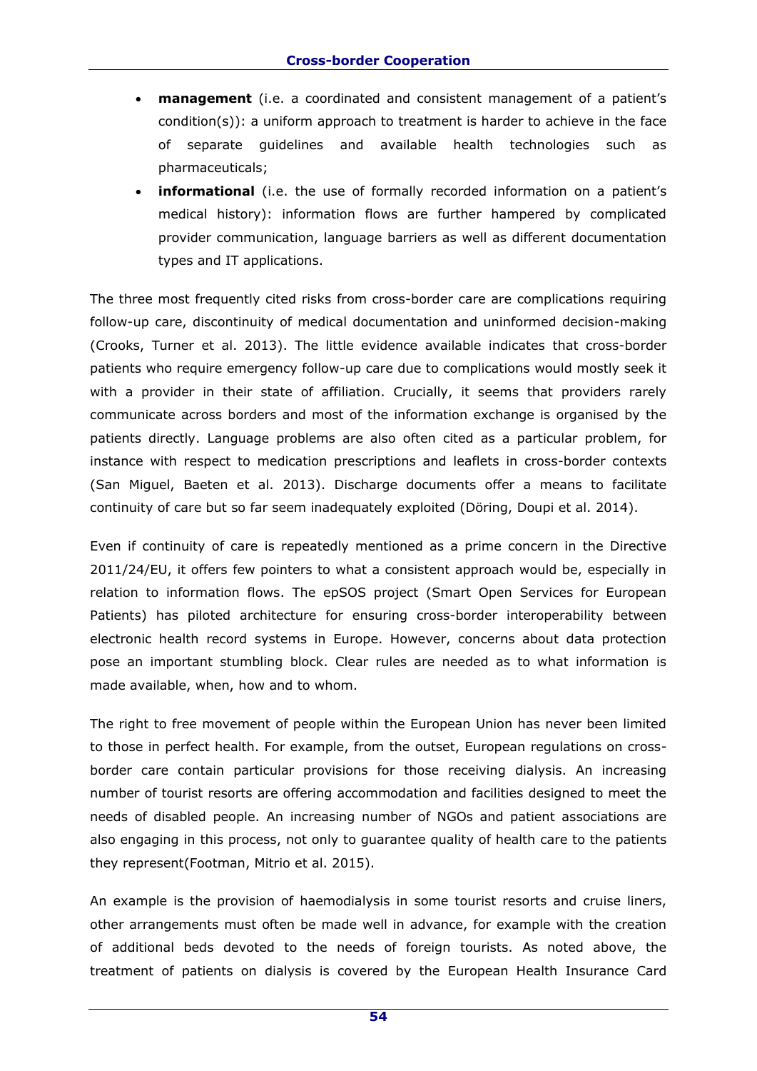- **management** (i.e. a coordinated and consistent management of a patient's condition(s)): a uniform approach to treatment is harder to achieve in the face of separate guidelines and available health technologies such as pharmaceuticals;
- **informational** (i.e. the use of formally recorded information on a patient's medical history): information flows are further hampered by complicated provider communication, language barriers as well as different documentation types and IT applications.

The three most frequently cited risks from cross-border care are complications requiring follow-up care, discontinuity of medical documentation and uninformed decision-making (Crooks, Turner et al. 2013). The little evidence available indicates that cross-border patients who require emergency follow-up care due to complications would mostly seek it with a provider in their state of affiliation. Crucially, it seems that providers rarely communicate across borders and most of the information exchange is organised by the patients directly. Language problems are also often cited as a particular problem, for instance with respect to medication prescriptions and leaflets in cross-border contexts (San Miguel, Baeten et al. 2013). Discharge documents offer a means to facilitate continuity of care but so far seem inadequately exploited (Döring, Doupi et al. 2014).

Even if continuity of care is repeatedly mentioned as a prime concern in the Directive 2011/24/EU, it offers few pointers to what a consistent approach would be, especially in relation to information flows. The epSOS project (Smart Open Services for European Patients) has piloted architecture for ensuring cross-border interoperability between electronic health record systems in Europe. However, concerns about data protection pose an important stumbling block. Clear rules are needed as to what information is made available, when, how and to whom.

The right to free movement of people within the European Union has never been limited to those in perfect health. For example, from the outset, European regulations on cross-border care contain particular provisions for those receiving dialysis. An increasing number of tourist resorts are offering accommodation and facilities designed to meet the needs of disabled people. An increasing number of NGOs and patient associations are also engaging in this process, not only to guarantee quality of health care to the patients they represent(Footman, Mitrio et al. 2015).

An example is the provision of haemodialysis in some tourist resorts and cruise liners, other arrangements must often be made well in advance, for example with the creation of additional beds devoted to the needs of foreign tourists. As noted above, the treatment of patients on dialysis is covered by the European Health Insurance Card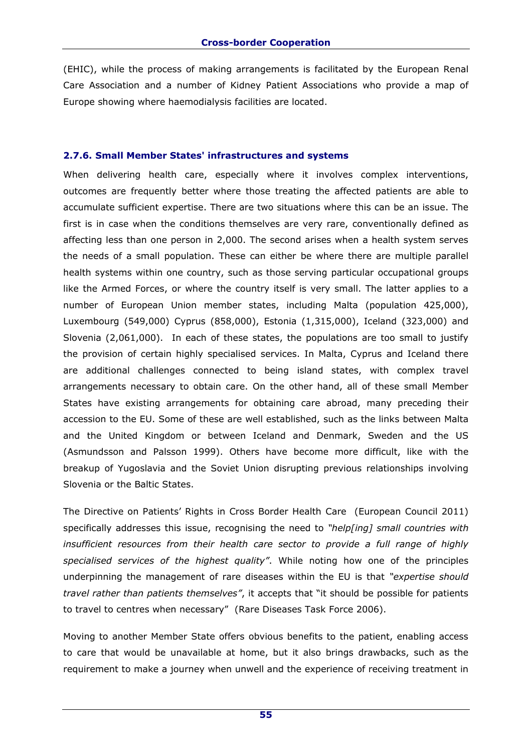(EHIC), while the process of making arrangements is facilitated by the European Renal Care Association and a number of Kidney Patient Associations who provide a map of Europe showing where haemodialysis facilities are located.

### 2.7.6. Small Member States' infrastructures and systems

When delivering health care, especially where it involves complex interventions, outcomes are frequently better where those treating the affected patients are able to accumulate sufficient expertise. There are two situations where this can be an issue. The first is in case when the conditions themselves are very rare, conventionally defined as affecting less than one person in 2,000. The second arises when a health system serves the needs of a small population. These can either be where there are multiple parallel health systems within one country, such as those serving particular occupational groups like the Armed Forces, or where the country itself is very small. The latter applies to a number of European Union member states, including Malta (population 425,000), Luxembourg (549,000) Cyprus (858,000), Estonia (1,315,000), Iceland (323,000) and Slovenia (2,061,000). In each of these states, the populations are too small to justify the provision of certain highly specialised services. In Malta, Cyprus and Iceland there are additional challenges connected to being island states, with complex travel arrangements necessary to obtain care. On the other hand, all of these small Member States have existing arrangements for obtaining care abroad, many preceding their accession to the EU. Some of these are well established, such as the links between Malta and the United Kingdom or between Iceland and Denmark, Sweden and the US (Asmundsson and Palsson 1999). Others have become more difficult, like with the breakup of Yugoslavia and the Soviet Union disrupting previous relationships involving Slovenia or the Baltic States.

The Directive on Patients' Rights in Cross Border Health Care (European Council 2011) specifically addresses this issue, recognising the need to *"help[ing] small countries with insufficient resources from their health care sector to provide a full range of highly specialised services of the highest quality"*. While noting how one of the principles underpinning the management of rare diseases within the EU is that *"expertise should travel rather than patients themselves"*, it accepts that "it should be possible for patients to travel to centres when necessary" (Rare Diseases Task Force 2006).

Moving to another Member State offers obvious benefits to the patient, enabling access to care that would be unavailable at home, but it also brings drawbacks, such as the requirement to make a journey when unwell and the experience of receiving treatment in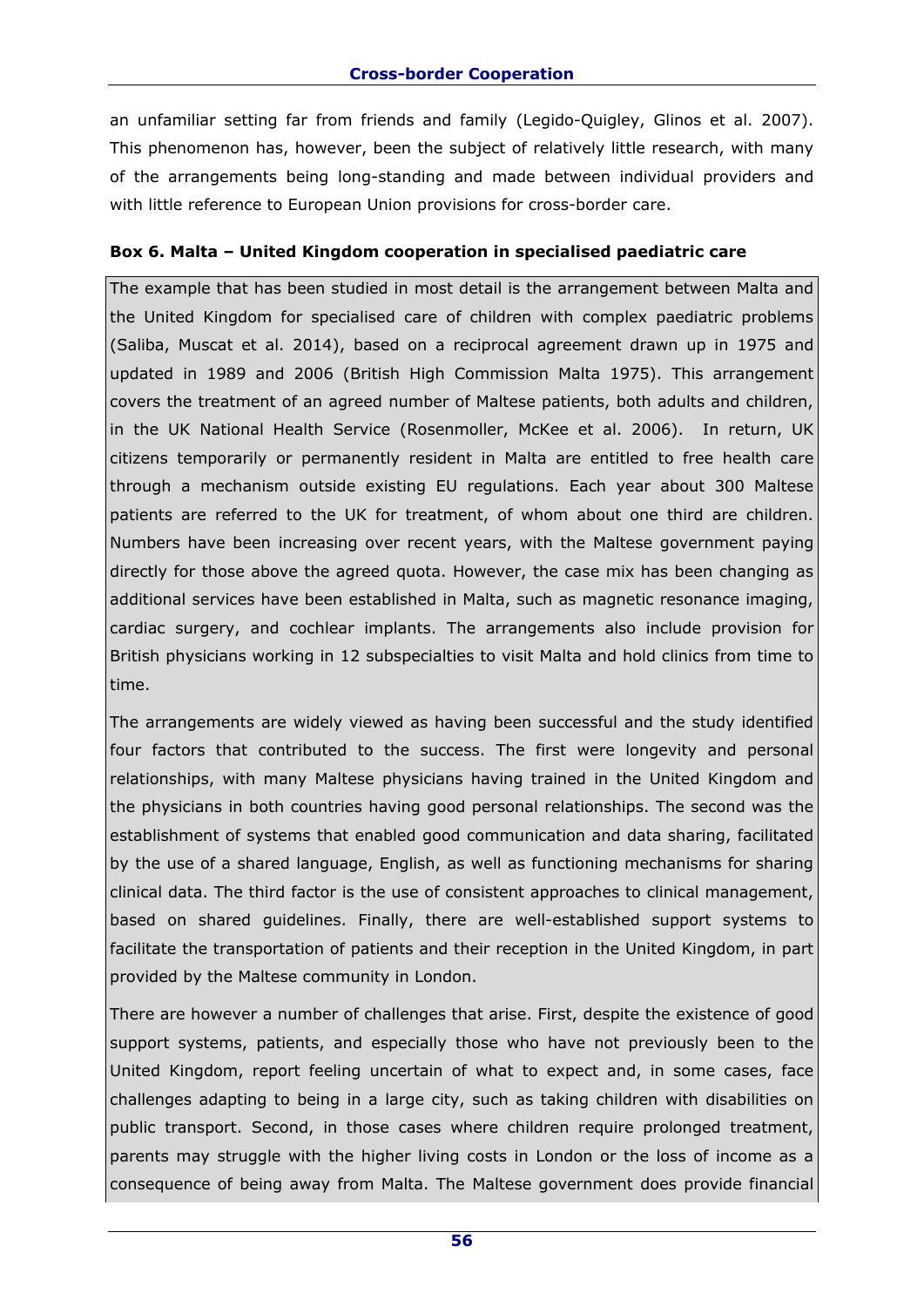an unfamiliar setting far from friends and family (Legido-Quigley, Glinos et al. 2007). This phenomenon has, however, been the subject of relatively little research, with many of the arrangements being long-standing and made between individual providers and with little reference to European Union provisions for cross-border care.

**Box 6. Malta – United Kingdom cooperation in specialised paediatric care**

The example that has been studied in most detail is the arrangement between Malta and the United Kingdom for specialised care of children with complex paediatric problems (Saliba, Muscat et al. 2014), based on a reciprocal agreement drawn up in 1975 and updated in 1989 and 2006 (British High Commission Malta 1975). This arrangement covers the treatment of an agreed number of Maltese patients, both adults and children, in the UK National Health Service (Rosenmoller, McKee et al. 2006). In return, UK citizens temporarily or permanently resident in Malta are entitled to free health care through a mechanism outside existing EU regulations. Each year about 300 Maltese patients are referred to the UK for treatment, of whom about one third are children. Numbers have been increasing over recent years, with the Maltese government paying directly for those above the agreed quota. However, the case mix has been changing as additional services have been established in Malta, such as magnetic resonance imaging, cardiac surgery, and cochlear implants. The arrangements also include provision for British physicians working in 12 subspecialties to visit Malta and hold clinics from time to time.

The arrangements are widely viewed as having been successful and the study identified four factors that contributed to the success. The first were longevity and personal relationships, with many Maltese physicians having trained in the United Kingdom and the physicians in both countries having good personal relationships. The second was the establishment of systems that enabled good communication and data sharing, facilitated by the use of a shared language, English, as well as functioning mechanisms for sharing clinical data. The third factor is the use of consistent approaches to clinical management, based on shared guidelines. Finally, there are well-established support systems to facilitate the transportation of patients and their reception in the United Kingdom, in part provided by the Maltese community in London.

There are however a number of challenges that arise. First, despite the existence of good support systems, patients, and especially those who have not previously been to the United Kingdom, report feeling uncertain of what to expect and, in some cases, face challenges adapting to being in a large city, such as taking children with disabilities on public transport. Second, in those cases where children require prolonged treatment, parents may struggle with the higher living costs in London or the loss of income as a consequence of being away from Malta. The Maltese government does provide financial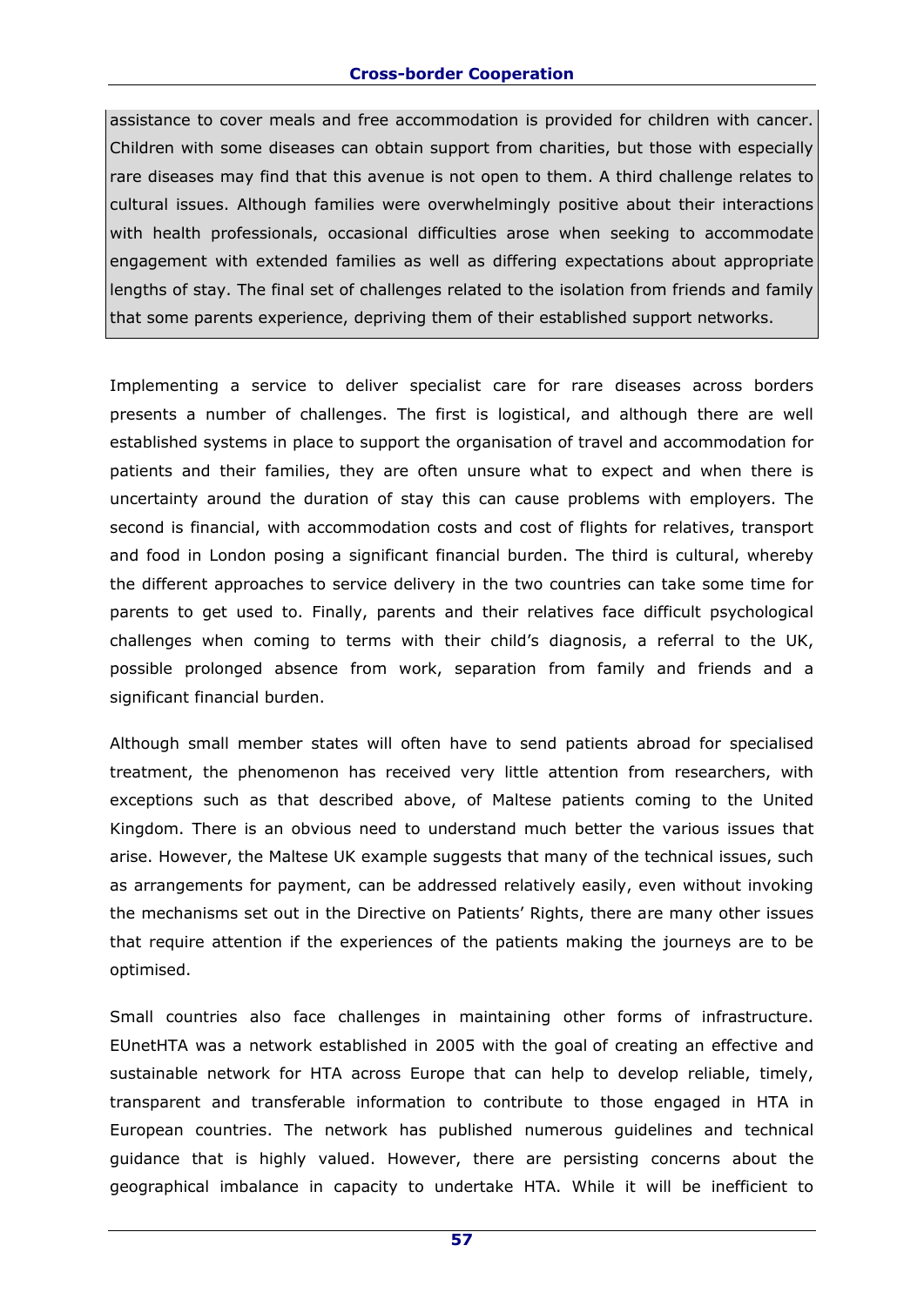assistance to cover meals and free accommodation is provided for children with cancer. Children with some diseases can obtain support from charities, but those with especially rare diseases may find that this avenue is not open to them. A third challenge relates to cultural issues. Although families were overwhelmingly positive about their interactions with health professionals, occasional difficulties arose when seeking to accommodate engagement with extended families as well as differing expectations about appropriate lengths of stay. The final set of challenges related to the isolation from friends and family that some parents experience, depriving them of their established support networks.

Implementing a service to deliver specialist care for rare diseases across borders presents a number of challenges. The first is logistical, and although there are well established systems in place to support the organisation of travel and accommodation for patients and their families, they are often unsure what to expect and when there is uncertainty around the duration of stay this can cause problems with employers. The second is financial, with accommodation costs and cost of flights for relatives, transport and food in London posing a significant financial burden. The third is cultural, whereby the different approaches to service delivery in the two countries can take some time for parents to get used to. Finally, parents and their relatives face difficult psychological challenges when coming to terms with their child's diagnosis, a referral to the UK, possible prolonged absence from work, separation from family and friends and a significant financial burden.

Although small member states will often have to send patients abroad for specialised treatment, the phenomenon has received very little attention from researchers, with exceptions such as that described above, of Maltese patients coming to the United Kingdom. There is an obvious need to understand much better the various issues that arise. However, the Maltese UK example suggests that many of the technical issues, such as arrangements for payment, can be addressed relatively easily, even without invoking the mechanisms set out in the Directive on Patients' Rights, there are many other issues that require attention if the experiences of the patients making the journeys are to be optimised.

Small countries also face challenges in maintaining other forms of infrastructure. EUnetHTA was a network established in 2005 with the goal of creating an effective and sustainable network for HTA across Europe that can help to develop reliable, timely, transparent and transferable information to contribute to those engaged in HTA in European countries. The network has published numerous guidelines and technical guidance that is highly valued. However, there are persisting concerns about the geographical imbalance in capacity to undertake HTA. While it will be inefficient to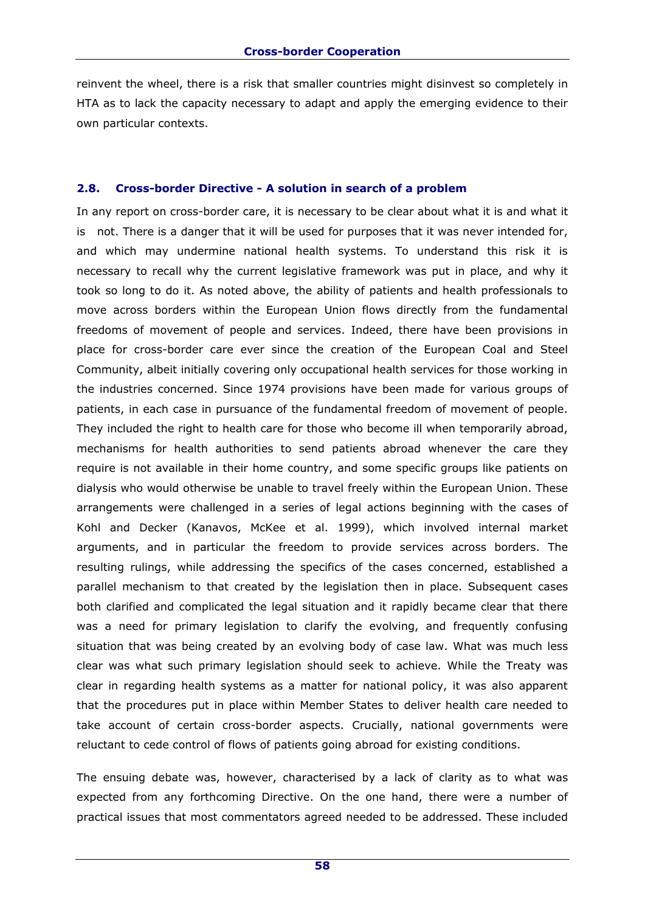reinvent the wheel, there is a risk that smaller countries might disinvest so completely in HTA as to lack the capacity necessary to adapt and apply the emerging evidence to their own particular contexts.

### 2.8. Cross-border Directive - A solution in search of a problem

In any report on cross-border care, it is necessary to be clear about what it is and what it is not. There is a danger that it will be used for purposes that it was never intended for, and which may undermine national health systems. To understand this risk it is necessary to recall why the current legislative framework was put in place, and why it took so long to do it. As noted above, the ability of patients and health professionals to move across borders within the European Union flows directly from the fundamental freedoms of movement of people and services. Indeed, there have been provisions in place for cross-border care ever since the creation of the European Coal and Steel Community, albeit initially covering only occupational health services for those working in the industries concerned. Since 1974 provisions have been made for various groups of patients, in each case in pursuance of the fundamental freedom of movement of people. They included the right to health care for those who become ill when temporarily abroad, mechanisms for health authorities to send patients abroad whenever the care they require is not available in their home country, and some specific groups like patients on dialysis who would otherwise be unable to travel freely within the European Union. These arrangements were challenged in a series of legal actions beginning with the cases of Kohl and Decker (Kanavos, McKee et al. 1999), which involved internal market arguments, and in particular the freedom to provide services across borders. The resulting rulings, while addressing the specifics of the cases concerned, established a parallel mechanism to that created by the legislation then in place. Subsequent cases both clarified and complicated the legal situation and it rapidly became clear that there was a need for primary legislation to clarify the evolving, and frequently confusing situation that was being created by an evolving body of case law. What was much less clear was what such primary legislation should seek to achieve. While the Treaty was clear in regarding health systems as a matter for national policy, it was also apparent that the procedures put in place within Member States to deliver health care needed to take account of certain cross-border aspects. Crucially, national governments were reluctant to cede control of flows of patients going abroad for existing conditions.

The ensuing debate was, however, characterised by a lack of clarity as to what was expected from any forthcoming Directive. On the one hand, there were a number of practical issues that most commentators agreed needed to be addressed. These included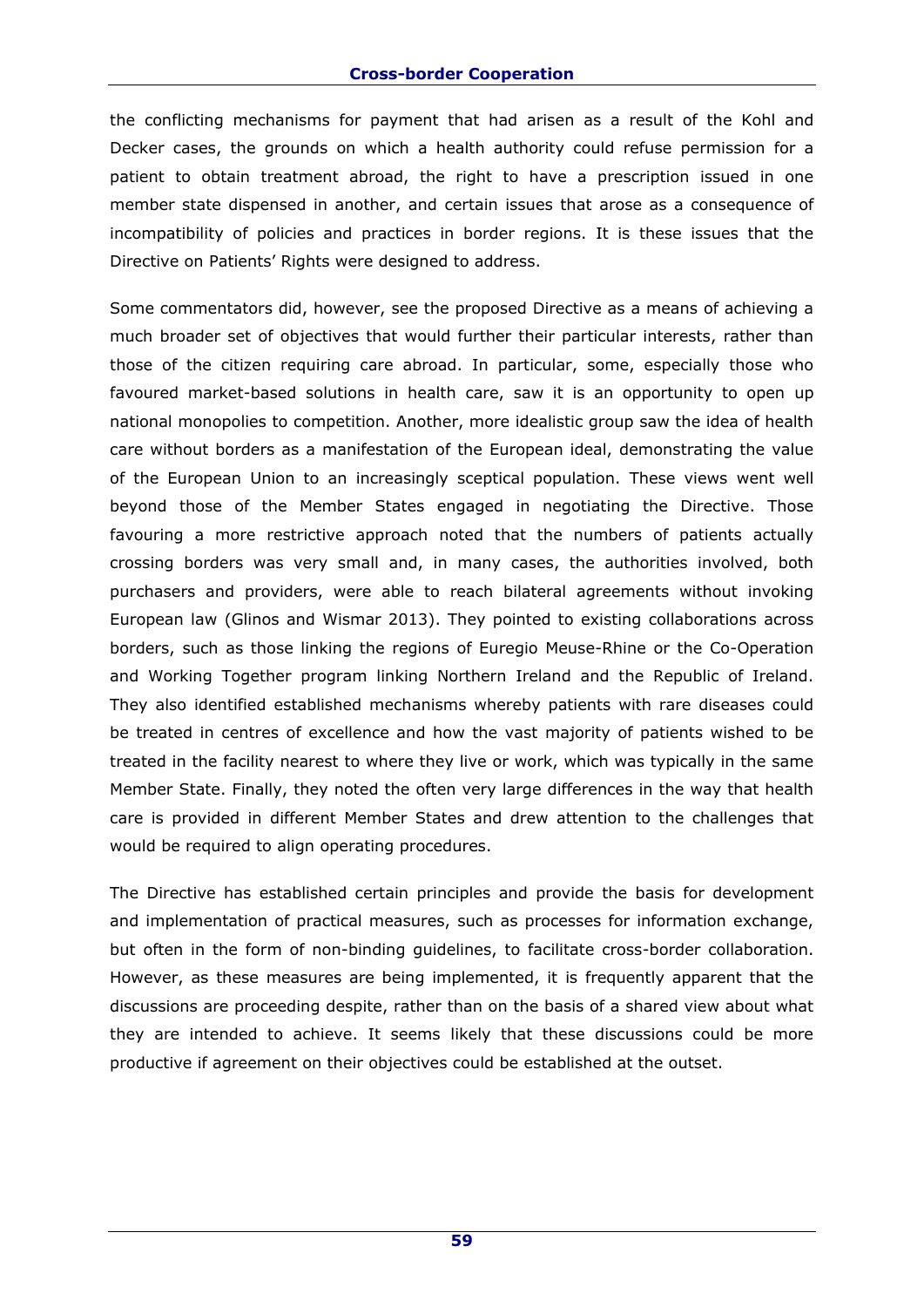the conflicting mechanisms for payment that had arisen as a result of the Kohl and Decker cases, the grounds on which a health authority could refuse permission for a patient to obtain treatment abroad, the right to have a prescription issued in one member state dispensed in another, and certain issues that arose as a consequence of incompatibility of policies and practices in border regions. It is these issues that the Directive on Patients' Rights were designed to address.

Some commentators did, however, see the proposed Directive as a means of achieving a much broader set of objectives that would further their particular interests, rather than those of the citizen requiring care abroad. In particular, some, especially those who favoured market-based solutions in health care, saw it is an opportunity to open up national monopolies to competition. Another, more idealistic group saw the idea of health care without borders as a manifestation of the European ideal, demonstrating the value of the European Union to an increasingly sceptical population. These views went well beyond those of the Member States engaged in negotiating the Directive. Those favouring a more restrictive approach noted that the numbers of patients actually crossing borders was very small and, in many cases, the authorities involved, both purchasers and providers, were able to reach bilateral agreements without invoking European law (Glinos and Wismar 2013). They pointed to existing collaborations across borders, such as those linking the regions of Euregio Meuse-Rhine or the Co-Operation and Working Together program linking Northern Ireland and the Republic of Ireland. They also identified established mechanisms whereby patients with rare diseases could be treated in centres of excellence and how the vast majority of patients wished to be treated in the facility nearest to where they live or work, which was typically in the same Member State. Finally, they noted the often very large differences in the way that health care is provided in different Member States and drew attention to the challenges that would be required to align operating procedures.

The Directive has established certain principles and provide the basis for development and implementation of practical measures, such as processes for information exchange, but often in the form of non-binding guidelines, to facilitate cross-border collaboration. However, as these measures are being implemented, it is frequently apparent that the discussions are proceeding despite, rather than on the basis of a shared view about what they are intended to achieve. It seems likely that these discussions could be more productive if agreement on their objectives could be established at the outset.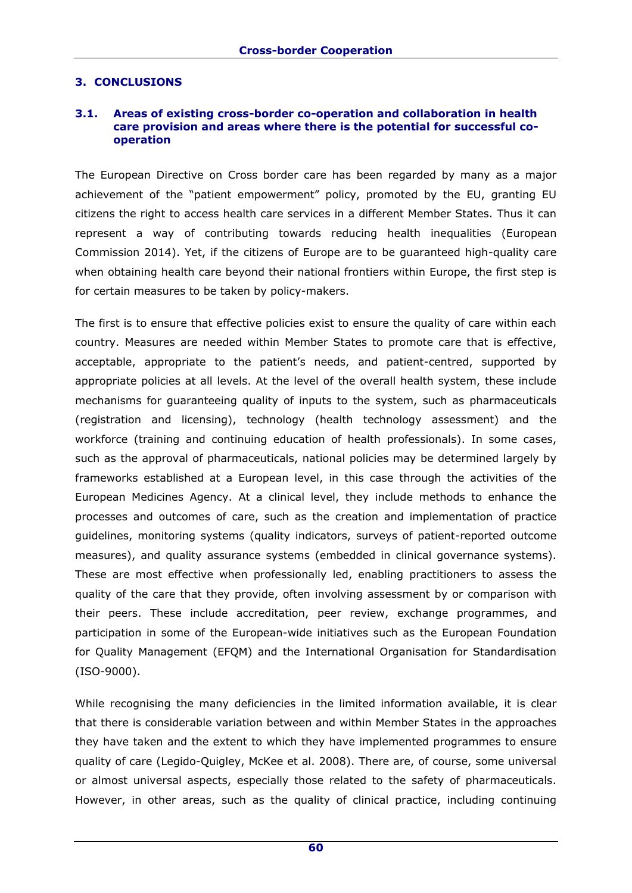## 3. CONCLUSIONS

### 3.1. Areas of existing cross-border co-operation and collaboration in health care provision and areas where there is the potential for successful co-operation

The European Directive on Cross border care has been regarded by many as a major achievement of the "patient empowerment" policy, promoted by the EU, granting EU citizens the right to access health care services in a different Member States. Thus it can represent a way of contributing towards reducing health inequalities (European Commission 2014). Yet, if the citizens of Europe are to be guaranteed high-quality care when obtaining health care beyond their national frontiers within Europe, the first step is for certain measures to be taken by policy-makers.

The first is to ensure that effective policies exist to ensure the quality of care within each country. Measures are needed within Member States to promote care that is effective, acceptable, appropriate to the patient's needs, and patient-centred, supported by appropriate policies at all levels. At the level of the overall health system, these include mechanisms for guaranteeing quality of inputs to the system, such as pharmaceuticals (registration and licensing), technology (health technology assessment) and the workforce (training and continuing education of health professionals). In some cases, such as the approval of pharmaceuticals, national policies may be determined largely by frameworks established at a European level, in this case through the activities of the European Medicines Agency. At a clinical level, they include methods to enhance the processes and outcomes of care, such as the creation and implementation of practice guidelines, monitoring systems (quality indicators, surveys of patient-reported outcome measures), and quality assurance systems (embedded in clinical governance systems). These are most effective when professionally led, enabling practitioners to assess the quality of the care that they provide, often involving assessment by or comparison with their peers. These include accreditation, peer review, exchange programmes, and participation in some of the European-wide initiatives such as the European Foundation for Quality Management (EFQM) and the International Organisation for Standardisation (ISO-9000).

While recognising the many deficiencies in the limited information available, it is clear that there is considerable variation between and within Member States in the approaches they have taken and the extent to which they have implemented programmes to ensure quality of care (Legido-Quigley, McKee et al. 2008). There are, of course, some universal or almost universal aspects, especially those related to the safety of pharmaceuticals. However, in other areas, such as the quality of clinical practice, including continuing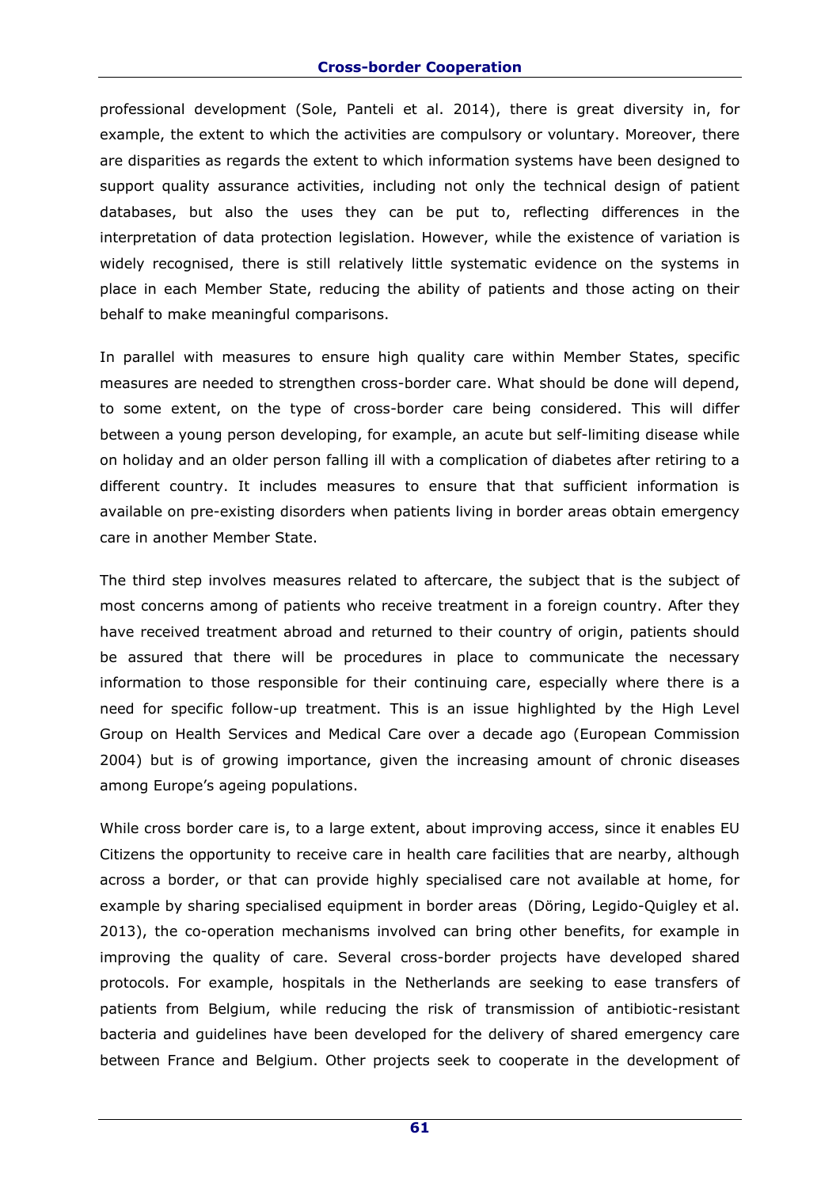professional development (Sole, Panteli et al. 2014), there is great diversity in, for example, the extent to which the activities are compulsory or voluntary. Moreover, there are disparities as regards the extent to which information systems have been designed to support quality assurance activities, including not only the technical design of patient databases, but also the uses they can be put to, reflecting differences in the interpretation of data protection legislation. However, while the existence of variation is widely recognised, there is still relatively little systematic evidence on the systems in place in each Member State, reducing the ability of patients and those acting on their behalf to make meaningful comparisons.

In parallel with measures to ensure high quality care within Member States, specific measures are needed to strengthen cross-border care. What should be done will depend, to some extent, on the type of cross-border care being considered. This will differ between a young person developing, for example, an acute but self-limiting disease while on holiday and an older person falling ill with a complication of diabetes after retiring to a different country. It includes measures to ensure that that sufficient information is available on pre-existing disorders when patients living in border areas obtain emergency care in another Member State.

The third step involves measures related to aftercare, the subject that is the subject of most concerns among of patients who receive treatment in a foreign country. After they have received treatment abroad and returned to their country of origin, patients should be assured that there will be procedures in place to communicate the necessary information to those responsible for their continuing care, especially where there is a need for specific follow-up treatment. This is an issue highlighted by the High Level Group on Health Services and Medical Care over a decade ago (European Commission 2004) but is of growing importance, given the increasing amount of chronic diseases among Europe's ageing populations.

While cross border care is, to a large extent, about improving access, since it enables EU Citizens the opportunity to receive care in health care facilities that are nearby, although across a border, or that can provide highly specialised care not available at home, for example by sharing specialised equipment in border areas (Döring, Legido-Quigley et al. 2013), the co-operation mechanisms involved can bring other benefits, for example in improving the quality of care. Several cross-border projects have developed shared protocols. For example, hospitals in the Netherlands are seeking to ease transfers of patients from Belgium, while reducing the risk of transmission of antibiotic-resistant bacteria and guidelines have been developed for the delivery of shared emergency care between France and Belgium. Other projects seek to cooperate in the development of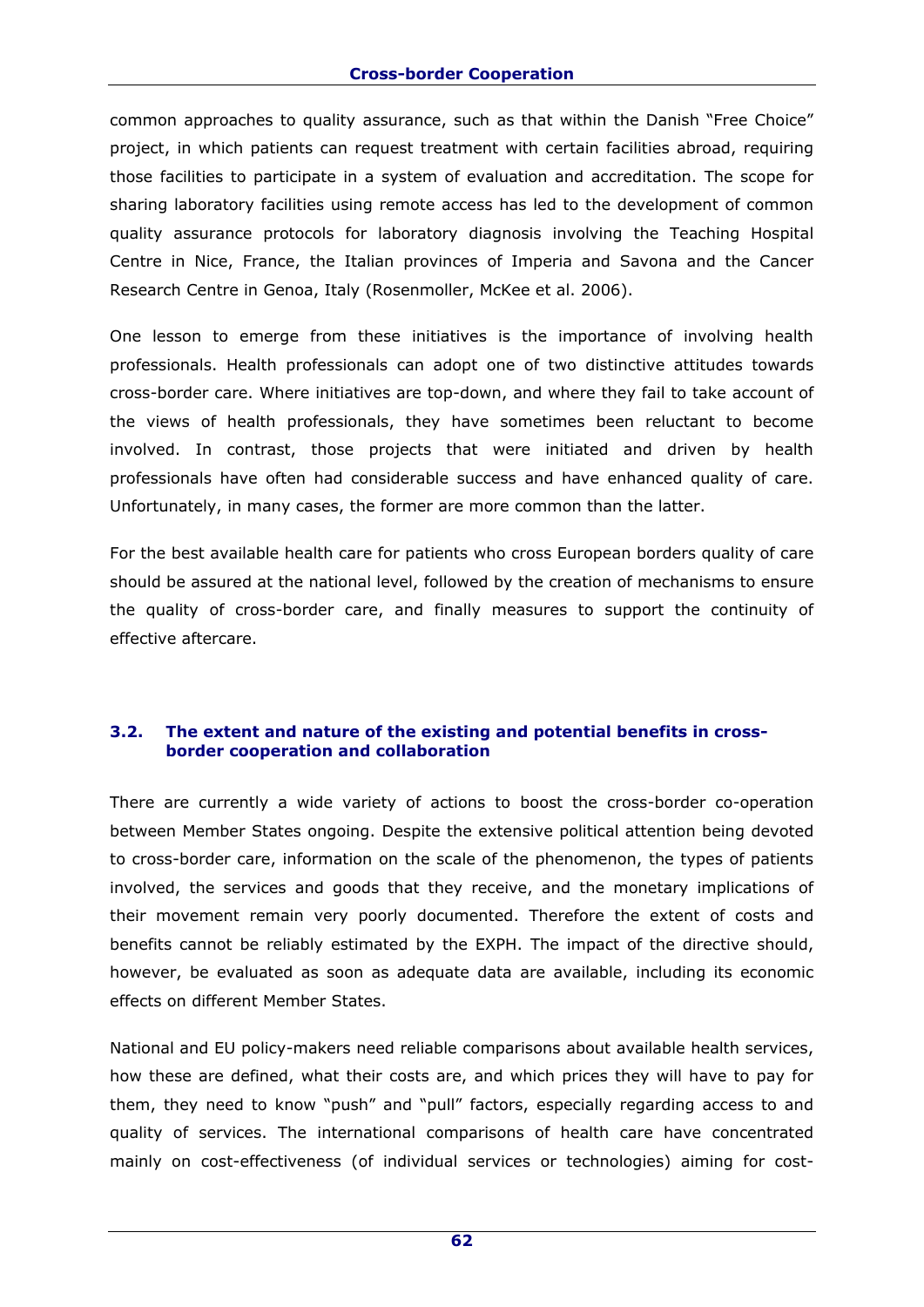common approaches to quality assurance, such as that within the Danish "Free Choice" project, in which patients can request treatment with certain facilities abroad, requiring those facilities to participate in a system of evaluation and accreditation. The scope for sharing laboratory facilities using remote access has led to the development of common quality assurance protocols for laboratory diagnosis involving the Teaching Hospital Centre in Nice, France, the Italian provinces of Imperia and Savona and the Cancer Research Centre in Genoa, Italy (Rosenmoller, McKee et al. 2006).

One lesson to emerge from these initiatives is the importance of involving health professionals. Health professionals can adopt one of two distinctive attitudes towards cross-border care. Where initiatives are top-down, and where they fail to take account of the views of health professionals, they have sometimes been reluctant to become involved. In contrast, those projects that were initiated and driven by health professionals have often had considerable success and have enhanced quality of care. Unfortunately, in many cases, the former are more common than the latter.

For the best available health care for patients who cross European borders quality of care should be assured at the national level, followed by the creation of mechanisms to ensure the quality of cross-border care, and finally measures to support the continuity of effective aftercare.

### 3.2. The extent and nature of the existing and potential benefits in cross-border cooperation and collaboration

There are currently a wide variety of actions to boost the cross-border co-operation between Member States ongoing. Despite the extensive political attention being devoted to cross-border care, information on the scale of the phenomenon, the types of patients involved, the services and goods that they receive, and the monetary implications of their movement remain very poorly documented. Therefore the extent of costs and benefits cannot be reliably estimated by the EXPH. The impact of the directive should, however, be evaluated as soon as adequate data are available, including its economic effects on different Member States.

National and EU policy-makers need reliable comparisons about available health services, how these are defined, what their costs are, and which prices they will have to pay for them, they need to know "push" and "pull" factors, especially regarding access to and quality of services. The international comparisons of health care have concentrated mainly on cost-effectiveness (of individual services or technologies) aiming for cost-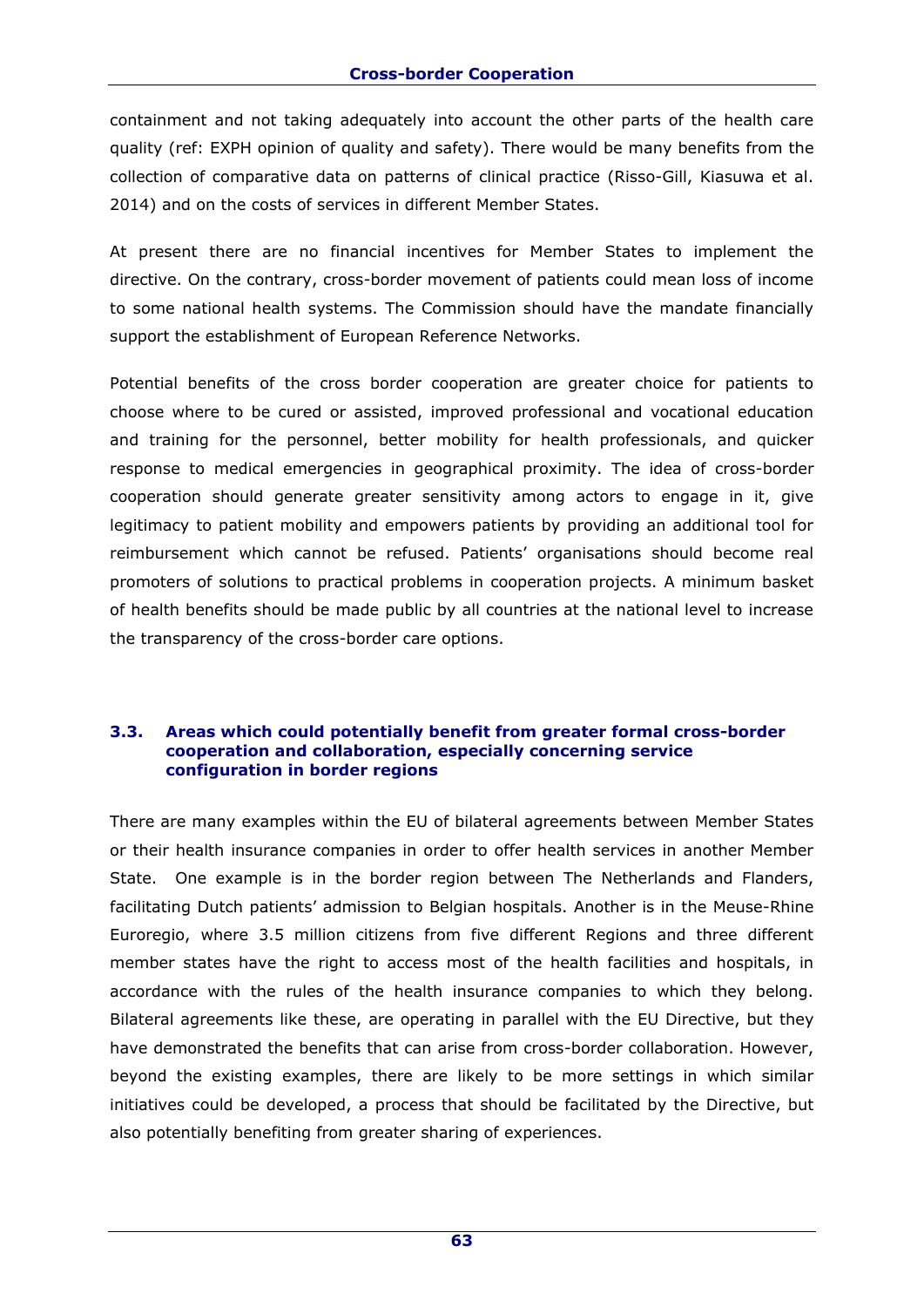containment and not taking adequately into account the other parts of the health care quality (ref: EXPH opinion of quality and safety). There would be many benefits from the collection of comparative data on patterns of clinical practice (Risso-Gill, Kiasuwa et al. 2014) and on the costs of services in different Member States.

At present there are no financial incentives for Member States to implement the directive. On the contrary, cross-border movement of patients could mean loss of income to some national health systems. The Commission should have the mandate financially support the establishment of European Reference Networks.

Potential benefits of the cross border cooperation are greater choice for patients to choose where to be cured or assisted, improved professional and vocational education and training for the personnel, better mobility for health professionals, and quicker response to medical emergencies in geographical proximity. The idea of cross-border cooperation should generate greater sensitivity among actors to engage in it, give legitimacy to patient mobility and empowers patients by providing an additional tool for reimbursement which cannot be refused. Patients' organisations should become real promoters of solutions to practical problems in cooperation projects. A minimum basket of health benefits should be made public by all countries at the national level to increase the transparency of the cross-border care options.

### 3.3. Areas which could potentially benefit from greater formal cross-border cooperation and collaboration, especially concerning service configuration in border regions

There are many examples within the EU of bilateral agreements between Member States or their health insurance companies in order to offer health services in another Member State. One example is in the border region between The Netherlands and Flanders, facilitating Dutch patients' admission to Belgian hospitals. Another is in the Meuse-Rhine Euroregio, where 3.5 million citizens from five different Regions and three different member states have the right to access most of the health facilities and hospitals, in accordance with the rules of the health insurance companies to which they belong. Bilateral agreements like these, are operating in parallel with the EU Directive, but they have demonstrated the benefits that can arise from cross-border collaboration. However, beyond the existing examples, there are likely to be more settings in which similar initiatives could be developed, a process that should be facilitated by the Directive, but also potentially benefiting from greater sharing of experiences.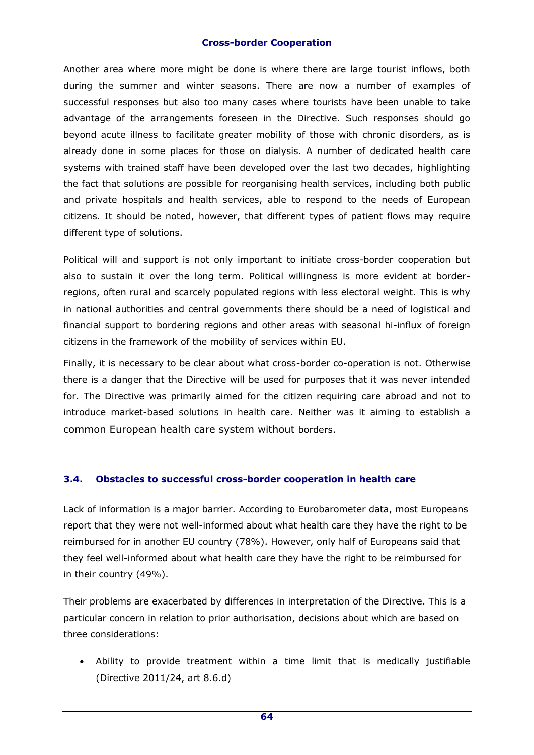Another area where more might be done is where there are large tourist inflows, both during the summer and winter seasons. There are now a number of examples of successful responses but also too many cases where tourists have been unable to take advantage of the arrangements foreseen in the Directive. Such responses should go beyond acute illness to facilitate greater mobility of those with chronic disorders, as is already done in some places for those on dialysis. A number of dedicated health care systems with trained staff have been developed over the last two decades, highlighting the fact that solutions are possible for reorganising health services, including both public and private hospitals and health services, able to respond to the needs of European citizens. It should be noted, however, that different types of patient flows may require different type of solutions.

Political will and support is not only important to initiate cross-border cooperation but also to sustain it over the long term. Political willingness is more evident at border-regions, often rural and scarcely populated regions with less electoral weight. This is why in national authorities and central governments there should be a need of logistical and financial support to bordering regions and other areas with seasonal hi-influx of foreign citizens in the framework of the mobility of services within EU.

Finally, it is necessary to be clear about what cross-border co-operation is not. Otherwise there is a danger that the Directive will be used for purposes that it was never intended for. The Directive was primarily aimed for the citizen requiring care abroad and not to introduce market-based solutions in health care. Neither was it aiming to establish a common European health care system without borders.

### 3.4. Obstacles to successful cross-border cooperation in health care

Lack of information is a major barrier. According to Eurobarometer data, most Europeans report that they were not well-informed about what health care they have the right to be reimbursed for in another EU country (78%). However, only half of Europeans said that they feel well-informed about what health care they have the right to be reimbursed for in their country (49%).

Their problems are exacerbated by differences in interpretation of the Directive. This is a particular concern in relation to prior authorisation, decisions about which are based on three considerations:

- Ability to provide treatment within a time limit that is medically justifiable (Directive 2011/24, art 8.6.d)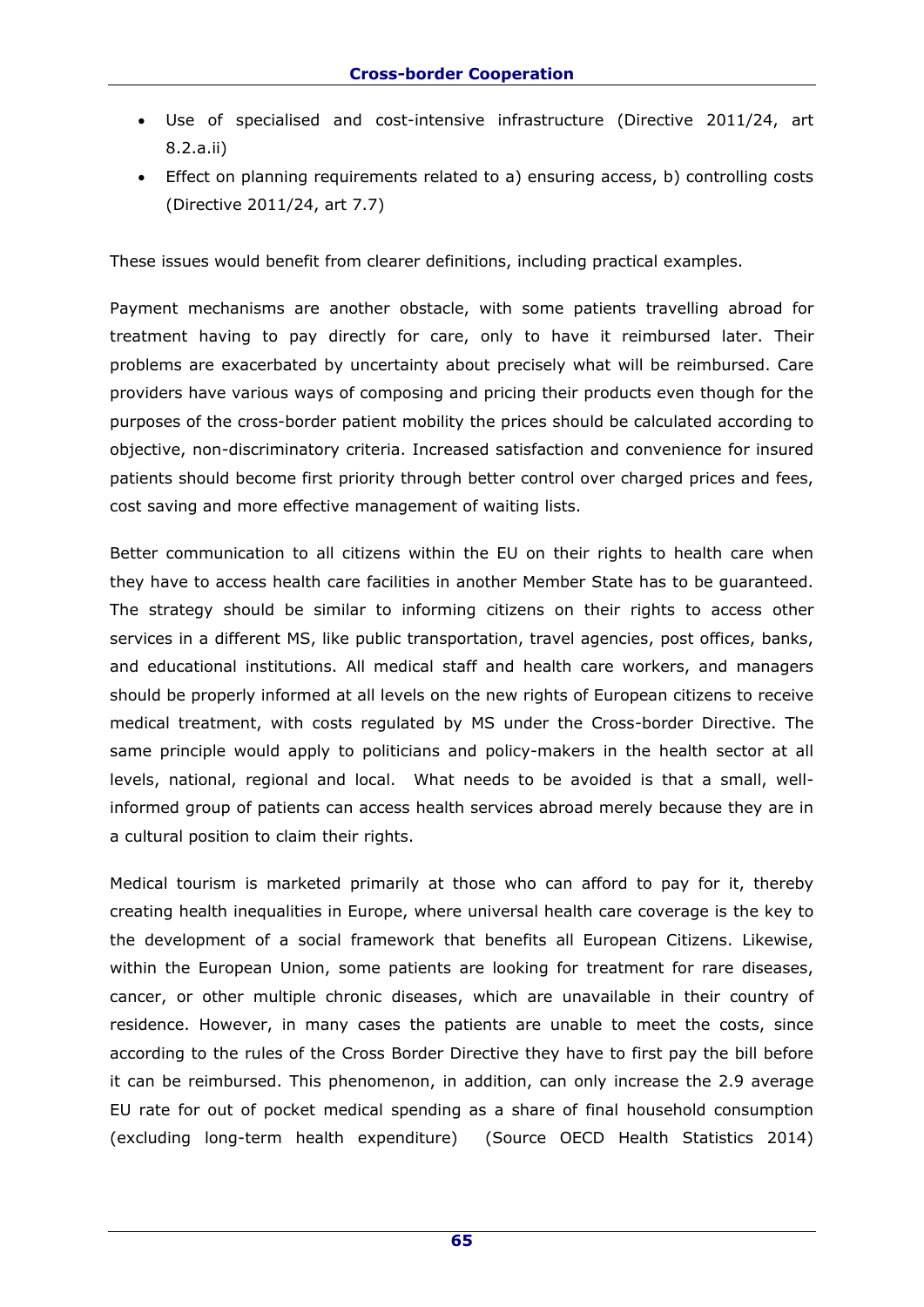- Use of specialised and cost-intensive infrastructure (Directive 2011/24, art 8.2.a.ii)
- Effect on planning requirements related to a) ensuring access, b) controlling costs (Directive 2011/24, art 7.7)

These issues would benefit from clearer definitions, including practical examples.

Payment mechanisms are another obstacle, with some patients travelling abroad for treatment having to pay directly for care, only to have it reimbursed later. Their problems are exacerbated by uncertainty about precisely what will be reimbursed. Care providers have various ways of composing and pricing their products even though for the purposes of the cross-border patient mobility the prices should be calculated according to objective, non-discriminatory criteria. Increased satisfaction and convenience for insured patients should become first priority through better control over charged prices and fees, cost saving and more effective management of waiting lists.

Better communication to all citizens within the EU on their rights to health care when they have to access health care facilities in another Member State has to be guaranteed. The strategy should be similar to informing citizens on their rights to access other services in a different MS, like public transportation, travel agencies, post offices, banks, and educational institutions. All medical staff and health care workers, and managers should be properly informed at all levels on the new rights of European citizens to receive medical treatment, with costs regulated by MS under the Cross-border Directive. The same principle would apply to politicians and policy-makers in the health sector at all levels, national, regional and local. What needs to be avoided is that a small, well-informed group of patients can access health services abroad merely because they are in a cultural position to claim their rights.

Medical tourism is marketed primarily at those who can afford to pay for it, thereby creating health inequalities in Europe, where universal health care coverage is the key to the development of a social framework that benefits all European Citizens. Likewise, within the European Union, some patients are looking for treatment for rare diseases, cancer, or other multiple chronic diseases, which are unavailable in their country of residence. However, in many cases the patients are unable to meet the costs, since according to the rules of the Cross Border Directive they have to first pay the bill before it can be reimbursed. This phenomenon, in addition, can only increase the 2.9 average EU rate for out of pocket medical spending as a share of final household consumption (excluding long-term health expenditure) (Source OECD Health Statistics 2014)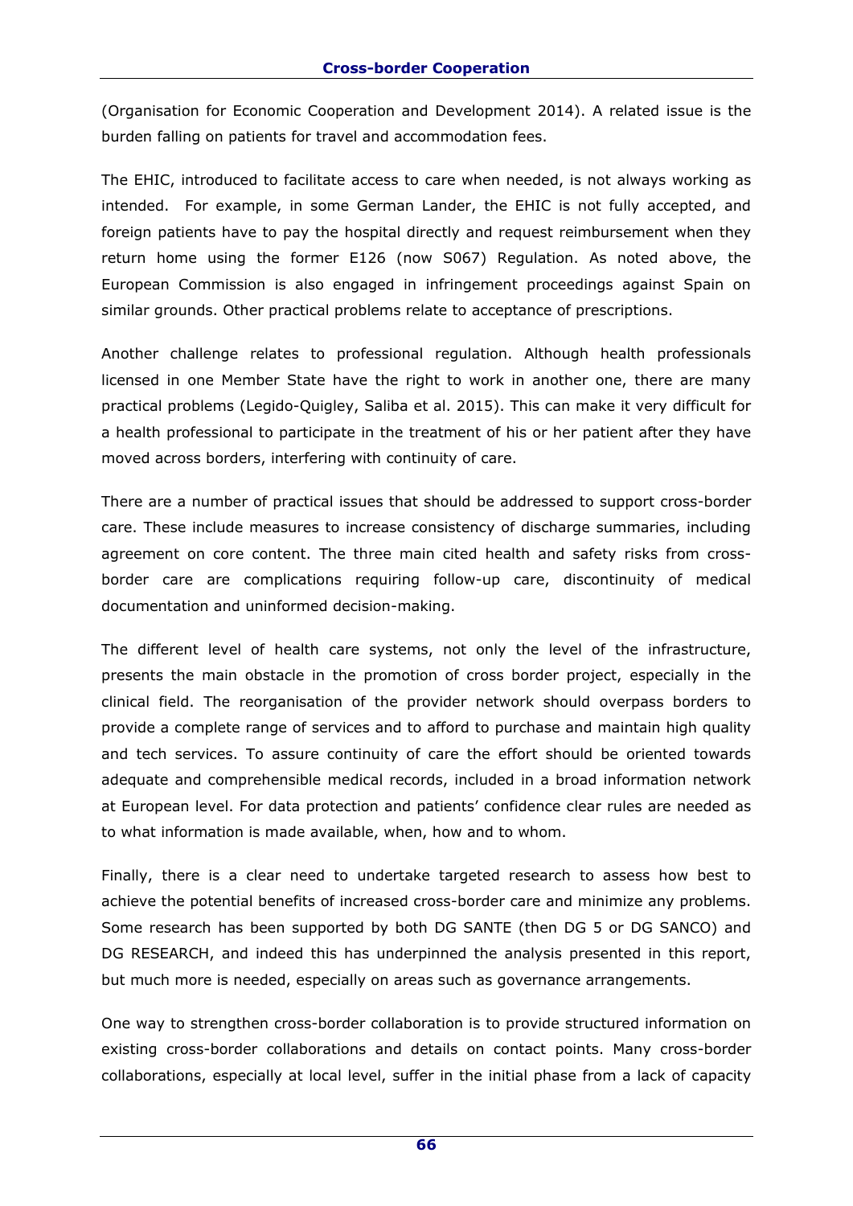(Organisation for Economic Cooperation and Development 2014). A related issue is the burden falling on patients for travel and accommodation fees.

The EHIC, introduced to facilitate access to care when needed, is not always working as intended. For example, in some German Lander, the EHIC is not fully accepted, and foreign patients have to pay the hospital directly and request reimbursement when they return home using the former E126 (now S067) Regulation. As noted above, the European Commission is also engaged in infringement proceedings against Spain on similar grounds. Other practical problems relate to acceptance of prescriptions.

Another challenge relates to professional regulation. Although health professionals licensed in one Member State have the right to work in another one, there are many practical problems (Legido-Quigley, Saliba et al. 2015). This can make it very difficult for a health professional to participate in the treatment of his or her patient after they have moved across borders, interfering with continuity of care.

There are a number of practical issues that should be addressed to support cross-border care. These include measures to increase consistency of discharge summaries, including agreement on core content. The three main cited health and safety risks from cross-border care are complications requiring follow-up care, discontinuity of medical documentation and uninformed decision-making.

The different level of health care systems, not only the level of the infrastructure, presents the main obstacle in the promotion of cross border project, especially in the clinical field. The reorganisation of the provider network should overpass borders to provide a complete range of services and to afford to purchase and maintain high quality and tech services. To assure continuity of care the effort should be oriented towards adequate and comprehensible medical records, included in a broad information network at European level. For data protection and patients' confidence clear rules are needed as to what information is made available, when, how and to whom.

Finally, there is a clear need to undertake targeted research to assess how best to achieve the potential benefits of increased cross-border care and minimize any problems. Some research has been supported by both DG SANTE (then DG 5 or DG SANCO) and DG RESEARCH, and indeed this has underpinned the analysis presented in this report, but much more is needed, especially on areas such as governance arrangements.

One way to strengthen cross-border collaboration is to provide structured information on existing cross-border collaborations and details on contact points. Many cross-border collaborations, especially at local level, suffer in the initial phase from a lack of capacity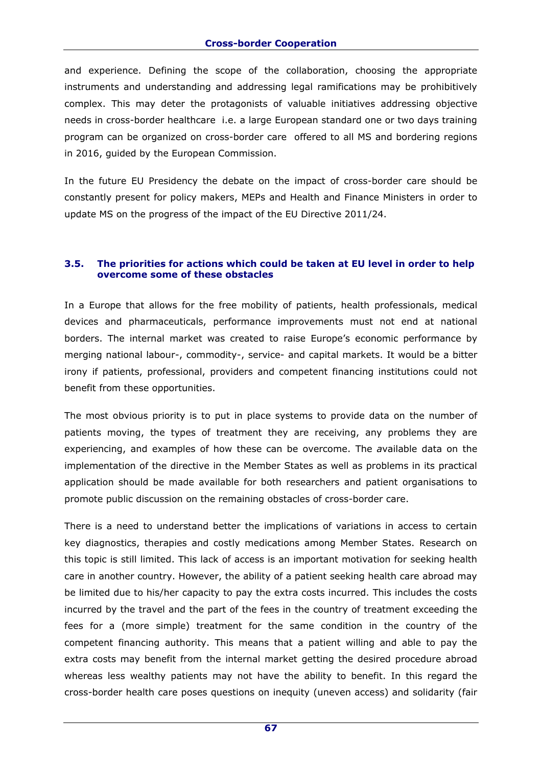and experience. Defining the scope of the collaboration, choosing the appropriate instruments and understanding and addressing legal ramifications may be prohibitively complex. This may deter the protagonists of valuable initiatives addressing objective needs in cross-border healthcare i.e. a large European standard one or two days training program can be organized on cross-border care offered to all MS and bordering regions in 2016, guided by the European Commission.

In the future EU Presidency the debate on the impact of cross-border care should be constantly present for policy makers, MEPs and Health and Finance Ministers in order to update MS on the progress of the impact of the EU Directive 2011/24.

### 3.5. The priorities for actions which could be taken at EU level in order to help overcome some of these obstacles

In a Europe that allows for the free mobility of patients, health professionals, medical devices and pharmaceuticals, performance improvements must not end at national borders. The internal market was created to raise Europe's economic performance by merging national labour-, commodity-, service- and capital markets. It would be a bitter irony if patients, professional, providers and competent financing institutions could not benefit from these opportunities.

The most obvious priority is to put in place systems to provide data on the number of patients moving, the types of treatment they are receiving, any problems they are experiencing, and examples of how these can be overcome. The *a*vailable data on the implementation of the directive in the Member States as well as problems in its practical application should be made available for both researchers and patient organisations to promote public discussion on the remaining obstacles of cross-border care.

There is a need to understand better the implications of variations in access to certain key diagnostics, therapies and costly medications among Member States. Research on this topic is still limited. This lack of access is an important motivation for seeking health care in another country. However, the ability of a patient seeking health care abroad may be limited due to his/her capacity to pay the extra costs incurred. This includes the costs incurred by the travel and the part of the fees in the country of treatment exceeding the fees for a (more simple) treatment for the same condition in the country of the competent financing authority. This means that a patient willing and able to pay the extra costs may benefit from the internal market getting the desired procedure abroad whereas less wealthy patients may not have the ability to benefit. In this regard the cross-border health care poses questions on inequity (uneven access) and solidarity (fair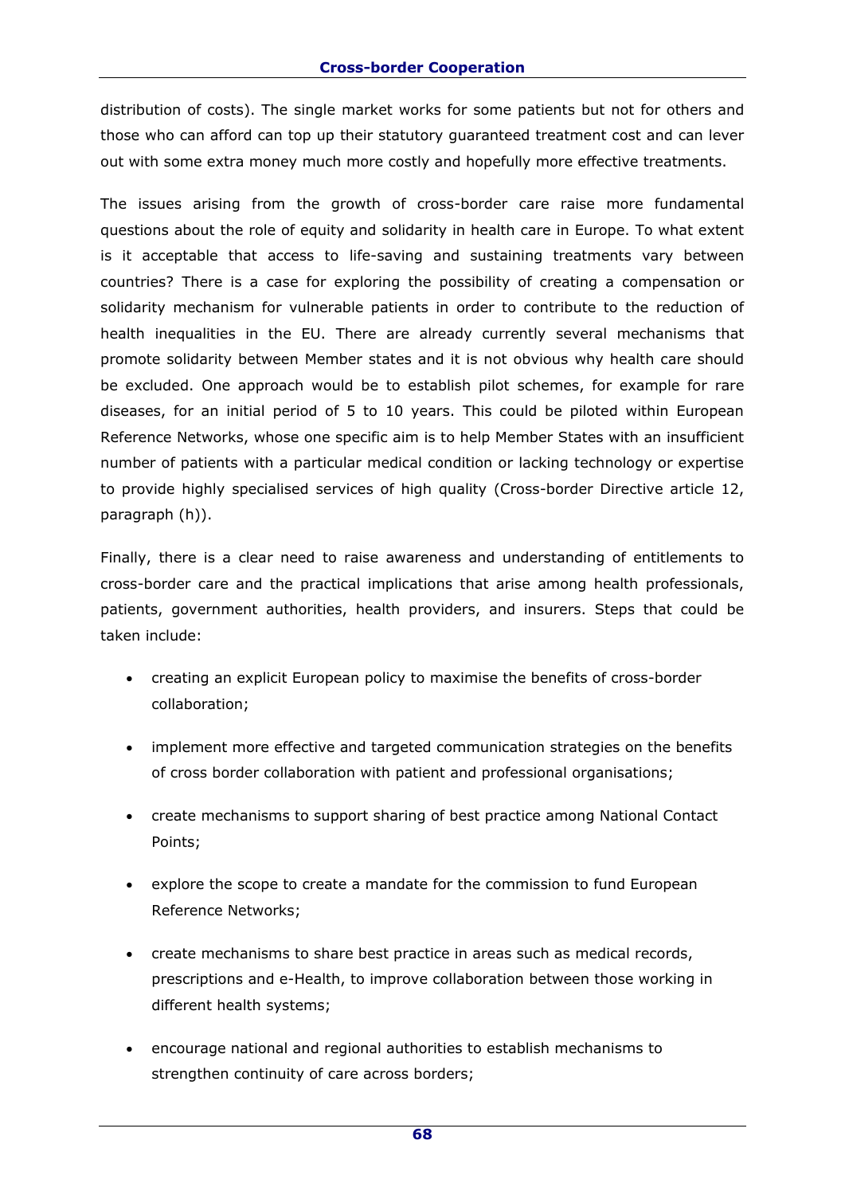distribution of costs). The single market works for some patients but not for others and those who can afford can top up their statutory guaranteed treatment cost and can lever out with some extra money much more costly and hopefully more effective treatments.

The issues arising from the growth of cross-border care raise more fundamental questions about the role of equity and solidarity in health care in Europe. To what extent is it acceptable that access to life-saving and sustaining treatments vary between countries? There is a case for exploring the possibility of creating a compensation or solidarity mechanism for vulnerable patients in order to contribute to the reduction of health inequalities in the EU. There are already currently several mechanisms that promote solidarity between Member states and it is not obvious why health care should be excluded. One approach would be to establish pilot schemes, for example for rare diseases, for an initial period of 5 to 10 years. This could be piloted within European Reference Networks, whose one specific aim is to help Member States with an insufficient number of patients with a particular medical condition or lacking technology or expertise to provide highly specialised services of high quality (Cross-border Directive article 12, paragraph (h)).

Finally, there is a clear need to raise awareness and understanding of entitlements to cross-border care and the practical implications that arise among health professionals, patients, government authorities, health providers, and insurers. Steps that could be taken include:

- creating an explicit European policy to maximise the benefits of cross-border collaboration;
- implement more effective and targeted communication strategies on the benefits of cross border collaboration with patient and professional organisations;
- create mechanisms to support sharing of best practice among National Contact Points;
- explore the scope to create a mandate for the commission to fund European Reference Networks;
- create mechanisms to share best practice in areas such as medical records, prescriptions and e-Health, to improve collaboration between those working in different health systems;
- encourage national and regional authorities to establish mechanisms to strengthen continuity of care across borders;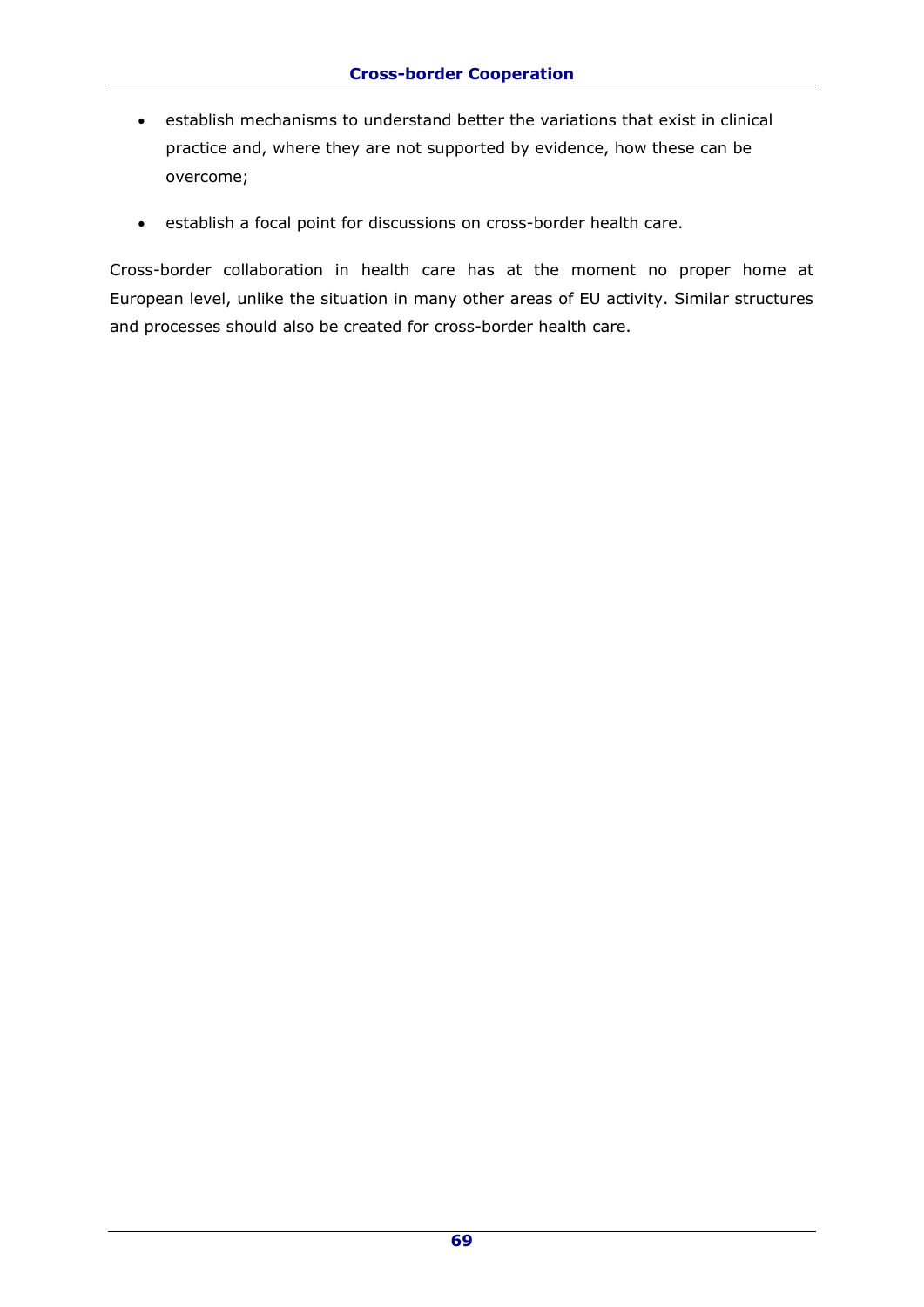- establish mechanisms to understand better the variations that exist in clinical practice and, where they are not supported by evidence, how these can be overcome;
- establish a focal point for discussions on cross-border health care.

Cross-border collaboration in health care has at the moment no proper home at European level, unlike the situation in many other areas of EU activity. Similar structures and processes should also be created for cross-border health care.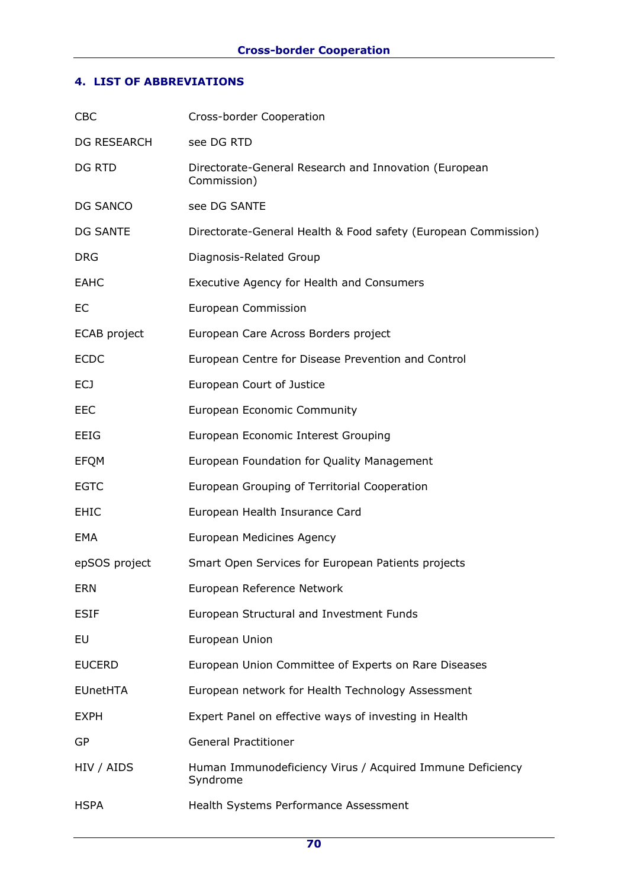## 4. LIST OF ABBREVIATIONS

| | |
|---|---|
| CBC | Cross-border Cooperation |
| DG RESEARCH | see DG RTD |
| DG RTD | Directorate-General Research and Innovation (European Commission) |
| DG SANCO | see DG SANTE |
| DG SANTE | Directorate-General Health & Food safety (European Commission) |
| DRG | Diagnosis-Related Group |
| EAHC | Executive Agency for Health and Consumers |
| EC | European Commission |
| ECAB project | European Care Across Borders project |
| ECDC | European Centre for Disease Prevention and Control |
| ECJ | European Court of Justice |
| EEC | European Economic Community |
| EEIG | European Economic Interest Grouping |
| EFQM | European Foundation for Quality Management |
| EGTC | European Grouping of Territorial Cooperation |
| EHIC | European Health Insurance Card |
| EMA | European Medicines Agency |
| epSOS project | Smart Open Services for European Patients projects |
| ERN | European Reference Network |
| ESIF | European Structural and Investment Funds |
| EU | European Union |
| EUCERD | European Union Committee of Experts on Rare Diseases |
| EUnetHTA | European network for Health Technology Assessment |
| EXPH | Expert Panel on effective ways of investing in Health |
| GP | General Practitioner |
| HIV / AIDS | Human Immunodeficiency Virus / Acquired Immune Deficiency Syndrome |
| HSPA | Health Systems Performance Assessment |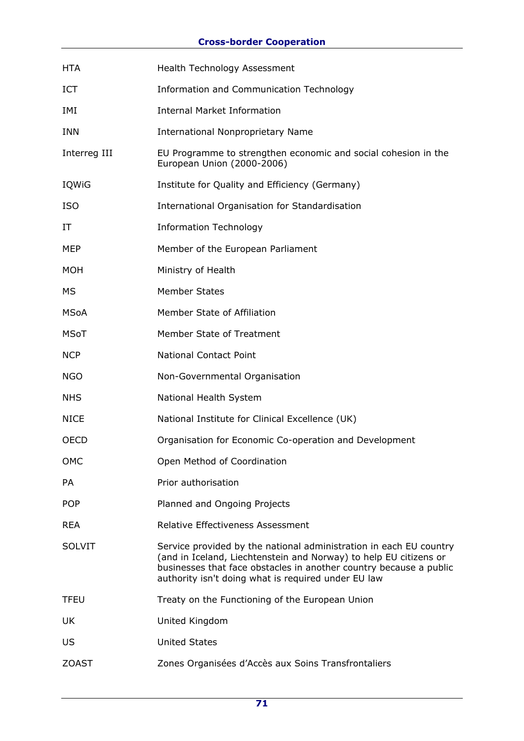| | |
|---|---|
| HTA | Health Technology Assessment |
| ICT | Information and Communication Technology |
| IMI | Internal Market Information |
| INN | International Nonproprietary Name |
| Interreg III | EU Programme to strengthen economic and social cohesion in the European Union (2000-2006) |
| IQWiG | Institute for Quality and Efficiency (Germany) |
| ISO | International Organisation for Standardisation |
| IT | Information Technology |
| MEP | Member of the European Parliament |
| MOH | Ministry of Health |
| MS | Member States |
| MSoA | Member State of Affiliation |
| MSoT | Member State of Treatment |
| NCP | National Contact Point |
| NGO | Non-Governmental Organisation |
| NHS | National Health System |
| NICE | National Institute for Clinical Excellence (UK) |
| OECD | Organisation for Economic Co-operation and Development |
| OMC | Open Method of Coordination |
| PA | Prior authorisation |
| POP | Planned and Ongoing Projects |
| REA | Relative Effectiveness Assessment |
| SOLVIT | Service provided by the national administration in each EU country (and in Iceland, Liechtenstein and Norway) to help EU citizens or businesses that face obstacles in another country because a public authority isn't doing what is required under EU law |
| TFEU | Treaty on the Functioning of the European Union |
| UK | United Kingdom |
| US | United States |
| ZOAST | Zones Organisées d'Accès aux Soins Transfrontaliers |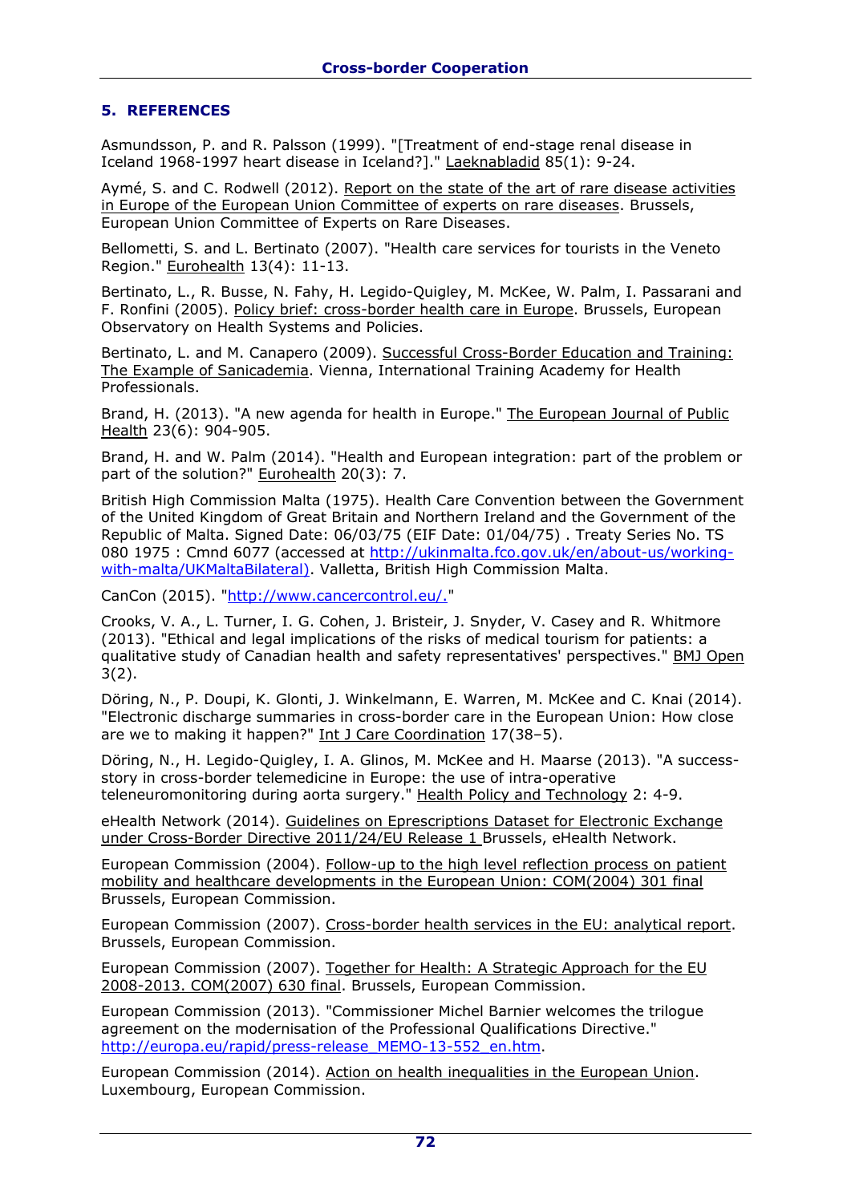## 5. REFERENCES

Asmundsson, P. and R. Palsson (1999). "[Treatment of end-stage renal disease in Iceland 1968-1997 heart disease in Iceland?]." Laeknabladid 85(1): 9-24.

Aymé, S. and C. Rodwell (2012). Report on the state of the art of rare disease activities in Europe of the European Union Committee of experts on rare diseases. Brussels, European Union Committee of Experts on Rare Diseases.

Bellometti, S. and L. Bertinato (2007). "Health care services for tourists in the Veneto Region." Eurohealth 13(4): 11-13.

Bertinato, L., R. Busse, N. Fahy, H. Legido-Quigley, M. McKee, W. Palm, I. Passarani and F. Ronfini (2005). Policy brief: cross-border health care in Europe. Brussels, European Observatory on Health Systems and Policies.

Bertinato, L. and M. Canapero (2009). Successful Cross-Border Education and Training: The Example of Sanicademia. Vienna, International Training Academy for Health Professionals.

Brand, H. (2013). "A new agenda for health in Europe." The European Journal of Public Health 23(6): 904-905.

Brand, H. and W. Palm (2014). "Health and European integration: part of the problem or part of the solution?" Eurohealth 20(3): 7.

British High Commission Malta (1975). Health Care Convention between the Government of the United Kingdom of Great Britain and Northern Ireland and the Government of the Republic of Malta. Signed Date: 06/03/75 (EIF Date: 01/04/75) . Treaty Series No. TS 080 1975 : Cmnd 6077 (accessed at http://ukinmalta.fco.gov.uk/en/about-us/working-with-malta/UKMaltaBilateral). Valletta, British High Commission Malta.

CanCon (2015). "http://www.cancercontrol.eu/."

Crooks, V. A., L. Turner, I. G. Cohen, J. Bristeir, J. Snyder, V. Casey and R. Whitmore (2013). "Ethical and legal implications of the risks of medical tourism for patients: a qualitative study of Canadian health and safety representatives' perspectives." BMJ Open 3(2).

Döring, N., P. Doupi, K. Glonti, J. Winkelmann, E. Warren, M. McKee and C. Knai (2014). "Electronic discharge summaries in cross-border care in the European Union: How close are we to making it happen?" Int J Care Coordination 17(38–5).

Döring, N., H. Legido-Quigley, I. A. Glinos, M. McKee and H. Maarse (2013). "A success-story in cross-border telemedicine in Europe: the use of intra-operative teleneuromonitoring during aorta surgery." Health Policy and Technology 2: 4-9.

eHealth Network (2014). Guidelines on Eprescriptions Dataset for Electronic Exchange under Cross-Border Directive 2011/24/EU Release 1 Brussels, eHealth Network.

European Commission (2004). Follow-up to the high level reflection process on patient mobility and healthcare developments in the European Union: COM(2004) 301 final Brussels, European Commission.

European Commission (2007). Cross-border health services in the EU: analytical report. Brussels, European Commission.

European Commission (2007). Together for Health: A Strategic Approach for the EU 2008-2013. COM(2007) 630 final. Brussels, European Commission.

European Commission (2013). "Commissioner Michel Barnier welcomes the trilogue agreement on the modernisation of the Professional Qualifications Directive." http://europa.eu/rapid/press-release_MEMO-13-552_en.htm.

European Commission (2014). Action on health inequalities in the European Union. Luxembourg, European Commission.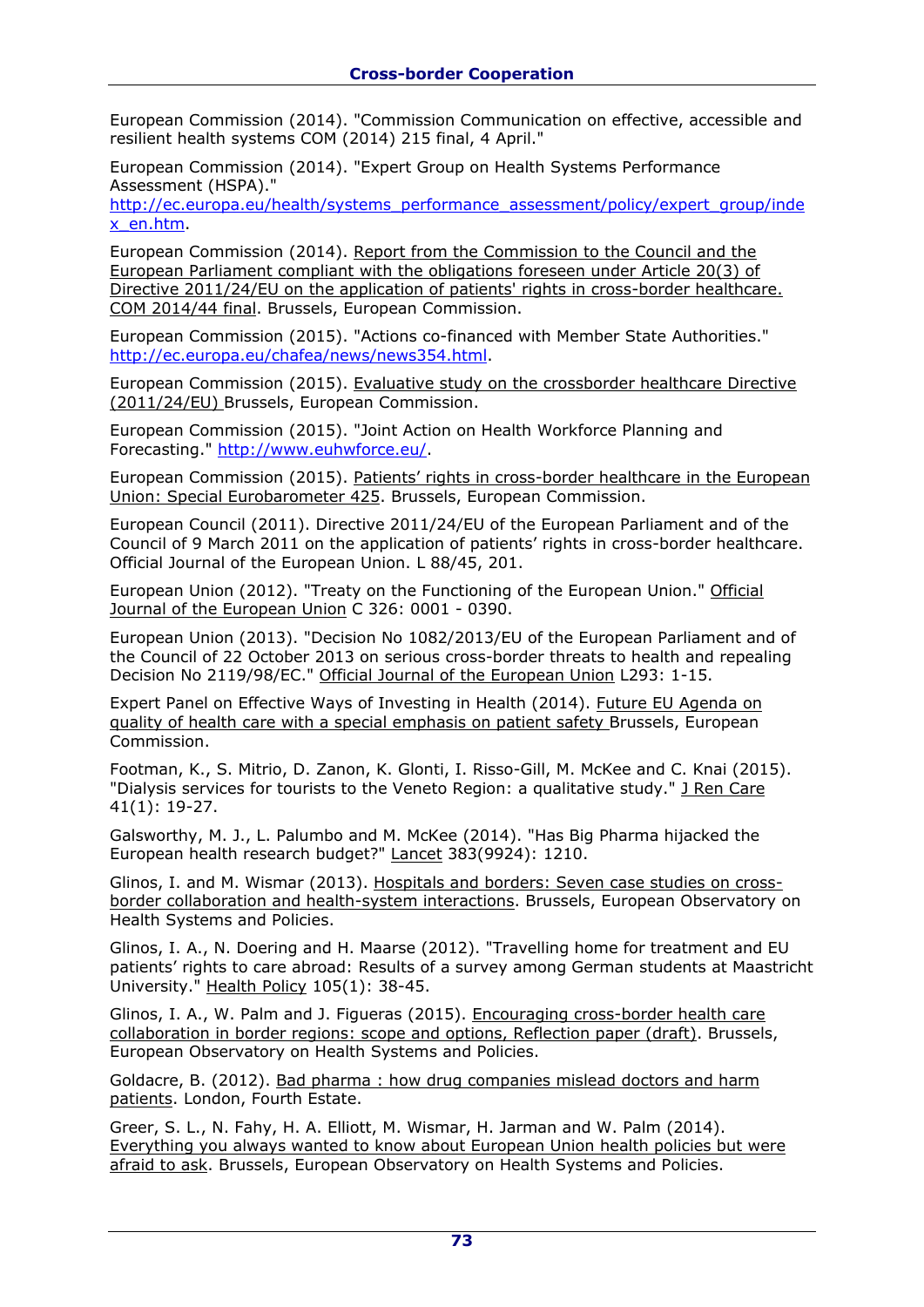European Commission (2014). "Commission Communication on effective, accessible and resilient health systems COM (2014) 215 final, 4 April."

European Commission (2014). "Expert Group on Health Systems Performance Assessment (HSPA)." http://ec.europa.eu/health/systems_performance_assessment/policy/expert_group/index_en.htm.

European Commission (2014). Report from the Commission to the Council and the European Parliament compliant with the obligations foreseen under Article 20(3) of Directive 2011/24/EU on the application of patients' rights in cross-border healthcare. COM 2014/44 final. Brussels, European Commission.

European Commission (2015). "Actions co-financed with Member State Authorities." http://ec.europa.eu/chafea/news/news354.html.

European Commission (2015). Evaluative study on the crossborder healthcare Directive (2011/24/EU) Brussels, European Commission.

European Commission (2015). "Joint Action on Health Workforce Planning and Forecasting." http://www.euhwforce.eu/.

European Commission (2015). Patients' rights in cross-border healthcare in the European Union: Special Eurobarometer 425. Brussels, European Commission.

European Council (2011). Directive 2011/24/EU of the European Parliament and of the Council of 9 March 2011 on the application of patients' rights in cross-border healthcare. Official Journal of the European Union. L 88/45, 201.

European Union (2012). "Treaty on the Functioning of the European Union." Official Journal of the European Union C 326: 0001 - 0390.

European Union (2013). "Decision No 1082/2013/EU of the European Parliament and of the Council of 22 October 2013 on serious cross-border threats to health and repealing Decision No 2119/98/EC." Official Journal of the European Union L293: 1-15.

Expert Panel on Effective Ways of Investing in Health (2014). Future EU Agenda on quality of health care with a special emphasis on patient safety Brussels, European Commission.

Footman, K., S. Mitrio, D. Zanon, K. Glonti, I. Risso-Gill, M. McKee and C. Knai (2015). "Dialysis services for tourists to the Veneto Region: a qualitative study." J Ren Care 41(1): 19-27.

Galsworthy, M. J., L. Palumbo and M. McKee (2014). "Has Big Pharma hijacked the European health research budget?" Lancet 383(9924): 1210.

Glinos, I. and M. Wismar (2013). Hospitals and borders: Seven case studies on cross-border collaboration and health-system interactions. Brussels, European Observatory on Health Systems and Policies.

Glinos, I. A., N. Doering and H. Maarse (2012). "Travelling home for treatment and EU patients' rights to care abroad: Results of a survey among German students at Maastricht University." Health Policy 105(1): 38-45.

Glinos, I. A., W. Palm and J. Figueras (2015). Encouraging cross-border health care collaboration in border regions: scope and options, Reflection paper (draft). Brussels, European Observatory on Health Systems and Policies.

Goldacre, B. (2012). Bad pharma : how drug companies mislead doctors and harm patients. London, Fourth Estate.

Greer, S. L., N. Fahy, H. A. Elliott, M. Wismar, H. Jarman and W. Palm (2014). Everything you always wanted to know about European Union health policies but were afraid to ask. Brussels, European Observatory on Health Systems and Policies.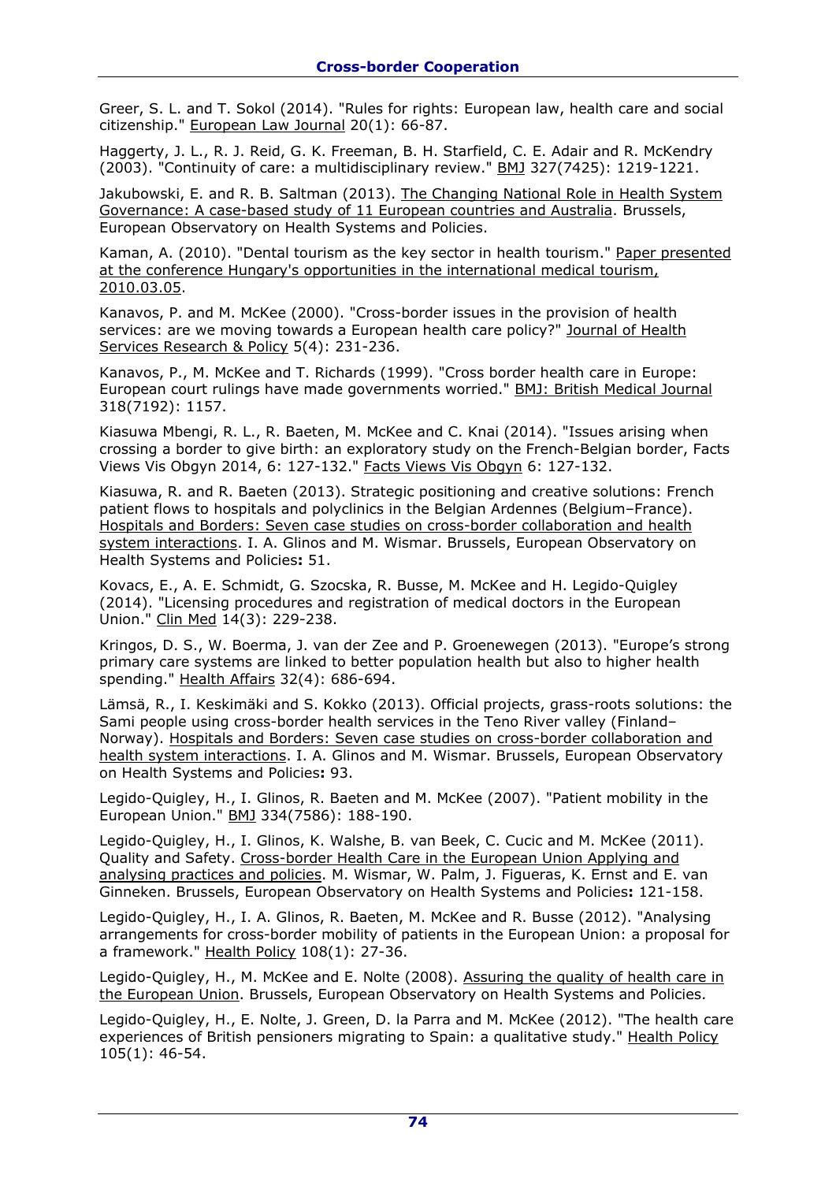Greer, S. L. and T. Sokol (2014). "Rules for rights: European law, health care and social citizenship." European Law Journal 20(1): 66-87.

Haggerty, J. L., R. J. Reid, G. K. Freeman, B. H. Starfield, C. E. Adair and R. McKendry (2003). "Continuity of care: a multidisciplinary review." BMJ 327(7425): 1219-1221.

Jakubowski, E. and R. B. Saltman (2013). The Changing National Role in Health System Governance: A case-based study of 11 European countries and Australia. Brussels, European Observatory on Health Systems and Policies.

Kaman, A. (2010). "Dental tourism as the key sector in health tourism." Paper presented at the conference Hungary's opportunities in the international medical tourism, 2010.03.05.

Kanavos, P. and M. McKee (2000). "Cross-border issues in the provision of health services: are we moving towards a European health care policy?" Journal of Health Services Research & Policy 5(4): 231-236.

Kanavos, P., M. McKee and T. Richards (1999). "Cross border health care in Europe: European court rulings have made governments worried." BMJ: British Medical Journal 318(7192): 1157.

Kiasuwa Mbengi, R. L., R. Baeten, M. McKee and C. Knai (2014). "Issues arising when crossing a border to give birth: an exploratory study on the French-Belgian border, Facts Views Vis Obgyn 2014, 6: 127-132." Facts Views Vis Obgyn 6: 127-132.

Kiasuwa, R. and R. Baeten (2013). Strategic positioning and creative solutions: French patient flows to hospitals and polyclinics in the Belgian Ardennes (Belgium–France). Hospitals and Borders: Seven case studies on cross-border collaboration and health system interactions. I. A. Glinos and M. Wismar. Brussels, European Observatory on Health Systems and Policies**:** 51.

Kovacs, E., A. E. Schmidt, G. Szocska, R. Busse, M. McKee and H. Legido-Quigley (2014). "Licensing procedures and registration of medical doctors in the European Union." Clin Med 14(3): 229-238.

Kringos, D. S., W. Boerma, J. van der Zee and P. Groenewegen (2013). "Europe's strong primary care systems are linked to better population health but also to higher health spending." Health Affairs 32(4): 686-694.

Lämsä, R., I. Keskimäki and S. Kokko (2013). Official projects, grass-roots solutions: the Sami people using cross-border health services in the Teno River valley (Finland–Norway). Hospitals and Borders: Seven case studies on cross-border collaboration and health system interactions. I. A. Glinos and M. Wismar. Brussels, European Observatory on Health Systems and Policies**:** 93.

Legido-Quigley, H., I. Glinos, R. Baeten and M. McKee (2007). "Patient mobility in the European Union." BMJ 334(7586): 188-190.

Legido-Quigley, H., I. Glinos, K. Walshe, B. van Beek, C. Cucic and M. McKee (2011). Quality and Safety. Cross-border Health Care in the European Union Applying and analysing practices and policies. M. Wismar, W. Palm, J. Figueras, K. Ernst and E. van Ginneken. Brussels, European Observatory on Health Systems and Policies**:** 121-158.

Legido-Quigley, H., I. A. Glinos, R. Baeten, M. McKee and R. Busse (2012). "Analysing arrangements for cross-border mobility of patients in the European Union: a proposal for a framework." Health Policy 108(1): 27-36.

Legido-Quigley, H., M. McKee and E. Nolte (2008). Assuring the quality of health care in the European Union. Brussels, European Observatory on Health Systems and Policies.

Legido-Quigley, H., E. Nolte, J. Green, D. la Parra and M. McKee (2012). "The health care experiences of British pensioners migrating to Spain: a qualitative study." Health Policy 105(1): 46-54.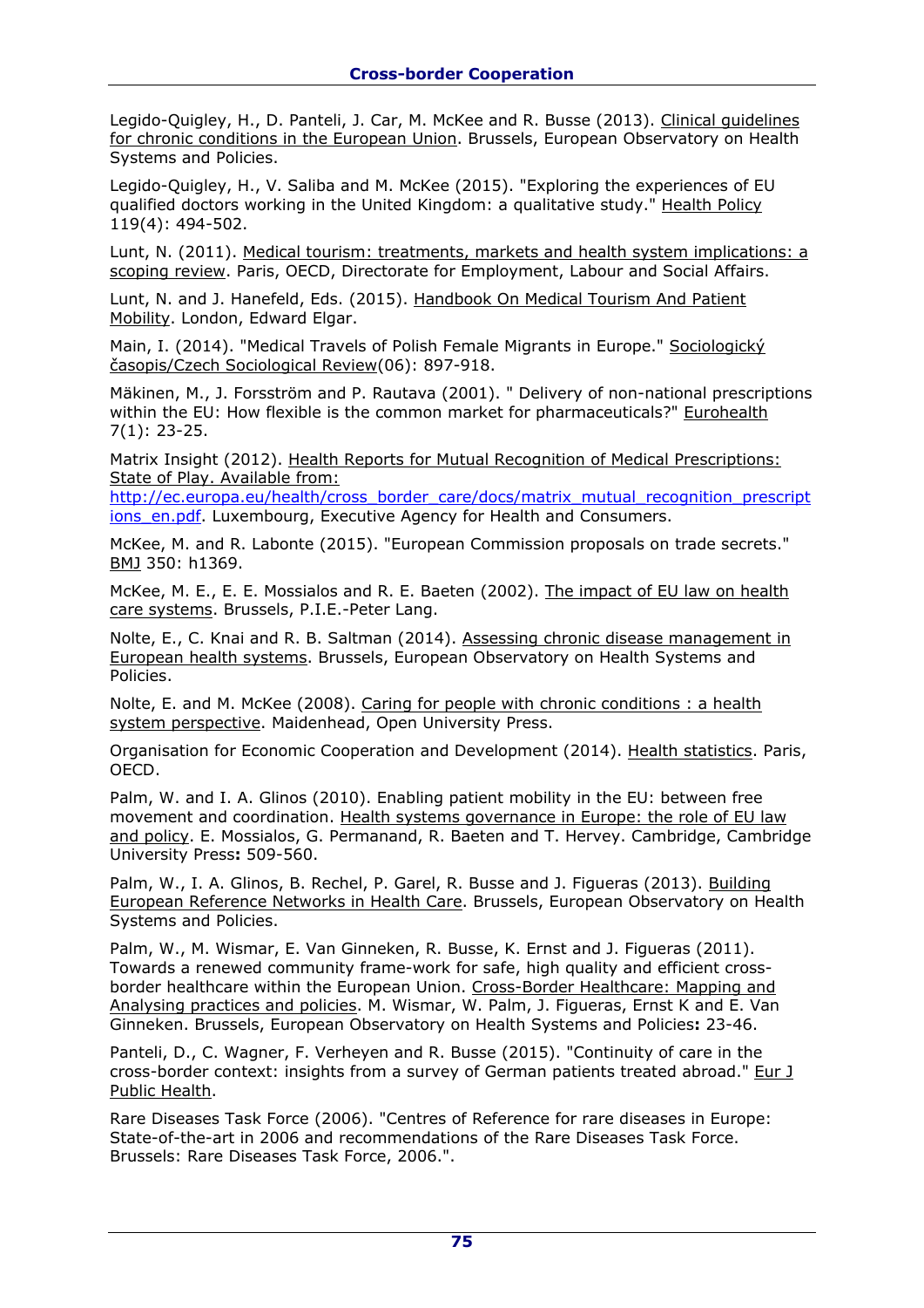Legido-Quigley, H., D. Panteli, J. Car, M. McKee and R. Busse (2013). Clinical guidelines for chronic conditions in the European Union. Brussels, European Observatory on Health Systems and Policies.

Legido-Quigley, H., V. Saliba and M. McKee (2015). "Exploring the experiences of EU qualified doctors working in the United Kingdom: a qualitative study." Health Policy 119(4): 494-502.

Lunt, N. (2011). Medical tourism: treatments, markets and health system implications: a scoping review. Paris, OECD, Directorate for Employment, Labour and Social Affairs.

Lunt, N. and J. Hanefeld, Eds. (2015). Handbook On Medical Tourism And Patient Mobility. London, Edward Elgar.

Main, I. (2014). "Medical Travels of Polish Female Migrants in Europe." Sociologický časopis/Czech Sociological Review(06): 897-918.

Mäkinen, M., J. Forsström and P. Rautava (2001). " Delivery of non-national prescriptions within the EU: How flexible is the common market for pharmaceuticals?" Eurohealth 7(1): 23-25.

Matrix Insight (2012). Health Reports for Mutual Recognition of Medical Prescriptions: State of Play. Available from: http://ec.europa.eu/health/cross_border_care/docs/matrix_mutual_recognition_prescriptions_en.pdf. Luxembourg, Executive Agency for Health and Consumers.

McKee, M. and R. Labonte (2015). "European Commission proposals on trade secrets." BMJ 350: h1369.

McKee, M. E., E. E. Mossialos and R. E. Baeten (2002). The impact of EU law on health care systems. Brussels, P.I.E.-Peter Lang.

Nolte, E., C. Knai and R. B. Saltman (2014). Assessing chronic disease management in European health systems. Brussels, European Observatory on Health Systems and Policies.

Nolte, E. and M. McKee (2008). Caring for people with chronic conditions : a health system perspective. Maidenhead, Open University Press.

Organisation for Economic Cooperation and Development (2014). Health statistics. Paris, OECD.

Palm, W. and I. A. Glinos (2010). Enabling patient mobility in the EU: between free movement and coordination. Health systems governance in Europe: the role of EU law and policy. E. Mossialos, G. Permanand, R. Baeten and T. Hervey. Cambridge, Cambridge University Press**:** 509-560.

Palm, W., I. A. Glinos, B. Rechel, P. Garel, R. Busse and J. Figueras (2013). Building European Reference Networks in Health Care. Brussels, European Observatory on Health Systems and Policies.

Palm, W., M. Wismar, E. Van Ginneken, R. Busse, K. Ernst and J. Figueras (2011). Towards a renewed community frame-work for safe, high quality and efficient cross-border healthcare within the European Union. Cross-Border Healthcare: Mapping and Analysing practices and policies. M. Wismar, W. Palm, J. Figueras, Ernst K and E. Van Ginneken. Brussels, European Observatory on Health Systems and Policies**:** 23-46.

Panteli, D., C. Wagner, F. Verheyen and R. Busse (2015). "Continuity of care in the cross-border context: insights from a survey of German patients treated abroad." Eur J Public Health.

Rare Diseases Task Force (2006). "Centres of Reference for rare diseases in Europe: State-of-the-art in 2006 and recommendations of the Rare Diseases Task Force. Brussels: Rare Diseases Task Force, 2006.".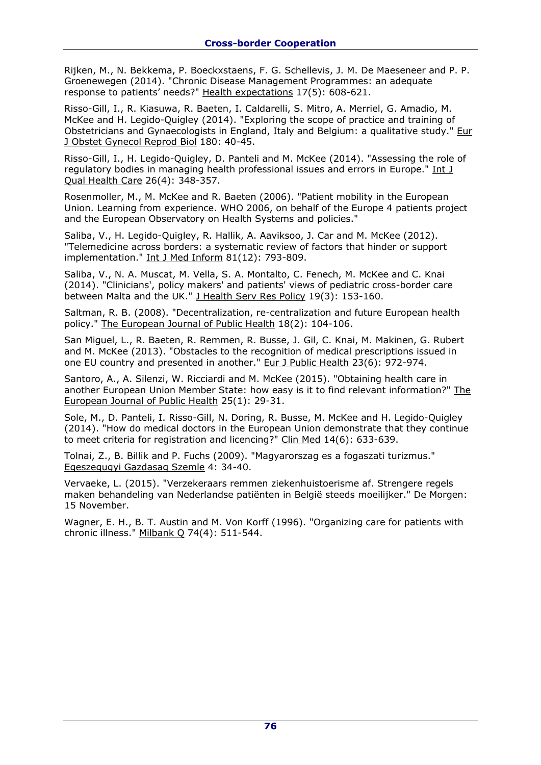Rijken, M., N. Bekkema, P. Boeckxstaens, F. G. Schellevis, J. M. De Maeseneer and P. P. Groenewegen (2014). "Chronic Disease Management Programmes: an adequate response to patients' needs?" Health expectations 17(5): 608-621.

Risso-Gill, I., R. Kiasuwa, R. Baeten, I. Caldarelli, S. Mitro, A. Merriel, G. Amadio, M. McKee and H. Legido-Quigley (2014). "Exploring the scope of practice and training of Obstetricians and Gynaecologists in England, Italy and Belgium: a qualitative study." Eur J Obstet Gynecol Reprod Biol 180: 40-45.

Risso-Gill, I., H. Legido-Quigley, D. Panteli and M. McKee (2014). "Assessing the role of regulatory bodies in managing health professional issues and errors in Europe." Int J Qual Health Care 26(4): 348-357.

Rosenmoller, M., M. McKee and R. Baeten (2006). "Patient mobility in the European Union. Learning from experience. WHO 2006, on behalf of the Europe 4 patients project and the European Observatory on Health Systems and policies."

Saliba, V., H. Legido-Quigley, R. Hallik, A. Aaviksoo, J. Car and M. McKee (2012). "Telemedicine across borders: a systematic review of factors that hinder or support implementation." Int J Med Inform 81(12): 793-809.

Saliba, V., N. A. Muscat, M. Vella, S. A. Montalto, C. Fenech, M. McKee and C. Knai (2014). "Clinicians', policy makers' and patients' views of pediatric cross-border care between Malta and the UK." J Health Serv Res Policy 19(3): 153-160.

Saltman, R. B. (2008). "Decentralization, re-centralization and future European health policy." The European Journal of Public Health 18(2): 104-106.

San Miguel, L., R. Baeten, R. Remmen, R. Busse, J. Gil, C. Knai, M. Makinen, G. Rubert and M. McKee (2013). "Obstacles to the recognition of medical prescriptions issued in one EU country and presented in another." Eur J Public Health 23(6): 972-974.

Santoro, A., A. Silenzi, W. Ricciardi and M. McKee (2015). "Obtaining health care in another European Union Member State: how easy is it to find relevant information?" The European Journal of Public Health 25(1): 29-31.

Sole, M., D. Panteli, I. Risso-Gill, N. Doring, R. Busse, M. McKee and H. Legido-Quigley (2014). "How do medical doctors in the European Union demonstrate that they continue to meet criteria for registration and licencing?" Clin Med 14(6): 633-639.

Tolnai, Z., B. Billik and P. Fuchs (2009). "Magyarorszag es a fogaszati turizmus." Egeszegugyi Gazdasag Szemle 4: 34-40.

Vervaeke, L. (2015). "Verzekeraars remmen ziekenhuistoerisme af. Strengere regels maken behandeling van Nederlandse patiënten in België steeds moeilijker." De Morgen: 15 November.

Wagner, E. H., B. T. Austin and M. Von Korff (1996). "Organizing care for patients with chronic illness." Milbank Q 74(4): 511-544.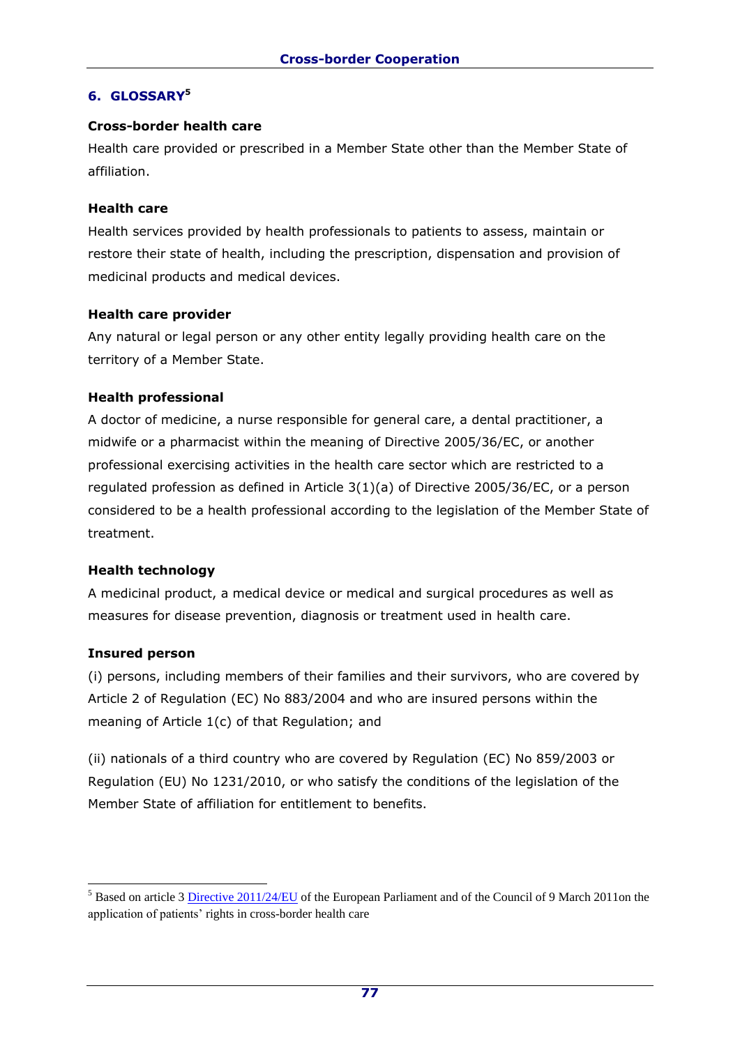## 6. GLOSSARY[5]

**Cross-border health care**

Health care provided or prescribed in a Member State other than the Member State of affiliation.

**Health care**

Health services provided by health professionals to patients to assess, maintain or restore their state of health, including the prescription, dispensation and provision of medicinal products and medical devices.

**Health care provider**

Any natural or legal person or any other entity legally providing health care on the territory of a Member State.

**Health professional**

A doctor of medicine, a nurse responsible for general care, a dental practitioner, a midwife or a pharmacist within the meaning of Directive 2005/36/EC, or another professional exercising activities in the health care sector which are restricted to a regulated profession as defined in Article 3(1)(a) of Directive 2005/36/EC, or a person considered to be a health professional according to the legislation of the Member State of treatment.

**Health technology**

A medicinal product, a medical device or medical and surgical procedures as well as measures for disease prevention, diagnosis or treatment used in health care.

**Insured person**

(i) persons, including members of their families and their survivors, who are covered by Article 2 of Regulation (EC) No 883/2004 and who are insured persons within the meaning of Article 1(c) of that Regulation; and

(ii) nationals of a third country who are covered by Regulation (EC) No 859/2003 or Regulation (EU) No 1231/2010, or who satisfy the conditions of the legislation of the Member State of affiliation for entitlement to benefits.

---

[5] Based on article 3 Directive 2011/24/EU of the European Parliament and of the Council of 9 March 2011on the application of patients' rights in cross-border health care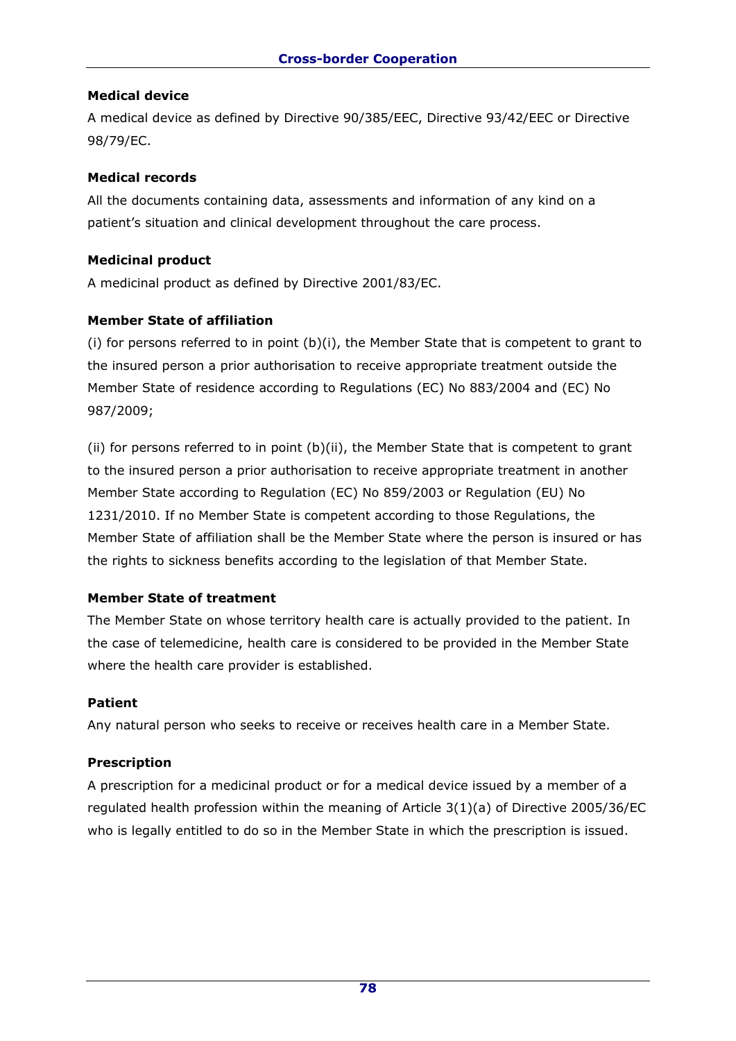**Medical device**

A medical device as defined by Directive 90/385/EEC, Directive 93/42/EEC or Directive 98/79/EC.

**Medical records**

All the documents containing data, assessments and information of any kind on a patient's situation and clinical development throughout the care process.

**Medicinal product**

A medicinal product as defined by Directive 2001/83/EC.

**Member State of affiliation**

(i) for persons referred to in point (b)(i), the Member State that is competent to grant to the insured person a prior authorisation to receive appropriate treatment outside the Member State of residence according to Regulations (EC) No 883/2004 and (EC) No 987/2009;

(ii) for persons referred to in point (b)(ii), the Member State that is competent to grant to the insured person a prior authorisation to receive appropriate treatment in another Member State according to Regulation (EC) No 859/2003 or Regulation (EU) No 1231/2010. If no Member State is competent according to those Regulations, the Member State of affiliation shall be the Member State where the person is insured or has the rights to sickness benefits according to the legislation of that Member State.

**Member State of treatment**

The Member State on whose territory health care is actually provided to the patient. In the case of telemedicine, health care is considered to be provided in the Member State where the health care provider is established.

**Patient**

Any natural person who seeks to receive or receives health care in a Member State.

**Prescription**

A prescription for a medicinal product or for a medical device issued by a member of a regulated health profession within the meaning of Article 3(1)(a) of Directive 2005/36/EC who is legally entitled to do so in the Member State in which the prescription is issued.